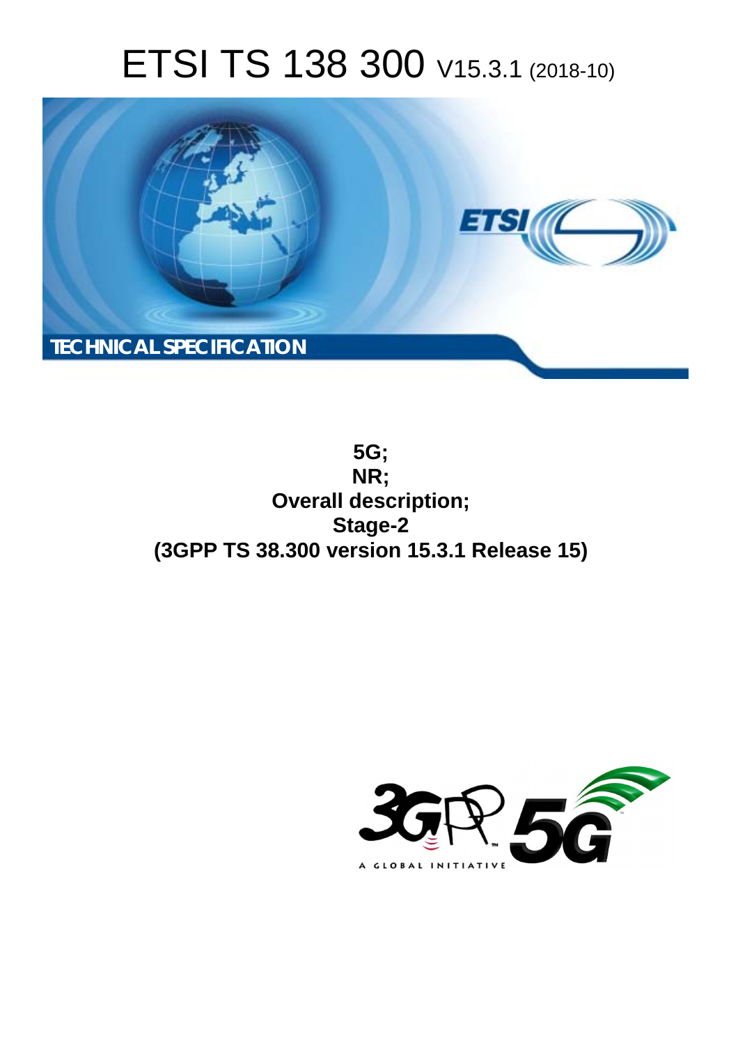# ETSI TS 138 300 V15.3.1 (2018-10)

**TECHNICAL SPECIFICATION**

**5G;**
**NR;**
**Overall description;**
**Stage-2**
**(3GPP TS 38.300 version 15.3.1 Release 15)**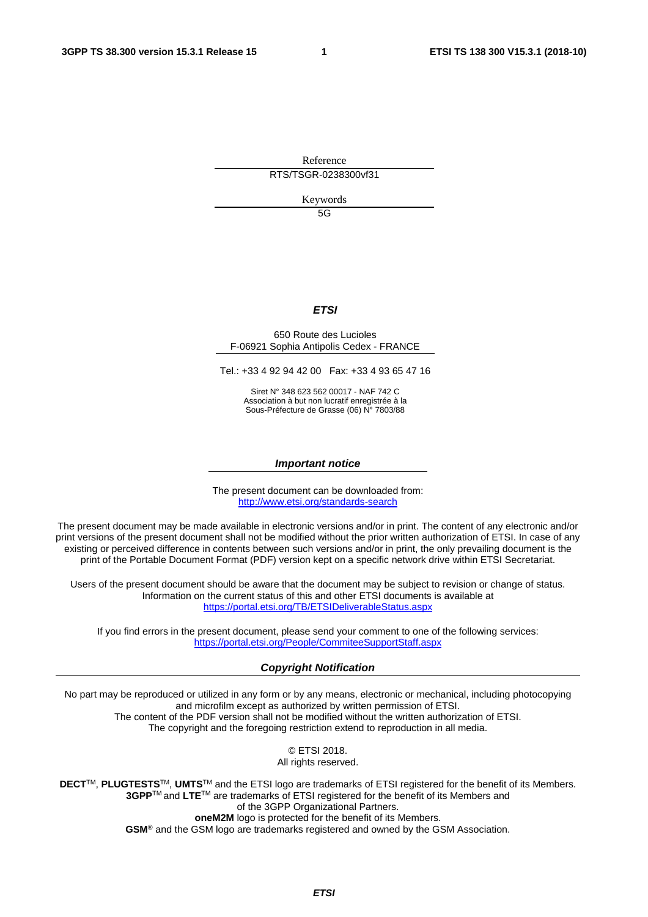Reference

RTS/TSGR-0238300vf31

Keywords

5G

***ETSI***

650 Route des Lucioles
F-06921 Sophia Antipolis Cedex - FRANCE

Tel.: +33 4 92 94 42 00 Fax: +33 4 93 65 47 16

Siret N° 348 623 562 00017 - NAF 742 C
Association à but non lucratif enregistrée à la
Sous-Préfecture de Grasse (06) N° 7803/88

***Important notice***

The present document can be downloaded from:
http://www.etsi.org/standards-search

The present document may be made available in electronic versions and/or in print. The content of any electronic and/or print versions of the present document shall not be modified without the prior written authorization of ETSI. In case of any existing or perceived difference in contents between such versions and/or in print, the only prevailing document is the print of the Portable Document Format (PDF) version kept on a specific network drive within ETSI Secretariat.

Users of the present document should be aware that the document may be subject to revision or change of status. Information on the current status of this and other ETSI documents is available at
https://portal.etsi.org/TB/ETSIDeliverableStatus.aspx

If you find errors in the present document, please send your comment to one of the following services:
https://portal.etsi.org/People/CommiteeSupportStaff.aspx

***Copyright Notification***

No part may be reproduced or utilized in any form or by any means, electronic or mechanical, including photocopying and microfilm except as authorized by written permission of ETSI.
The content of the PDF version shall not be modified without the written authorization of ETSI.
The copyright and the foregoing restriction extend to reproduction in all media.

© ETSI 2018.
All rights reserved.

**DECT**™, **PLUGTESTS**™, **UMTS**™ and the ETSI logo are trademarks of ETSI registered for the benefit of its Members.
**3GPP**™ and **LTE**™ are trademarks of ETSI registered for the benefit of its Members and of the 3GPP Organizational Partners.
**oneM2M** logo is protected for the benefit of its Members.
**GSM**® and the GSM logo are trademarks registered and owned by the GSM Association.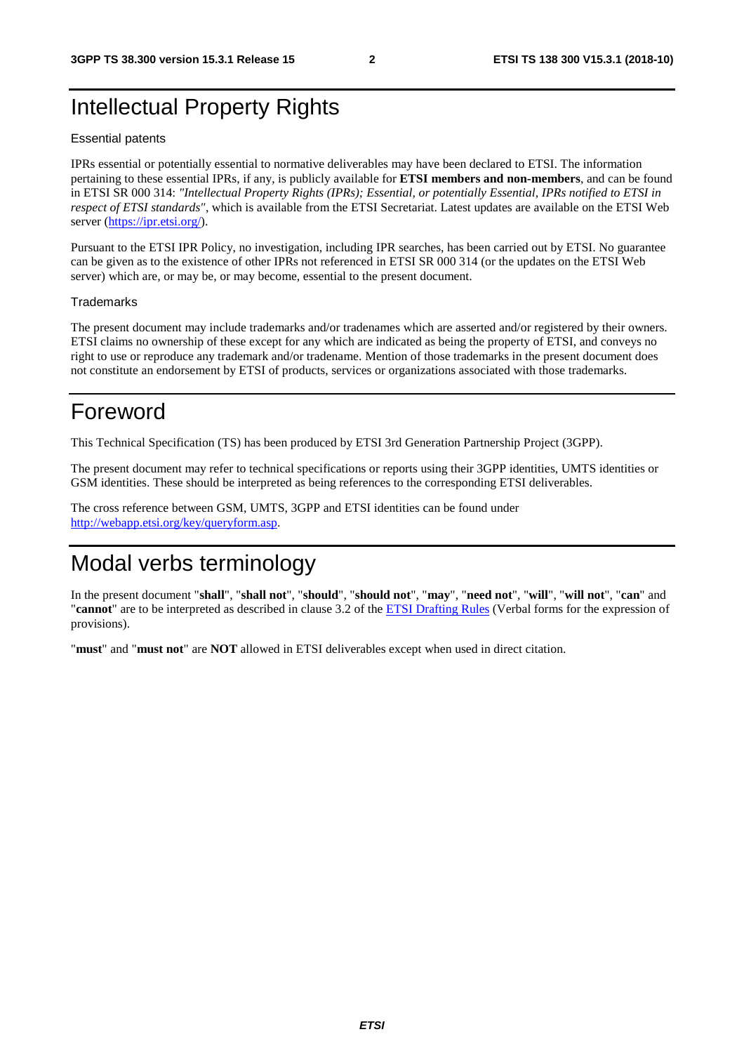# Intellectual Property Rights

Essential patents

IPRs essential or potentially essential to normative deliverables may have been declared to ETSI. The information pertaining to these essential IPRs, if any, is publicly available for **ETSI members and non-members**, and can be found in ETSI SR 000 314: *"Intellectual Property Rights (IPRs); Essential, or potentially Essential, IPRs notified to ETSI in respect of ETSI standards"*, which is available from the ETSI Secretariat. Latest updates are available on the ETSI Web server (https://ipr.etsi.org/).

Pursuant to the ETSI IPR Policy, no investigation, including IPR searches, has been carried out by ETSI. No guarantee can be given as to the existence of other IPRs not referenced in ETSI SR 000 314 (or the updates on the ETSI Web server) which are, or may be, or may become, essential to the present document.

Trademarks

The present document may include trademarks and/or tradenames which are asserted and/or registered by their owners. ETSI claims no ownership of these except for any which are indicated as being the property of ETSI, and conveys no right to use or reproduce any trademark and/or tradename. Mention of those trademarks in the present document does not constitute an endorsement by ETSI of products, services or organizations associated with those trademarks.

# Foreword

This Technical Specification (TS) has been produced by ETSI 3rd Generation Partnership Project (3GPP).

The present document may refer to technical specifications or reports using their 3GPP identities, UMTS identities or GSM identities. These should be interpreted as being references to the corresponding ETSI deliverables.

The cross reference between GSM, UMTS, 3GPP and ETSI identities can be found under http://webapp.etsi.org/key/queryform.asp.

# Modal verbs terminology

In the present document "**shall**", "**shall not**", "**should**", "**should not**", "**may**", "**need not**", "**will**", "**will not**", "**can**" and "**cannot**" are to be interpreted as described in clause 3.2 of the ETSI Drafting Rules (Verbal forms for the expression of provisions).

"**must**" and "**must not**" are **NOT** allowed in ETSI deliverables except when used in direct citation.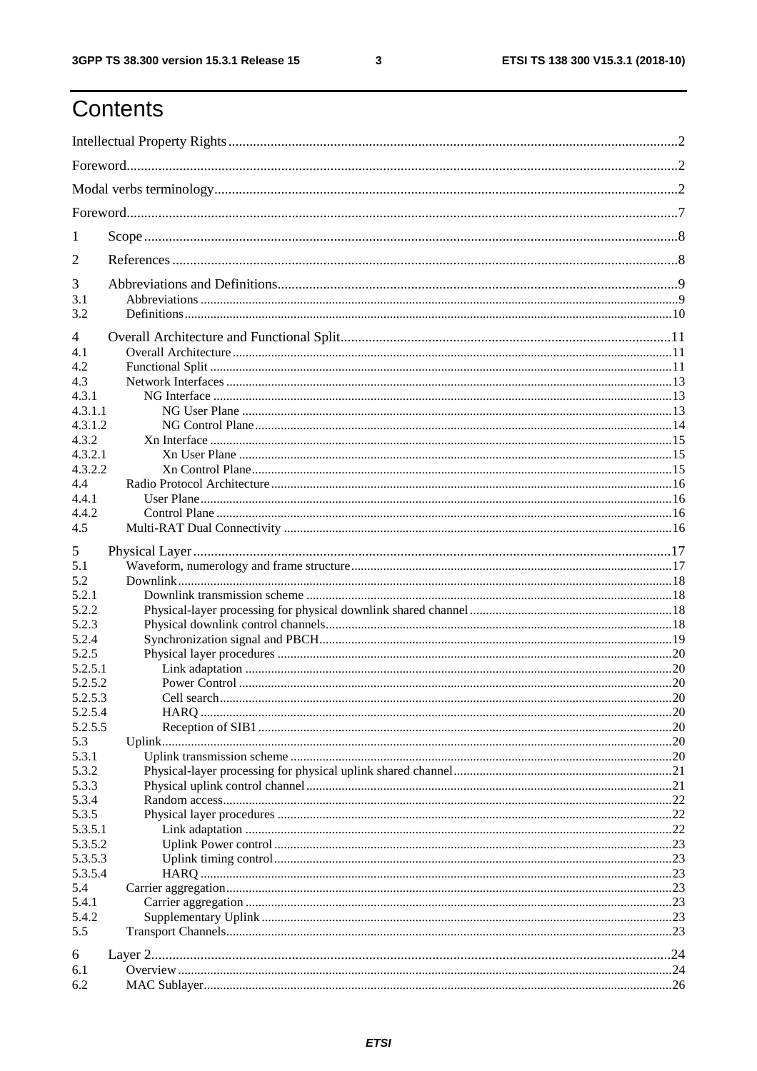# Contents

Intellectual Property Rights ....................................................................................................................2

Foreword....................................................................................................................................................2

Modal verbs terminology...........................................................................................................................2

Foreword....................................................................................................................................................7

1 Scope ......................................................................................................................................................8

2 References ..............................................................................................................................................8

3 Abbreviations and Definitions.................................................................................................................9
3.1 Abbreviations ......................................................................................................................................9
3.2 Definitions.........................................................................................................................................10

4 Overall Architecture and Functional Split.............................................................................................11
4.1 Overall Architecture ..........................................................................................................................11
4.2 Functional Split .................................................................................................................................11
4.3 Network Interfaces ............................................................................................................................13
4.3.1 NG Interface ...................................................................................................................................13
4.3.1.1 NG User Plane .............................................................................................................................13
4.3.1.2 NG Control Plane.........................................................................................................................14
4.3.2 Xn Interface ....................................................................................................................................15
4.3.2.1 Xn User Plane ..............................................................................................................................15
4.3.2.2 Xn Control Plane..........................................................................................................................15
4.4 Radio Protocol Architecture..............................................................................................................16
4.4.1 User Plane.......................................................................................................................................16
4.4.2 Control Plane ..................................................................................................................................16
4.5 Multi-RAT Dual Connectivity ..........................................................................................................16

5 Physical Layer......................................................................................................................................17
5.1 Waveform, numerology and frame structure.....................................................................................17
5.2 Downlink...........................................................................................................................................18
5.2.1 Downlink transmission scheme .......................................................................................................18
5.2.2 Physical-layer processing for physical downlink shared channel.....................................................18
5.2.3 Physical downlink control channels.................................................................................................18
5.2.4 Synchronization signal and PBCH...................................................................................................19
5.2.5 Physical layer procedures ................................................................................................................20
5.2.5.1 Link adaptation .............................................................................................................................20
5.2.5.2 Power Control ...............................................................................................................................20
5.2.5.3 Cell search.....................................................................................................................................20
5.2.5.4 HARQ ...........................................................................................................................................20
5.2.5.5 Reception of SIB1 .........................................................................................................................20
5.3 Uplink................................................................................................................................................20
5.3.1 Uplink transmission scheme ............................................................................................................20
5.3.2 Physical-layer processing for physical uplink shared channel.........................................................21
5.3.3 Physical uplink control channel.......................................................................................................21
5.3.4 Random access.................................................................................................................................22
5.3.5 Physical layer procedures ................................................................................................................22
5.3.5.1 Link adaptation .............................................................................................................................22
5.3.5.2 Uplink Power control ....................................................................................................................23
5.3.5.3 Uplink timing control....................................................................................................................23
5.3.5.4 HARQ ...........................................................................................................................................23
5.4 Carrier aggregation............................................................................................................................23
5.4.1 Carrier aggregation ..........................................................................................................................23
5.4.2 Supplementary Uplink .....................................................................................................................23
5.5 Transport Channels............................................................................................................................23

6 Layer 2..................................................................................................................................................24
6.1 Overview ...........................................................................................................................................24
6.2 MAC Sublayer...................................................................................................................................26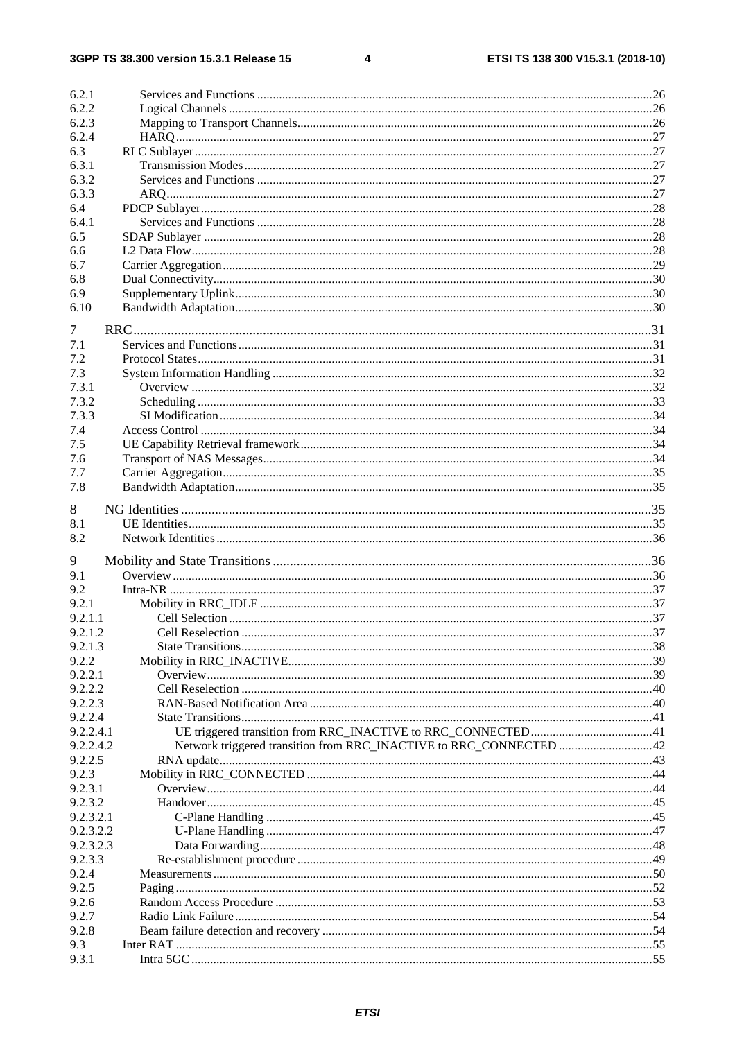6.2.1 Services and Functions ....26
6.2.2 Logical Channels ....26
6.2.3 Mapping to Transport Channels....26
6.2.4 HARQ....27
6.3 RLC Sublayer....27
6.3.1 Transmission Modes....27
6.3.2 Services and Functions ....27
6.3.3 ARQ....27
6.4 PDCP Sublayer....28
6.4.1 Services and Functions ....28
6.5 SDAP Sublayer ....28
6.6 L2 Data Flow....28
6.7 Carrier Aggregation....29
6.8 Dual Connectivity....30
6.9 Supplementary Uplink....30
6.10 Bandwidth Adaptation....30

7 RRC....31
7.1 Services and Functions....31
7.2 Protocol States....31
7.3 System Information Handling ....32
7.3.1 Overview ....32
7.3.2 Scheduling ....33
7.3.3 SI Modification....34
7.4 Access Control ....34
7.5 UE Capability Retrieval framework....34
7.6 Transport of NAS Messages....34
7.7 Carrier Aggregation....35
7.8 Bandwidth Adaptation....35

8 NG Identities ....35
8.1 UE Identities....35
8.2 Network Identities....36

9 Mobility and State Transitions ....36
9.1 Overview ....36
9.2 Intra-NR ....37
9.2.1 Mobility in RRC_IDLE ....37
9.2.1.1 Cell Selection ....37
9.2.1.2 Cell Reselection ....37
9.2.1.3 State Transitions....38
9.2.2 Mobility in RRC_INACTIVE....39
9.2.2.1 Overview....39
9.2.2.2 Cell Reselection ....40
9.2.2.3 RAN-Based Notification Area ....40
9.2.2.4 State Transitions....41
9.2.2.4.1 UE triggered transition from RRC_INACTIVE to RRC_CONNECTED....41
9.2.2.4.2 Network triggered transition from RRC_INACTIVE to RRC_CONNECTED ....42
9.2.2.5 RNA update....43
9.2.3 Mobility in RRC_CONNECTED ....44
9.2.3.1 Overview....44
9.2.3.2 Handover....45
9.2.3.2.1 C-Plane Handling ....45
9.2.3.2.2 U-Plane Handling ....47
9.2.3.2.3 Data Forwarding....48
9.2.3.3 Re-establishment procedure ....49
9.2.4 Measurements....50
9.2.5 Paging ....52
9.2.6 Random Access Procedure ....53
9.2.7 Radio Link Failure....54
9.2.8 Beam failure detection and recovery ....54
9.3 Inter RAT ....55
9.3.1 Intra 5GC ....55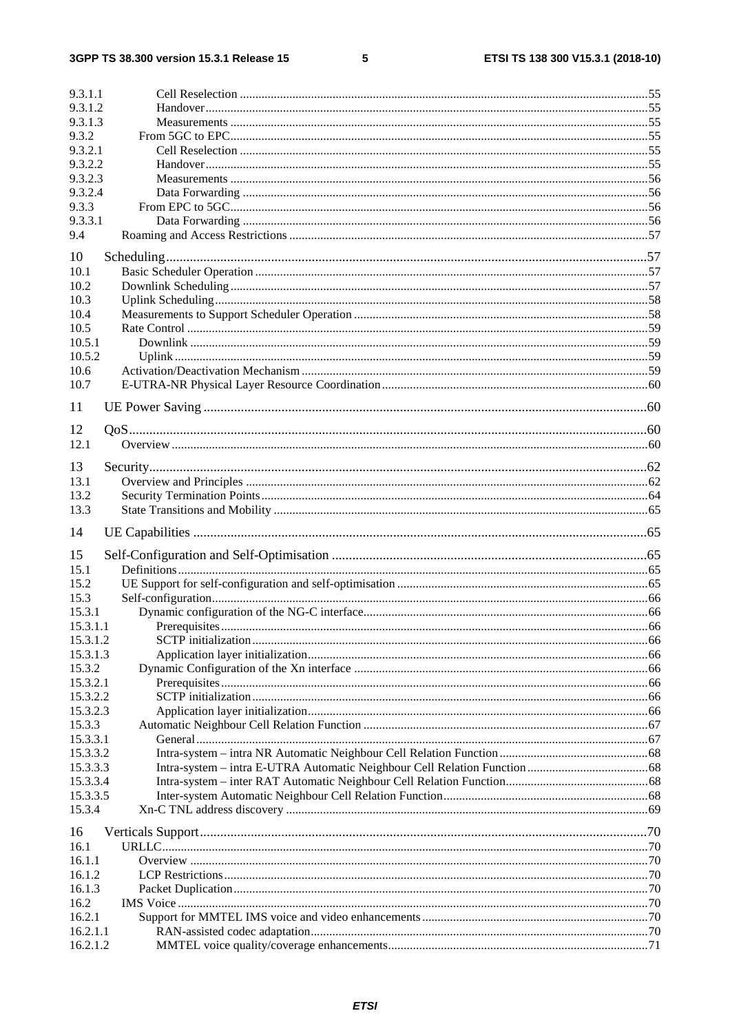9.3.1.1 Cell Reselection .....55
9.3.1.2 Handover .....55
9.3.1.3 Measurements .....55
9.3.2 From 5GC to EPC .....55
9.3.2.1 Cell Reselection .....55
9.3.2.2 Handover .....55
9.3.2.3 Measurements .....56
9.3.2.4 Data Forwarding .....56
9.3.3 From EPC to 5GC .....56
9.3.3.1 Data Forwarding .....56
9.4 Roaming and Access Restrictions .....57

10 Scheduling .....57
10.1 Basic Scheduler Operation .....57
10.2 Downlink Scheduling .....57
10.3 Uplink Scheduling .....58
10.4 Measurements to Support Scheduler Operation .....58
10.5 Rate Control .....59
10.5.1 Downlink .....59
10.5.2 Uplink .....59
10.6 Activation/Deactivation Mechanism .....59
10.7 E-UTRA-NR Physical Layer Resource Coordination .....60

11 UE Power Saving .....60

12 QoS .....60
12.1 Overview .....60

13 Security .....62
13.1 Overview and Principles .....62
13.2 Security Termination Points .....64
13.3 State Transitions and Mobility .....65

14 UE Capabilities .....65

15 Self-Configuration and Self-Optimisation .....65
15.1 Definitions .....65
15.2 UE Support for self-configuration and self-optimisation .....65
15.3 Self-configuration .....66
15.3.1 Dynamic configuration of the NG-C interface .....66
15.3.1.1 Prerequisites .....66
15.3.1.2 SCTP initialization .....66
15.3.1.3 Application layer initialization .....66
15.3.2 Dynamic Configuration of the Xn interface .....66
15.3.2.1 Prerequisites .....66
15.3.2.2 SCTP initialization .....66
15.3.2.3 Application layer initialization .....66
15.3.3 Automatic Neighbour Cell Relation Function .....67
15.3.3.1 General .....67
15.3.3.2 Intra-system – intra NR Automatic Neighbour Cell Relation Function .....68
15.3.3.3 Intra-system – intra E-UTRA Automatic Neighbour Cell Relation Function .....68
15.3.3.4 Intra-system – inter RAT Automatic Neighbour Cell Relation Function .....68
15.3.3.5 Inter-system Automatic Neighbour Cell Relation Function .....68
15.3.4 Xn-C TNL address discovery .....69

16 Verticals Support .....70
16.1 URLLC .....70
16.1.1 Overview .....70
16.1.2 LCP Restrictions .....70
16.1.3 Packet Duplication .....70
16.2 IMS Voice .....70
16.2.1 Support for MMTEL IMS voice and video enhancements .....70
16.2.1.1 RAN-assisted codec adaptation .....70
16.2.1.2 MMTEL voice quality/coverage enhancements .....71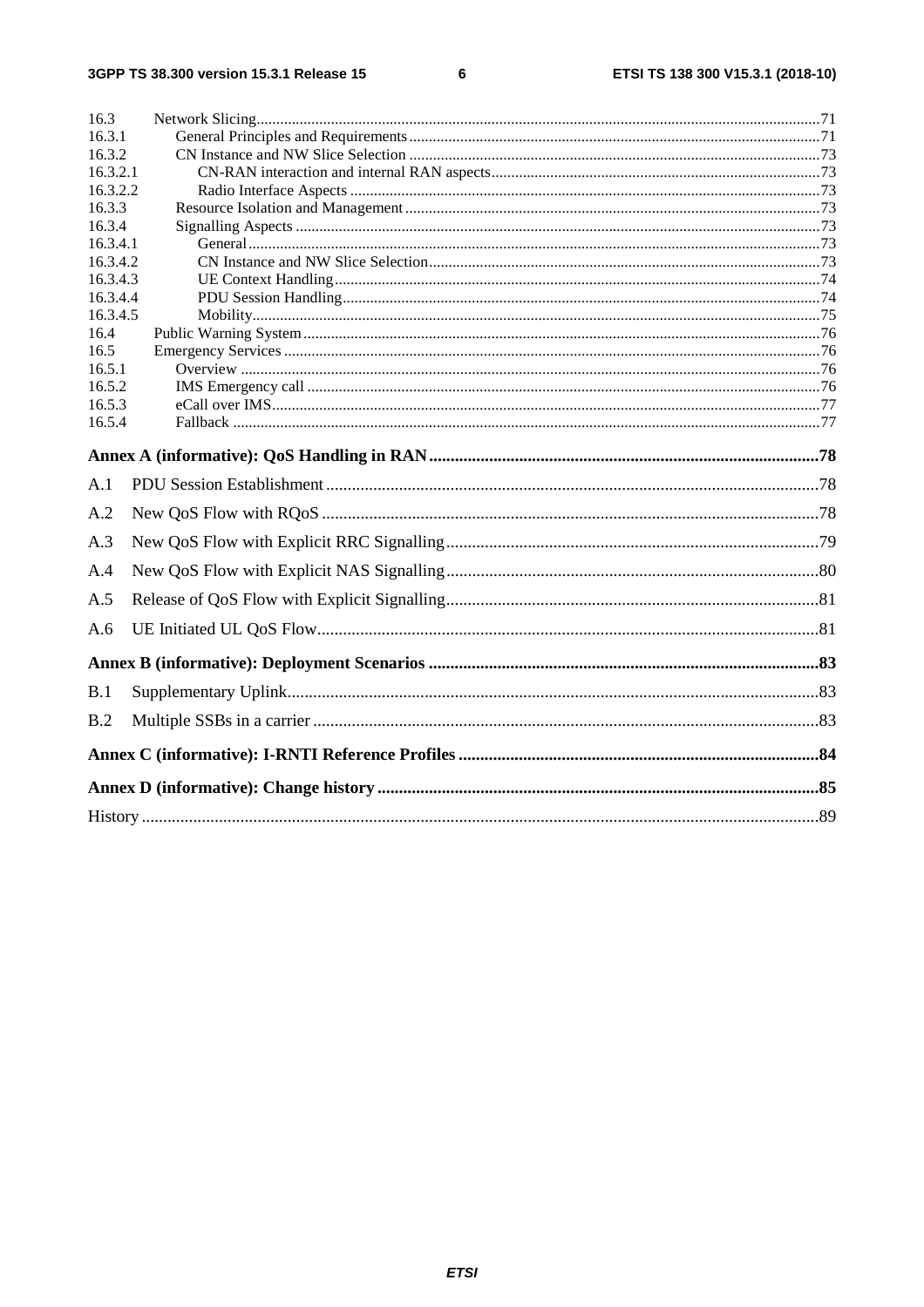16.3 Network Slicing .....71
16.3.1 General Principles and Requirements .....71
16.3.2 CN Instance and NW Slice Selection .....73
16.3.2.1 CN-RAN interaction and internal RAN aspects .....73
16.3.2.2 Radio Interface Aspects .....73
16.3.3 Resource Isolation and Management .....73
16.3.4 Signalling Aspects .....73
16.3.4.1 General .....73
16.3.4.2 CN Instance and NW Slice Selection .....73
16.3.4.3 UE Context Handling .....74
16.3.4.4 PDU Session Handling .....74
16.3.4.5 Mobility .....75
16.4 Public Warning System .....76
16.5 Emergency Services .....76
16.5.1 Overview .....76
16.5.2 IMS Emergency call .....76
16.5.3 eCall over IMS .....77
16.5.4 Fallback .....77

**Annex A (informative): QoS Handling in RAN .....78**

A.1 PDU Session Establishment .....78

A.2 New QoS Flow with RQoS .....78

A.3 New QoS Flow with Explicit RRC Signalling .....79

A.4 New QoS Flow with Explicit NAS Signalling .....80

A.5 Release of QoS Flow with Explicit Signalling .....81

A.6 UE Initiated UL QoS Flow .....81

**Annex B (informative): Deployment Scenarios .....83**

B.1 Supplementary Uplink .....83

B.2 Multiple SSBs in a carrier .....83

**Annex C (informative): I-RNTI Reference Profiles .....84**

**Annex D (informative): Change history .....85**

History .....89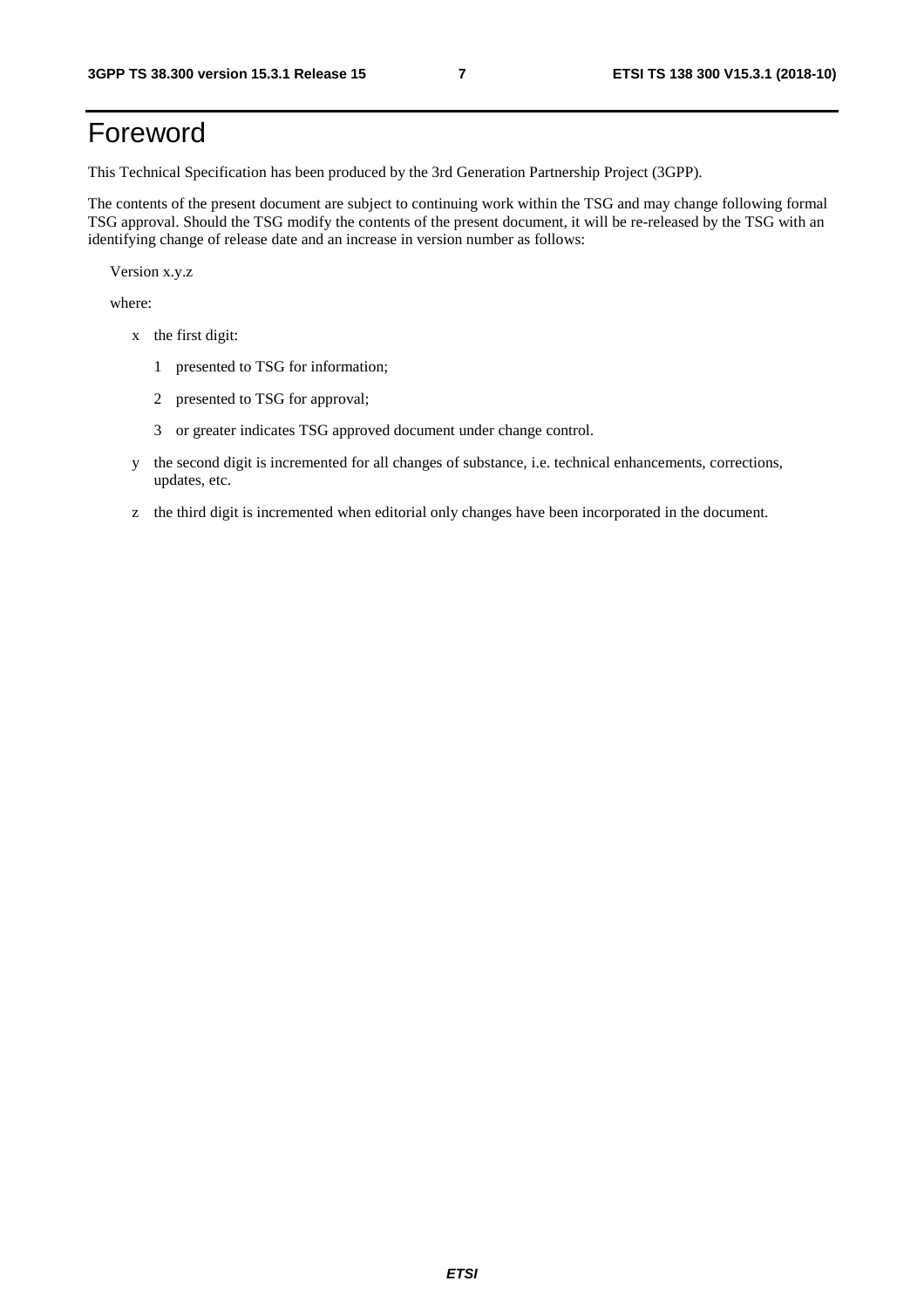# Foreword

This Technical Specification has been produced by the 3rd Generation Partnership Project (3GPP).

The contents of the present document are subject to continuing work within the TSG and may change following formal TSG approval. Should the TSG modify the contents of the present document, it will be re-released by the TSG with an identifying change of release date and an increase in version number as follows:

Version x.y.z

where:

- x the first digit:
  - 1 presented to TSG for information;
  - 2 presented to TSG for approval;
  - 3 or greater indicates TSG approved document under change control.
- y the second digit is incremented for all changes of substance, i.e. technical enhancements, corrections, updates, etc.
- z the third digit is incremented when editorial only changes have been incorporated in the document.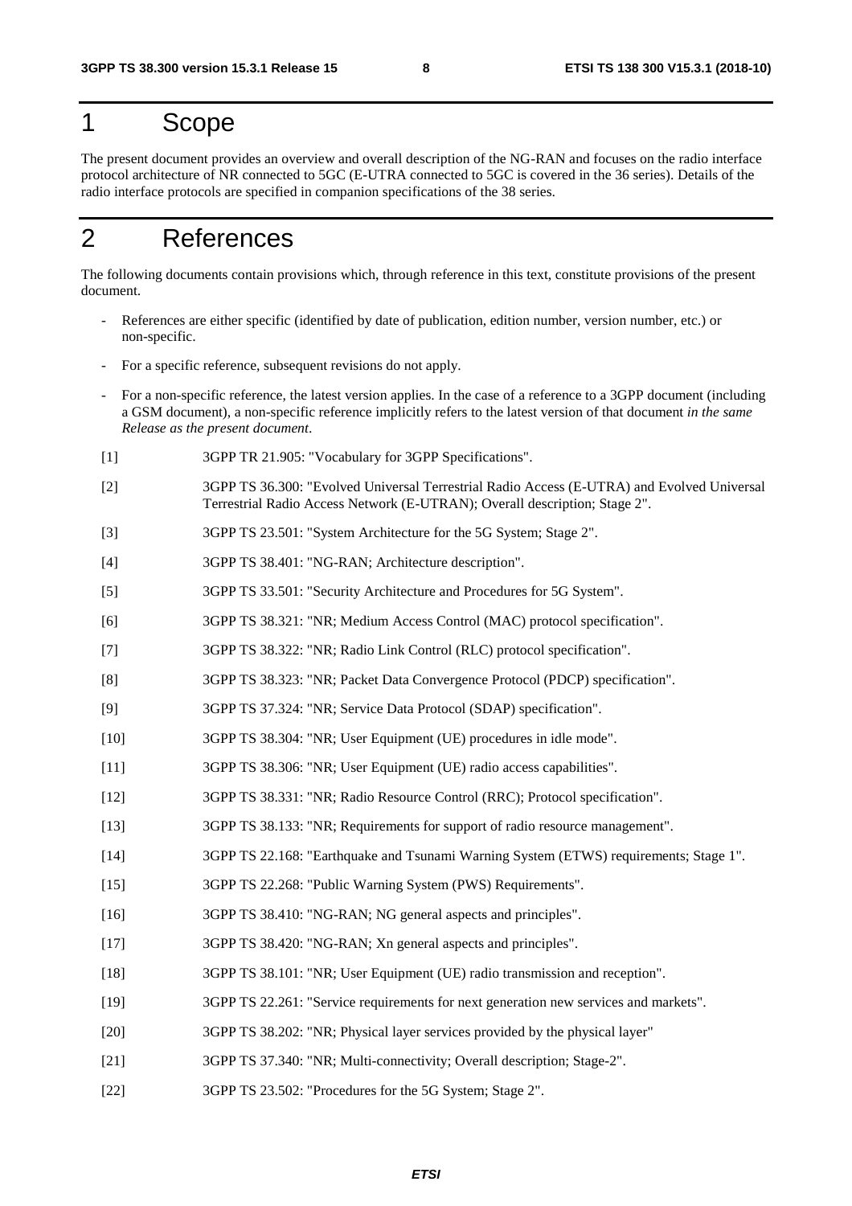# 1 Scope

The present document provides an overview and overall description of the NG-RAN and focuses on the radio interface protocol architecture of NR connected to 5GC (E-UTRA connected to 5GC is covered in the 36 series). Details of the radio interface protocols are specified in companion specifications of the 38 series.

# 2 References

The following documents contain provisions which, through reference in this text, constitute provisions of the present document.

- References are either specific (identified by date of publication, edition number, version number, etc.) or non-specific.
- For a specific reference, subsequent revisions do not apply.
- For a non-specific reference, the latest version applies. In the case of a reference to a 3GPP document (including a GSM document), a non-specific reference implicitly refers to the latest version of that document *in the same Release as the present document*.

[1] 3GPP TR 21.905: "Vocabulary for 3GPP Specifications".

[2] 3GPP TS 36.300: "Evolved Universal Terrestrial Radio Access (E-UTRA) and Evolved Universal Terrestrial Radio Access Network (E-UTRAN); Overall description; Stage 2".

[3] 3GPP TS 23.501: "System Architecture for the 5G System; Stage 2".

[4] 3GPP TS 38.401: "NG-RAN; Architecture description".

[5] 3GPP TS 33.501: "Security Architecture and Procedures for 5G System".

[6] 3GPP TS 38.321: "NR; Medium Access Control (MAC) protocol specification".

[7] 3GPP TS 38.322: "NR; Radio Link Control (RLC) protocol specification".

[8] 3GPP TS 38.323: "NR; Packet Data Convergence Protocol (PDCP) specification".

[9] 3GPP TS 37.324: "NR; Service Data Protocol (SDAP) specification".

[10] 3GPP TS 38.304: "NR; User Equipment (UE) procedures in idle mode".

[11] 3GPP TS 38.306: "NR; User Equipment (UE) radio access capabilities".

[12] 3GPP TS 38.331: "NR; Radio Resource Control (RRC); Protocol specification".

[13] 3GPP TS 38.133: "NR; Requirements for support of radio resource management".

[14] 3GPP TS 22.168: "Earthquake and Tsunami Warning System (ETWS) requirements; Stage 1".

[15] 3GPP TS 22.268: "Public Warning System (PWS) Requirements".

[16] 3GPP TS 38.410: "NG-RAN; NG general aspects and principles".

[17] 3GPP TS 38.420: "NG-RAN; Xn general aspects and principles".

[18] 3GPP TS 38.101: "NR; User Equipment (UE) radio transmission and reception".

[19] 3GPP TS 22.261: "Service requirements for next generation new services and markets".

[20] 3GPP TS 38.202: "NR; Physical layer services provided by the physical layer"

[21] 3GPP TS 37.340: "NR; Multi-connectivity; Overall description; Stage-2".

[22] 3GPP TS 23.502: "Procedures for the 5G System; Stage 2".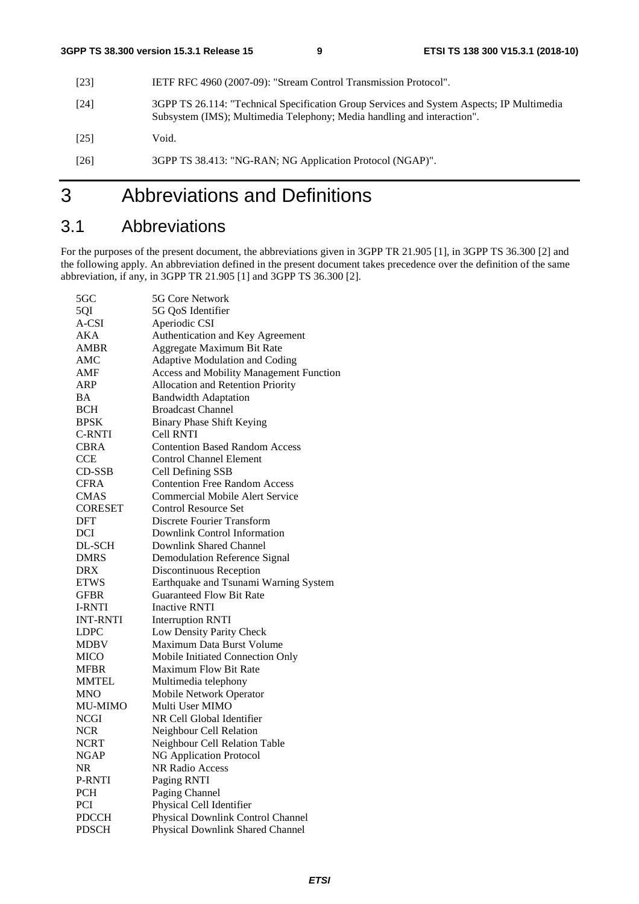| | |
|---|---|
| [23] | IETF RFC 4960 (2007-09): "Stream Control Transmission Protocol". |
| [24] | 3GPP TS 26.114: "Technical Specification Group Services and System Aspects; IP Multimedia Subsystem (IMS); Multimedia Telephony; Media handling and interaction". |
| [25] | Void. |
| [26] | 3GPP TS 38.413: "NG-RAN; NG Application Protocol (NGAP)". |

# 3 Abbreviations and Definitions

## 3.1 Abbreviations

For the purposes of the present document, the abbreviations given in 3GPP TR 21.905 [1], in 3GPP TS 36.300 [2] and the following apply. An abbreviation defined in the present document takes precedence over the definition of the same abbreviation, if any, in 3GPP TR 21.905 [1] and 3GPP TS 36.300 [2].

| | |
|---|---|
| 5GC | 5G Core Network |
| 5QI | 5G QoS Identifier |
| A-CSI | Aperiodic CSI |
| AKA | Authentication and Key Agreement |
| AMBR | Aggregate Maximum Bit Rate |
| AMC | Adaptive Modulation and Coding |
| AMF | Access and Mobility Management Function |
| ARP | Allocation and Retention Priority |
| BA | Bandwidth Adaptation |
| BCH | Broadcast Channel |
| BPSK | Binary Phase Shift Keying |
| C-RNTI | Cell RNTI |
| CBRA | Contention Based Random Access |
| CCE | Control Channel Element |
| CD-SSB | Cell Defining SSB |
| CFRA | Contention Free Random Access |
| CMAS | Commercial Mobile Alert Service |
| CORESET | Control Resource Set |
| DFT | Discrete Fourier Transform |
| DCI | Downlink Control Information |
| DL-SCH | Downlink Shared Channel |
| DMRS | Demodulation Reference Signal |
| DRX | Discontinuous Reception |
| ETWS | Earthquake and Tsunami Warning System |
| GFBR | Guaranteed Flow Bit Rate |
| I-RNTI | Inactive RNTI |
| INT-RNTI | Interruption RNTI |
| LDPC | Low Density Parity Check |
| MDBV | Maximum Data Burst Volume |
| MICO | Mobile Initiated Connection Only |
| MFBR | Maximum Flow Bit Rate |
| MMTEL | Multimedia telephony |
| MNO | Mobile Network Operator |
| MU-MIMO | Multi User MIMO |
| NCGI | NR Cell Global Identifier |
| NCR | Neighbour Cell Relation |
| NCRT | Neighbour Cell Relation Table |
| NGAP | NG Application Protocol |
| NR | NR Radio Access |
| P-RNTI | Paging RNTI |
| PCH | Paging Channel |
| PCI | Physical Cell Identifier |
| PDCCH | Physical Downlink Control Channel |
| PDSCH | Physical Downlink Shared Channel |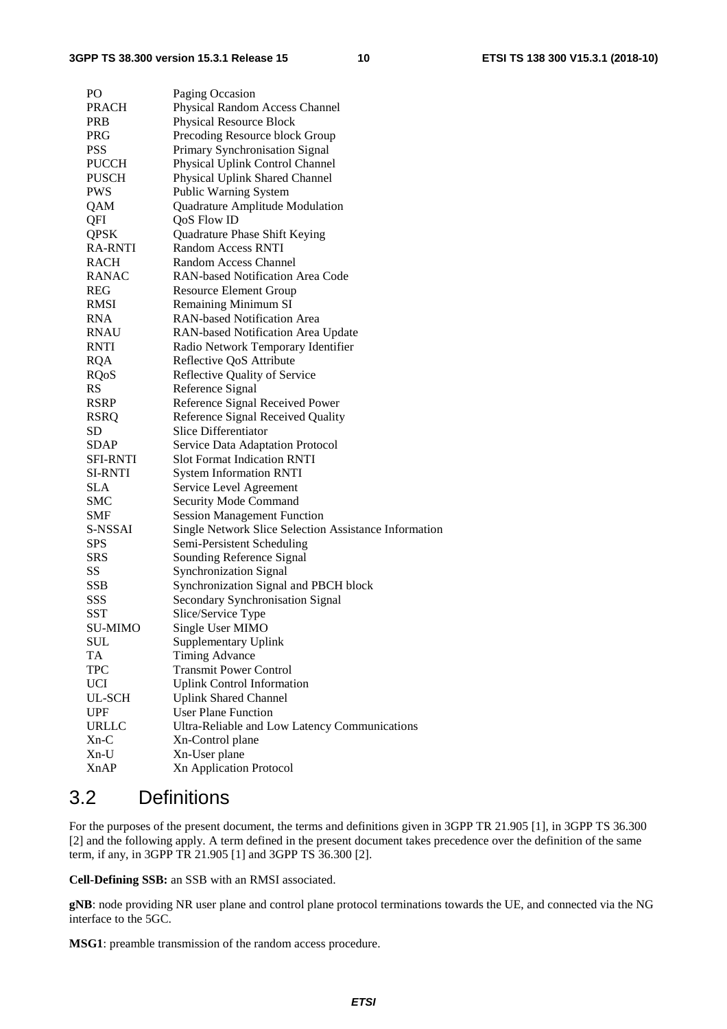PO	Paging Occasion
PRACH	Physical Random Access Channel
PRB	Physical Resource Block
PRG	Precoding Resource block Group
PSS	Primary Synchronisation Signal
PUCCH	Physical Uplink Control Channel
PUSCH	Physical Uplink Shared Channel
PWS	Public Warning System
QAM	Quadrature Amplitude Modulation
QFI	QoS Flow ID
QPSK	Quadrature Phase Shift Keying
RA-RNTI	Random Access RNTI
RACH	Random Access Channel
RANAC	RAN-based Notification Area Code
REG	Resource Element Group
RMSI	Remaining Minimum SI
RNA	RAN-based Notification Area
RNAU	RAN-based Notification Area Update
RNTI	Radio Network Temporary Identifier
RQA	Reflective QoS Attribute
RQoS	Reflective Quality of Service
RS	Reference Signal
RSRP	Reference Signal Received Power
RSRQ	Reference Signal Received Quality
SD	Slice Differentiator
SDAP	Service Data Adaptation Protocol
SFI-RNTI	Slot Format Indication RNTI
SI-RNTI	System Information RNTI
SLA	Service Level Agreement
SMC	Security Mode Command
SMF	Session Management Function
S-NSSAI	Single Network Slice Selection Assistance Information
SPS	Semi-Persistent Scheduling
SRS	Sounding Reference Signal
SS	Synchronization Signal
SSB	Synchronization Signal and PBCH block
SSS	Secondary Synchronisation Signal
SST	Slice/Service Type
SU-MIMO	Single User MIMO
SUL	Supplementary Uplink
TA	Timing Advance
TPC	Transmit Power Control
UCI	Uplink Control Information
UL-SCH	Uplink Shared Channel
UPF	User Plane Function
URLLC	Ultra-Reliable and Low Latency Communications
Xn-C	Xn-Control plane
Xn-U	Xn-User plane
XnAP	Xn Application Protocol

## 3.2 Definitions

For the purposes of the present document, the terms and definitions given in 3GPP TR 21.905 [1], in 3GPP TS 36.300 [2] and the following apply. A term defined in the present document takes precedence over the definition of the same term, if any, in 3GPP TR 21.905 [1] and 3GPP TS 36.300 [2].

**Cell-Defining SSB:** an SSB with an RMSI associated.

**gNB**: node providing NR user plane and control plane protocol terminations towards the UE, and connected via the NG interface to the 5GC.

**MSG1**: preamble transmission of the random access procedure.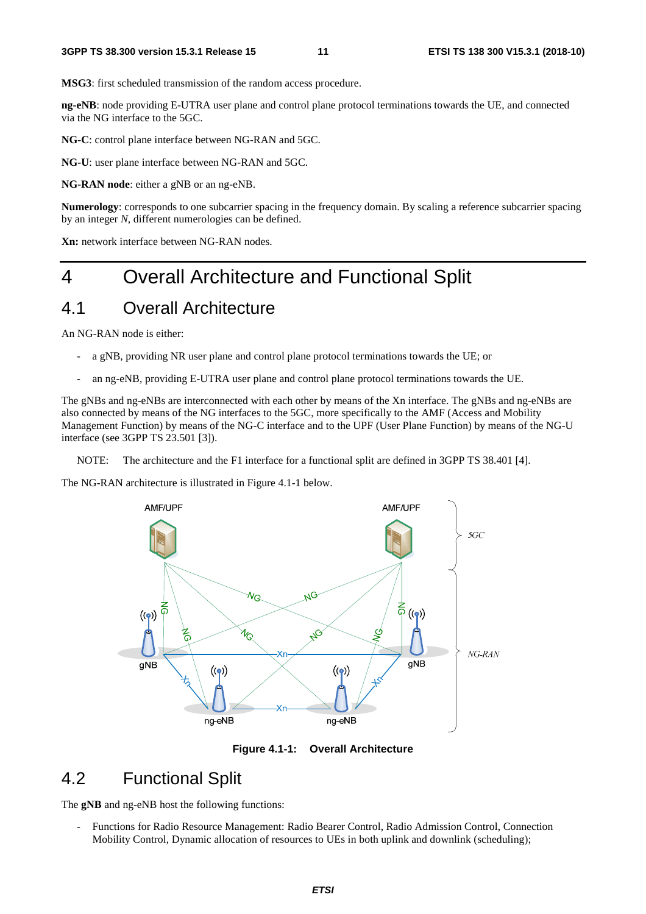**MSG3**: first scheduled transmission of the random access procedure.

**ng-eNB**: node providing E-UTRA user plane and control plane protocol terminations towards the UE, and connected via the NG interface to the 5GC.

**NG-C**: control plane interface between NG-RAN and 5GC.

**NG-U**: user plane interface between NG-RAN and 5GC.

**NG-RAN node**: either a gNB or an ng-eNB.

**Numerology**: corresponds to one subcarrier spacing in the frequency domain. By scaling a reference subcarrier spacing by an integer *N*, different numerologies can be defined.

**Xn:** network interface between NG-RAN nodes.

# 4 Overall Architecture and Functional Split

## 4.1 Overall Architecture

An NG-RAN node is either:

- a gNB, providing NR user plane and control plane protocol terminations towards the UE; or
- an ng-eNB, providing E-UTRA user plane and control plane protocol terminations towards the UE.

The gNBs and ng-eNBs are interconnected with each other by means of the Xn interface. The gNBs and ng-eNBs are also connected by means of the NG interfaces to the 5GC, more specifically to the AMF (Access and Mobility Management Function) by means of the NG-C interface and to the UPF (User Plane Function) by means of the NG-U interface (see 3GPP TS 23.501 [3]).

NOTE: The architecture and the F1 interface for a functional split are defined in 3GPP TS 38.401 [4].

The NG-RAN architecture is illustrated in Figure 4.1-1 below.

**Figure 4.1-1: Overall Architecture**

## 4.2 Functional Split

The **gNB** and ng-eNB host the following functions:

- Functions for Radio Resource Management: Radio Bearer Control, Radio Admission Control, Connection Mobility Control, Dynamic allocation of resources to UEs in both uplink and downlink (scheduling);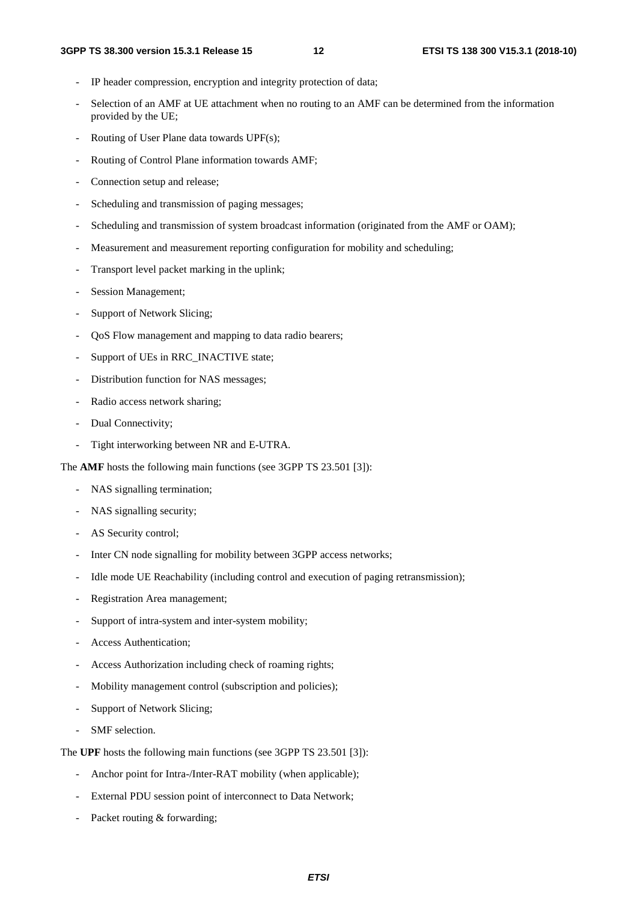- IP header compression, encryption and integrity protection of data;
- Selection of an AMF at UE attachment when no routing to an AMF can be determined from the information provided by the UE;
- Routing of User Plane data towards UPF(s);
- Routing of Control Plane information towards AMF;
- Connection setup and release;
- Scheduling and transmission of paging messages;
- Scheduling and transmission of system broadcast information (originated from the AMF or OAM);
- Measurement and measurement reporting configuration for mobility and scheduling;
- Transport level packet marking in the uplink;
- Session Management;
- Support of Network Slicing;
- QoS Flow management and mapping to data radio bearers;
- Support of UEs in RRC_INACTIVE state;
- Distribution function for NAS messages;
- Radio access network sharing;
- Dual Connectivity;
- Tight interworking between NR and E-UTRA.

The **AMF** hosts the following main functions (see 3GPP TS 23.501 [3]):

- NAS signalling termination;
- NAS signalling security;
- AS Security control;
- Inter CN node signalling for mobility between 3GPP access networks;
- Idle mode UE Reachability (including control and execution of paging retransmission);
- Registration Area management;
- Support of intra-system and inter-system mobility;
- Access Authentication;
- Access Authorization including check of roaming rights;
- Mobility management control (subscription and policies);
- Support of Network Slicing;
- SMF selection.

The **UPF** hosts the following main functions (see 3GPP TS 23.501 [3]):

- Anchor point for Intra-/Inter-RAT mobility (when applicable);
- External PDU session point of interconnect to Data Network;
- Packet routing & forwarding;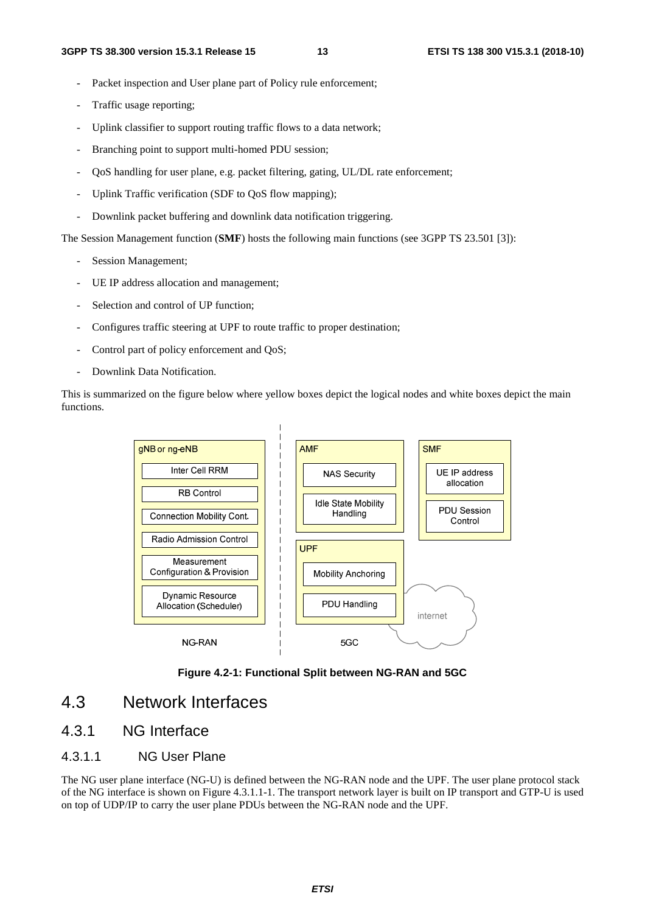- Packet inspection and User plane part of Policy rule enforcement;
- Traffic usage reporting;
- Uplink classifier to support routing traffic flows to a data network;
- Branching point to support multi-homed PDU session;
- QoS handling for user plane, e.g. packet filtering, gating, UL/DL rate enforcement;
- Uplink Traffic verification (SDF to QoS flow mapping);
- Downlink packet buffering and downlink data notification triggering.

The Session Management function (**SMF**) hosts the following main functions (see 3GPP TS 23.501 [3]):

- Session Management;
- UE IP address allocation and management;
- Selection and control of UP function;
- Configures traffic steering at UPF to route traffic to proper destination;
- Control part of policy enforcement and QoS;
- Downlink Data Notification.

This is summarized on the figure below where yellow boxes depict the logical nodes and white boxes depict the main functions.

**Figure 4.2-1: Functional Split between NG-RAN and 5GC**

# 4.3 Network Interfaces

## 4.3.1 NG Interface

### 4.3.1.1 NG User Plane

The NG user plane interface (NG-U) is defined between the NG-RAN node and the UPF. The user plane protocol stack of the NG interface is shown on Figure 4.3.1.1-1. The transport network layer is built on IP transport and GTP-U is used on top of UDP/IP to carry the user plane PDUs between the NG-RAN node and the UPF.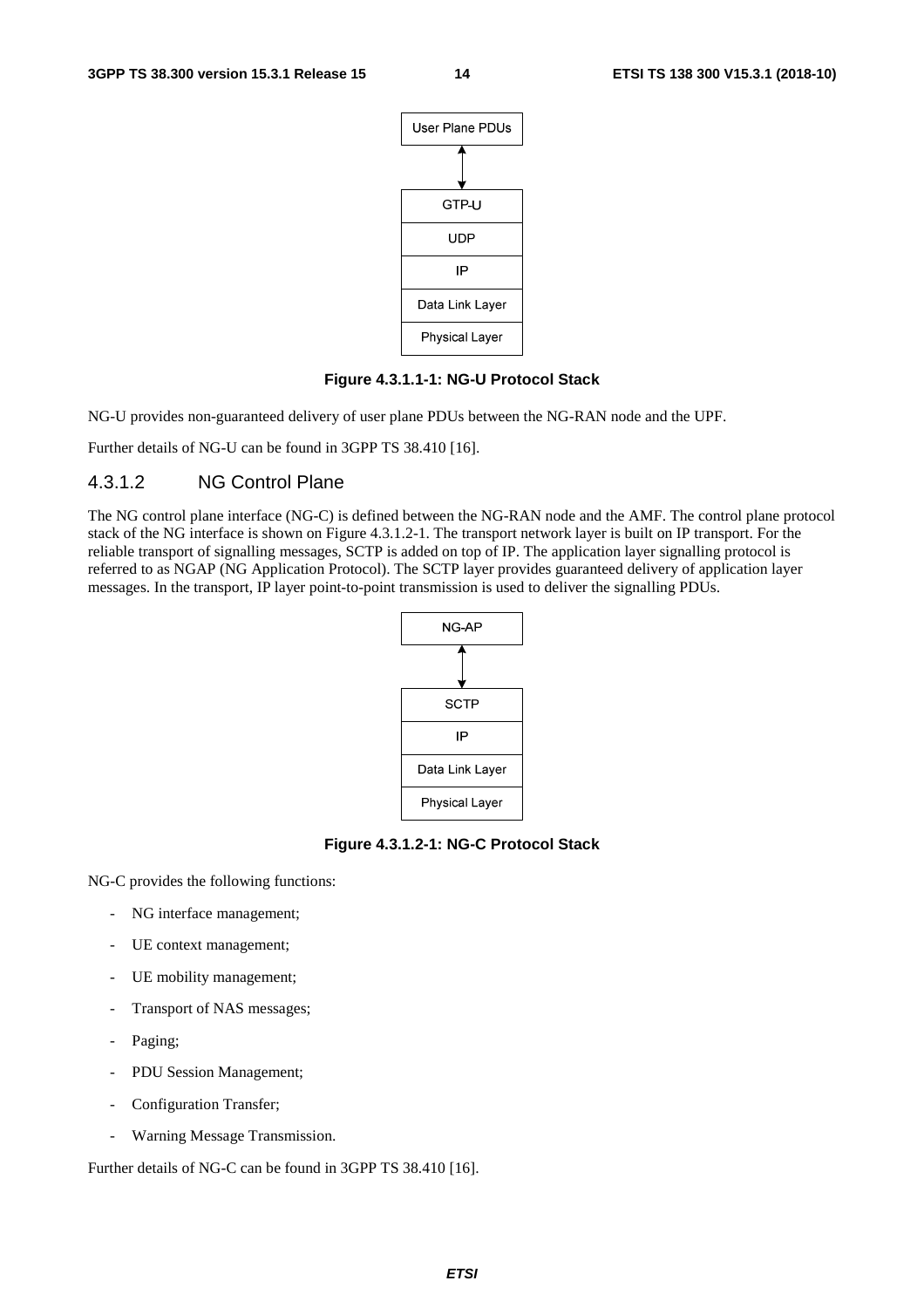User Plane PDUs

GTP-U

UDP

IP

Data Link Layer

Physical Layer

**Figure 4.3.1.1-1: NG-U Protocol Stack**

NG-U provides non-guaranteed delivery of user plane PDUs between the NG-RAN node and the UPF.

Further details of NG-U can be found in 3GPP TS 38.410 [16].

### 4.3.1.2 NG Control Plane

The NG control plane interface (NG-C) is defined between the NG-RAN node and the AMF. The control plane protocol stack of the NG interface is shown on Figure 4.3.1.2-1. The transport network layer is built on IP transport. For the reliable transport of signalling messages, SCTP is added on top of IP. The application layer signalling protocol is referred to as NGAP (NG Application Protocol). The SCTP layer provides guaranteed delivery of application layer messages. In the transport, IP layer point-to-point transmission is used to deliver the signalling PDUs.

NG-AP

SCTP

IP

Data Link Layer

Physical Layer

**Figure 4.3.1.2-1: NG-C Protocol Stack**

NG-C provides the following functions:

- NG interface management;
- UE context management;
- UE mobility management;
- Transport of NAS messages;
- Paging;
- PDU Session Management;
- Configuration Transfer;
- Warning Message Transmission.

Further details of NG-C can be found in 3GPP TS 38.410 [16].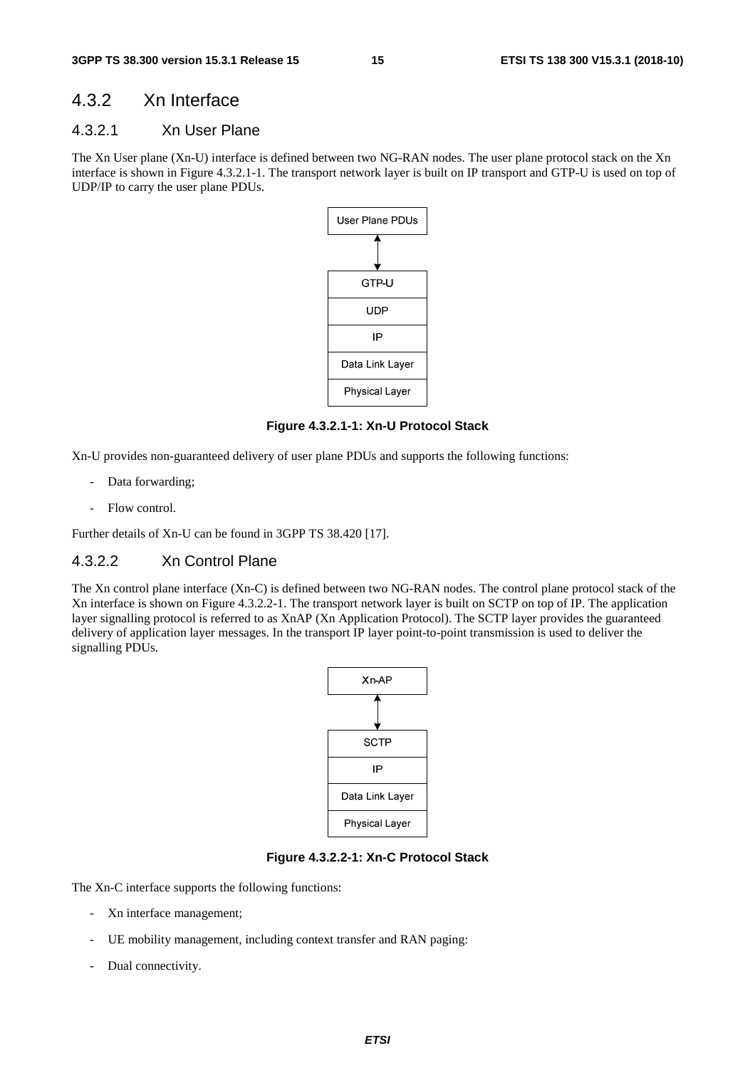### 4.3.2 Xn Interface

#### 4.3.2.1 Xn User Plane

The Xn User plane (Xn-U) interface is defined between two NG-RAN nodes. The user plane protocol stack on the Xn interface is shown in Figure 4.3.2.1-1. The transport network layer is built on IP transport and GTP-U is used on top of UDP/IP to carry the user plane PDUs.

| User Plane PDUs |
|---|
| ↕ |
| GTP-U |
| UDP |
| IP |
| Data Link Layer |
| Physical Layer |

**Figure 4.3.2.1-1: Xn-U Protocol Stack**

Xn-U provides non-guaranteed delivery of user plane PDUs and supports the following functions:

- Data forwarding;
- Flow control.

Further details of Xn-U can be found in 3GPP TS 38.420 [17].

#### 4.3.2.2 Xn Control Plane

The Xn control plane interface (Xn-C) is defined between two NG-RAN nodes. The control plane protocol stack of the Xn interface is shown on Figure 4.3.2.2-1. The transport network layer is built on SCTP on top of IP. The application layer signalling protocol is referred to as XnAP (Xn Application Protocol). The SCTP layer provides the guaranteed delivery of application layer messages. In the transport IP layer point-to-point transmission is used to deliver the signalling PDUs.

| Xn-AP |
|---|
| ↕ |
| SCTP |
| IP |
| Data Link Layer |
| Physical Layer |

**Figure 4.3.2.2-1: Xn-C Protocol Stack**

The Xn-C interface supports the following functions:

- Xn interface management;
- UE mobility management, including context transfer and RAN paging:
- Dual connectivity.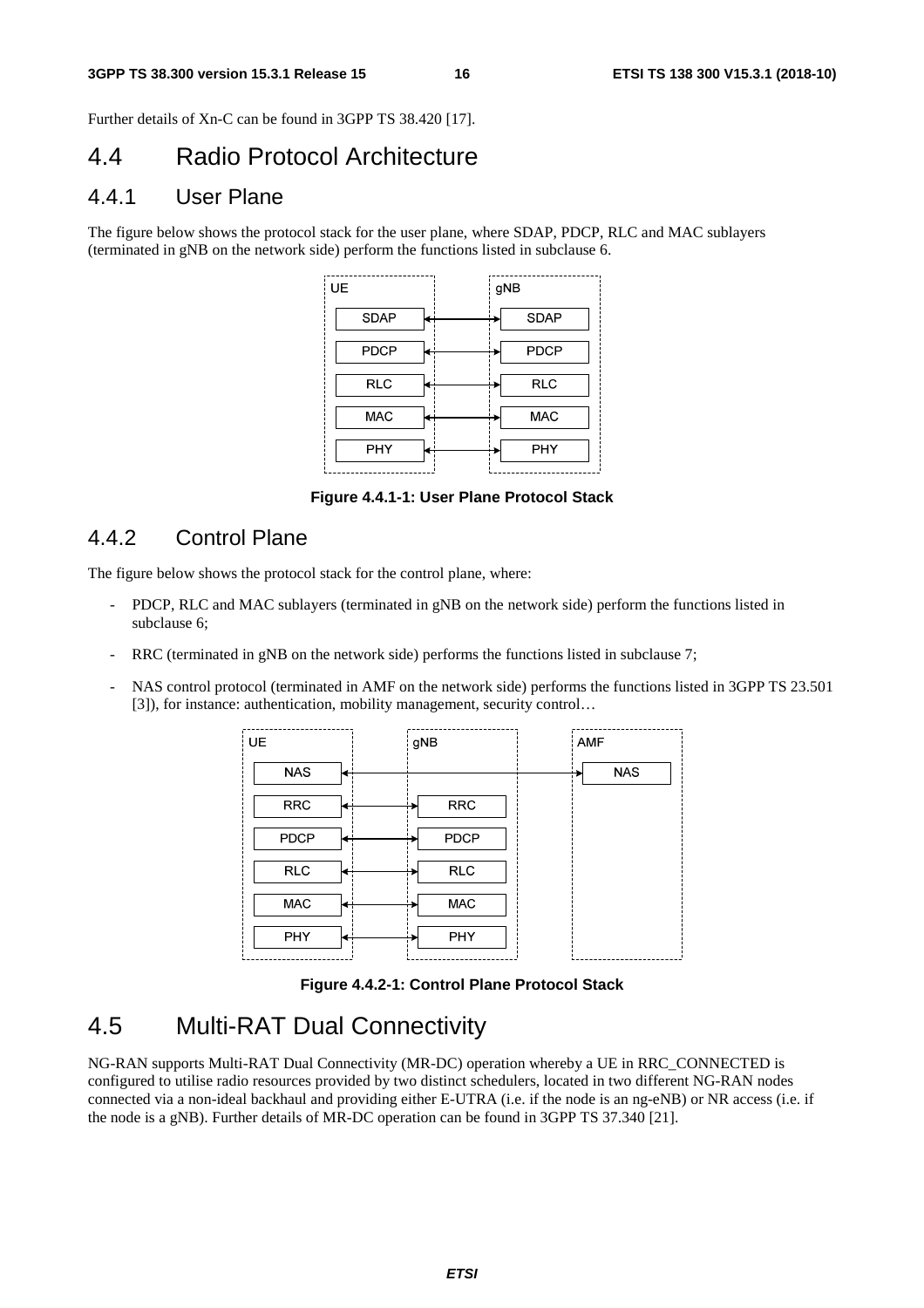Further details of Xn-C can be found in 3GPP TS 38.420 [17].

# 4.4 Radio Protocol Architecture

## 4.4.1 User Plane

The figure below shows the protocol stack for the user plane, where SDAP, PDCP, RLC and MAC sublayers (terminated in gNB on the network side) perform the functions listed in subclause 6.

**Figure 4.4.1-1: User Plane Protocol Stack**

## 4.4.2 Control Plane

The figure below shows the protocol stack for the control plane, where:

- PDCP, RLC and MAC sublayers (terminated in gNB on the network side) perform the functions listed in subclause 6;
- RRC (terminated in gNB on the network side) performs the functions listed in subclause 7;
- NAS control protocol (terminated in AMF on the network side) performs the functions listed in 3GPP TS 23.501 [3]), for instance: authentication, mobility management, security control…

**Figure 4.4.2-1: Control Plane Protocol Stack**

# 4.5 Multi-RAT Dual Connectivity

NG-RAN supports Multi-RAT Dual Connectivity (MR-DC) operation whereby a UE in RRC_CONNECTED is configured to utilise radio resources provided by two distinct schedulers, located in two different NG-RAN nodes connected via a non-ideal backhaul and providing either E-UTRA (i.e. if the node is an ng-eNB) or NR access (i.e. if the node is a gNB). Further details of MR-DC operation can be found in 3GPP TS 37.340 [21].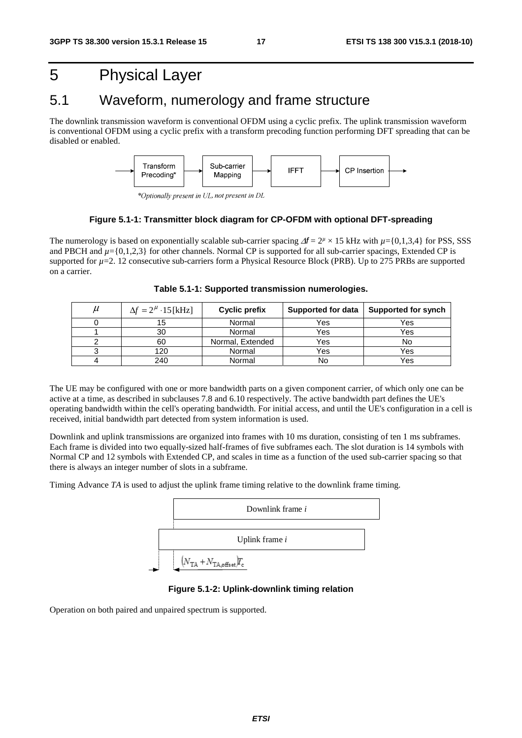# 5 Physical Layer

## 5.1 Waveform, numerology and frame structure

The downlink transmission waveform is conventional OFDM using a cyclic prefix. The uplink transmission waveform is conventional OFDM using a cyclic prefix with a transform precoding function performing DFT spreading that can be disabled or enabled.

Transform Precoding* → Sub-carrier Mapping → IFFT → CP Insertion

*Optionally present in UL, not present in DL

**Figure 5.1-1: Transmitter block diagram for CP-OFDM with optional DFT-spreading**

The numerology is based on exponentially scalable sub-carrier spacing $\Delta f = 2^{\mu} \times 15$ kHz with $\mu$={0,1,3,4} for PSS, SSS and PBCH and $\mu$={0,1,2,3} for other channels. Normal CP is supported for all sub-carrier spacings, Extended CP is supported for $\mu$=2. 12 consecutive sub-carriers form a Physical Resource Block (PRB). Up to 275 PRBs are supported on a carrier.

**Table 5.1-1: Supported transmission numerologies.**

| $\mu$ | $\Delta f = 2^{\mu} \cdot 15 [\text{kHz}]$ | Cyclic prefix | Supported for data | Supported for synch |
|---|---|---|---|---|
| 0 | 15 | Normal | Yes | Yes |
| 1 | 30 | Normal | Yes | Yes |
| 2 | 60 | Normal, Extended | Yes | No |
| 3 | 120 | Normal | Yes | Yes |
| 4 | 240 | Normal | No | Yes |

The UE may be configured with one or more bandwidth parts on a given component carrier, of which only one can be active at a time, as described in subclauses 7.8 and 6.10 respectively. The active bandwidth part defines the UE's operating bandwidth within the cell's operating bandwidth. For initial access, and until the UE's configuration in a cell is received, initial bandwidth part detected from system information is used.

Downlink and uplink transmissions are organized into frames with 10 ms duration, consisting of ten 1 ms subframes. Each frame is divided into two equally-sized half-frames of five subframes each. The slot duration is 14 symbols with Normal CP and 12 symbols with Extended CP, and scales in time as a function of the used sub-carrier spacing so that there is always an integer number of slots in a subframe.

Timing Advance *TA* is used to adjust the uplink frame timing relative to the downlink frame timing.

Downlink frame *i*

Uplink frame *i*

$(N_{\text{TA}} + N_{\text{TA,offset}})T_c$

**Figure 5.1-2: Uplink-downlink timing relation**

Operation on both paired and unpaired spectrum is supported.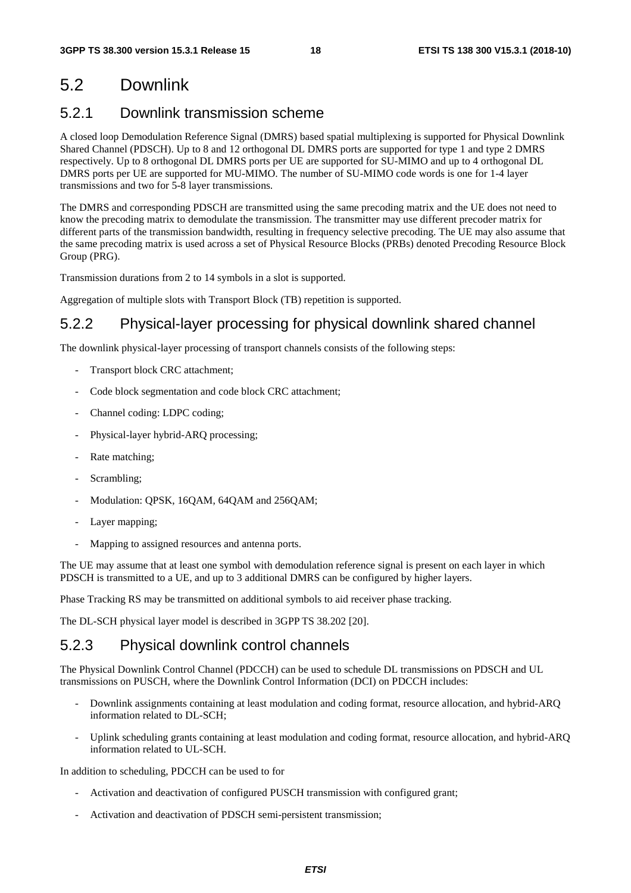## 5.2 Downlink

### 5.2.1 Downlink transmission scheme

A closed loop Demodulation Reference Signal (DMRS) based spatial multiplexing is supported for Physical Downlink Shared Channel (PDSCH). Up to 8 and 12 orthogonal DL DMRS ports are supported for type 1 and type 2 DMRS respectively. Up to 8 orthogonal DL DMRS ports per UE are supported for SU-MIMO and up to 4 orthogonal DL DMRS ports per UE are supported for MU-MIMO. The number of SU-MIMO code words is one for 1-4 layer transmissions and two for 5-8 layer transmissions.

The DMRS and corresponding PDSCH are transmitted using the same precoding matrix and the UE does not need to know the precoding matrix to demodulate the transmission. The transmitter may use different precoder matrix for different parts of the transmission bandwidth, resulting in frequency selective precoding. The UE may also assume that the same precoding matrix is used across a set of Physical Resource Blocks (PRBs) denoted Precoding Resource Block Group (PRG).

Transmission durations from 2 to 14 symbols in a slot is supported.

Aggregation of multiple slots with Transport Block (TB) repetition is supported.

### 5.2.2 Physical-layer processing for physical downlink shared channel

The downlink physical-layer processing of transport channels consists of the following steps:

- Transport block CRC attachment;
- Code block segmentation and code block CRC attachment;
- Channel coding: LDPC coding;
- Physical-layer hybrid-ARQ processing;
- Rate matching;
- Scrambling;
- Modulation: QPSK, 16QAM, 64QAM and 256QAM;
- Layer mapping;
- Mapping to assigned resources and antenna ports.

The UE may assume that at least one symbol with demodulation reference signal is present on each layer in which PDSCH is transmitted to a UE, and up to 3 additional DMRS can be configured by higher layers.

Phase Tracking RS may be transmitted on additional symbols to aid receiver phase tracking.

The DL-SCH physical layer model is described in 3GPP TS 38.202 [20].

### 5.2.3 Physical downlink control channels

The Physical Downlink Control Channel (PDCCH) can be used to schedule DL transmissions on PDSCH and UL transmissions on PUSCH, where the Downlink Control Information (DCI) on PDCCH includes:

- Downlink assignments containing at least modulation and coding format, resource allocation, and hybrid-ARQ information related to DL-SCH;
- Uplink scheduling grants containing at least modulation and coding format, resource allocation, and hybrid-ARQ information related to UL-SCH.

In addition to scheduling, PDCCH can be used to for

- Activation and deactivation of configured PUSCH transmission with configured grant;
- Activation and deactivation of PDSCH semi-persistent transmission;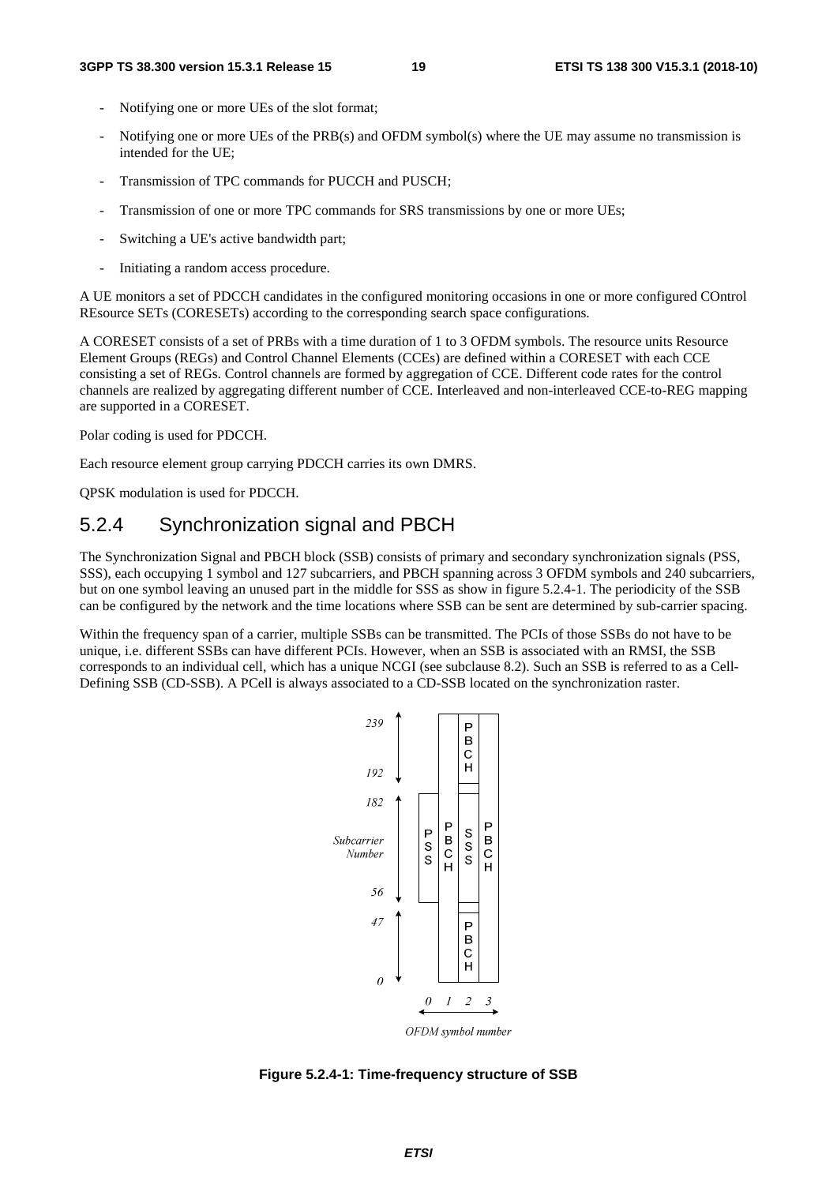- Notifying one or more UEs of the slot format;
- Notifying one or more UEs of the PRB(s) and OFDM symbol(s) where the UE may assume no transmission is intended for the UE;
- Transmission of TPC commands for PUCCH and PUSCH;
- Transmission of one or more TPC commands for SRS transmissions by one or more UEs;
- Switching a UE's active bandwidth part;
- Initiating a random access procedure.

A UE monitors a set of PDCCH candidates in the configured monitoring occasions in one or more configured COntrol REsource SETs (CORESETs) according to the corresponding search space configurations.

A CORESET consists of a set of PRBs with a time duration of 1 to 3 OFDM symbols. The resource units Resource Element Groups (REGs) and Control Channel Elements (CCEs) are defined within a CORESET with each CCE consisting a set of REGs. Control channels are formed by aggregation of CCE. Different code rates for the control channels are realized by aggregating different number of CCE. Interleaved and non-interleaved CCE-to-REG mapping are supported in a CORESET.

Polar coding is used for PDCCH.

Each resource element group carrying PDCCH carries its own DMRS.

QPSK modulation is used for PDCCH.

### 5.2.4 Synchronization signal and PBCH

The Synchronization Signal and PBCH block (SSB) consists of primary and secondary synchronization signals (PSS, SSS), each occupying 1 symbol and 127 subcarriers, and PBCH spanning across 3 OFDM symbols and 240 subcarriers, but on one symbol leaving an unused part in the middle for SSS as show in figure 5.2.4-1. The periodicity of the SSB can be configured by the network and the time locations where SSB can be sent are determined by sub-carrier spacing.

Within the frequency span of a carrier, multiple SSBs can be transmitted. The PCIs of those SSBs do not have to be unique, i.e. different SSBs can have different PCIs. However, when an SSB is associated with an RMSI, the SSB corresponds to an individual cell, which has a unique NCGI (see subclause 8.2). Such an SSB is referred to as a Cell-Defining SSB (CD-SSB). A PCell is always associated to a CD-SSB located on the synchronization raster.

**Figure 5.2.4-1: Time-frequency structure of SSB**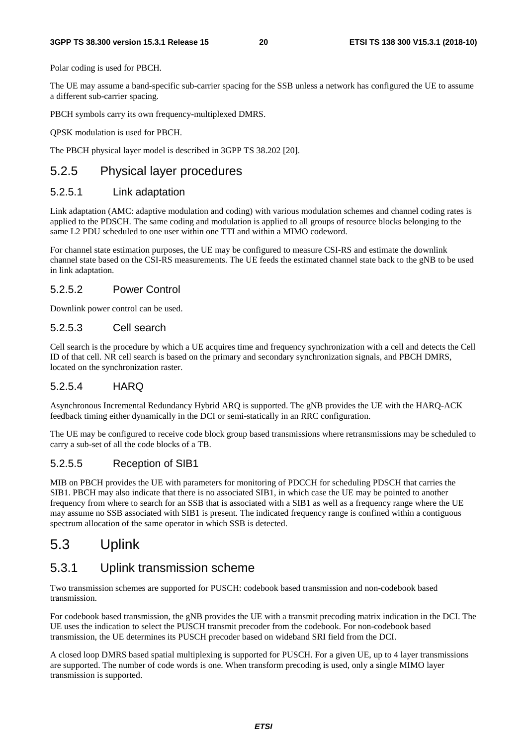Polar coding is used for PBCH.

The UE may assume a band-specific sub-carrier spacing for the SSB unless a network has configured the UE to assume a different sub-carrier spacing.

PBCH symbols carry its own frequency-multiplexed DMRS.

QPSK modulation is used for PBCH.

The PBCH physical layer model is described in 3GPP TS 38.202 [20].

### 5.2.5 Physical layer procedures

#### 5.2.5.1 Link adaptation

Link adaptation (AMC: adaptive modulation and coding) with various modulation schemes and channel coding rates is applied to the PDSCH. The same coding and modulation is applied to all groups of resource blocks belonging to the same L2 PDU scheduled to one user within one TTI and within a MIMO codeword.

For channel state estimation purposes, the UE may be configured to measure CSI-RS and estimate the downlink channel state based on the CSI-RS measurements. The UE feeds the estimated channel state back to the gNB to be used in link adaptation.

#### 5.2.5.2 Power Control

Downlink power control can be used.

#### 5.2.5.3 Cell search

Cell search is the procedure by which a UE acquires time and frequency synchronization with a cell and detects the Cell ID of that cell. NR cell search is based on the primary and secondary synchronization signals, and PBCH DMRS, located on the synchronization raster.

#### 5.2.5.4 HARQ

Asynchronous Incremental Redundancy Hybrid ARQ is supported. The gNB provides the UE with the HARQ-ACK feedback timing either dynamically in the DCI or semi-statically in an RRC configuration.

The UE may be configured to receive code block group based transmissions where retransmissions may be scheduled to carry a sub-set of all the code blocks of a TB.

#### 5.2.5.5 Reception of SIB1

MIB on PBCH provides the UE with parameters for monitoring of PDCCH for scheduling PDSCH that carries the SIB1. PBCH may also indicate that there is no associated SIB1, in which case the UE may be pointed to another frequency from where to search for an SSB that is associated with a SIB1 as well as a frequency range where the UE may assume no SSB associated with SIB1 is present. The indicated frequency range is confined within a contiguous spectrum allocation of the same operator in which SSB is detected.

## 5.3 Uplink

### 5.3.1 Uplink transmission scheme

Two transmission schemes are supported for PUSCH: codebook based transmission and non-codebook based transmission.

For codebook based transmission, the gNB provides the UE with a transmit precoding matrix indication in the DCI. The UE uses the indication to select the PUSCH transmit precoder from the codebook. For non-codebook based transmission, the UE determines its PUSCH precoder based on wideband SRI field from the DCI.

A closed loop DMRS based spatial multiplexing is supported for PUSCH. For a given UE, up to 4 layer transmissions are supported. The number of code words is one. When transform precoding is used, only a single MIMO layer transmission is supported.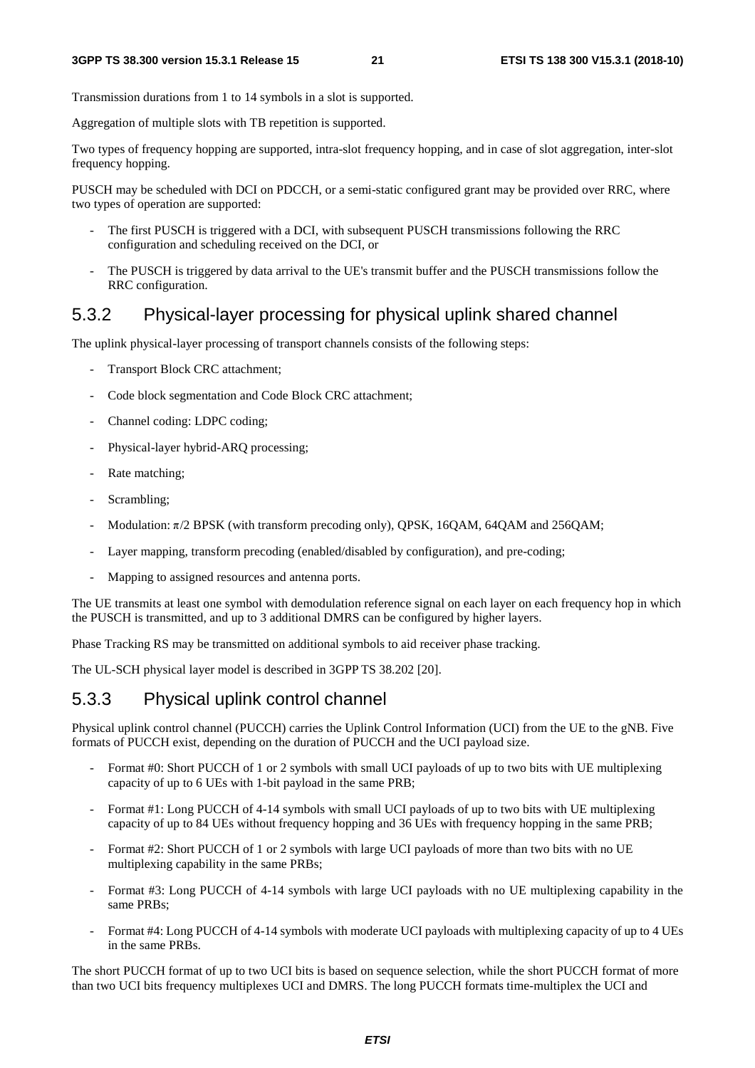Transmission durations from 1 to 14 symbols in a slot is supported.

Aggregation of multiple slots with TB repetition is supported.

Two types of frequency hopping are supported, intra-slot frequency hopping, and in case of slot aggregation, inter-slot frequency hopping.

PUSCH may be scheduled with DCI on PDCCH, or a semi-static configured grant may be provided over RRC, where two types of operation are supported:

- The first PUSCH is triggered with a DCI, with subsequent PUSCH transmissions following the RRC configuration and scheduling received on the DCI, or
- The PUSCH is triggered by data arrival to the UE's transmit buffer and the PUSCH transmissions follow the RRC configuration.

### 5.3.2 Physical-layer processing for physical uplink shared channel

The uplink physical-layer processing of transport channels consists of the following steps:

- Transport Block CRC attachment;
- Code block segmentation and Code Block CRC attachment;
- Channel coding: LDPC coding;
- Physical-layer hybrid-ARQ processing;
- Rate matching;
- Scrambling;
- Modulation: π/2 BPSK (with transform precoding only), QPSK, 16QAM, 64QAM and 256QAM;
- Layer mapping, transform precoding (enabled/disabled by configuration), and pre-coding;
- Mapping to assigned resources and antenna ports.

The UE transmits at least one symbol with demodulation reference signal on each layer on each frequency hop in which the PUSCH is transmitted, and up to 3 additional DMRS can be configured by higher layers.

Phase Tracking RS may be transmitted on additional symbols to aid receiver phase tracking.

The UL-SCH physical layer model is described in 3GPP TS 38.202 [20].

### 5.3.3 Physical uplink control channel

Physical uplink control channel (PUCCH) carries the Uplink Control Information (UCI) from the UE to the gNB. Five formats of PUCCH exist, depending on the duration of PUCCH and the UCI payload size.

- Format #0: Short PUCCH of 1 or 2 symbols with small UCI payloads of up to two bits with UE multiplexing capacity of up to 6 UEs with 1-bit payload in the same PRB;
- Format #1: Long PUCCH of 4-14 symbols with small UCI payloads of up to two bits with UE multiplexing capacity of up to 84 UEs without frequency hopping and 36 UEs with frequency hopping in the same PRB;
- Format #2: Short PUCCH of 1 or 2 symbols with large UCI payloads of more than two bits with no UE multiplexing capability in the same PRBs;
- Format #3: Long PUCCH of 4-14 symbols with large UCI payloads with no UE multiplexing capability in the same PRBs;
- Format #4: Long PUCCH of 4-14 symbols with moderate UCI payloads with multiplexing capacity of up to 4 UEs in the same PRBs.

The short PUCCH format of up to two UCI bits is based on sequence selection, while the short PUCCH format of more than two UCI bits frequency multiplexes UCI and DMRS. The long PUCCH formats time-multiplex the UCI and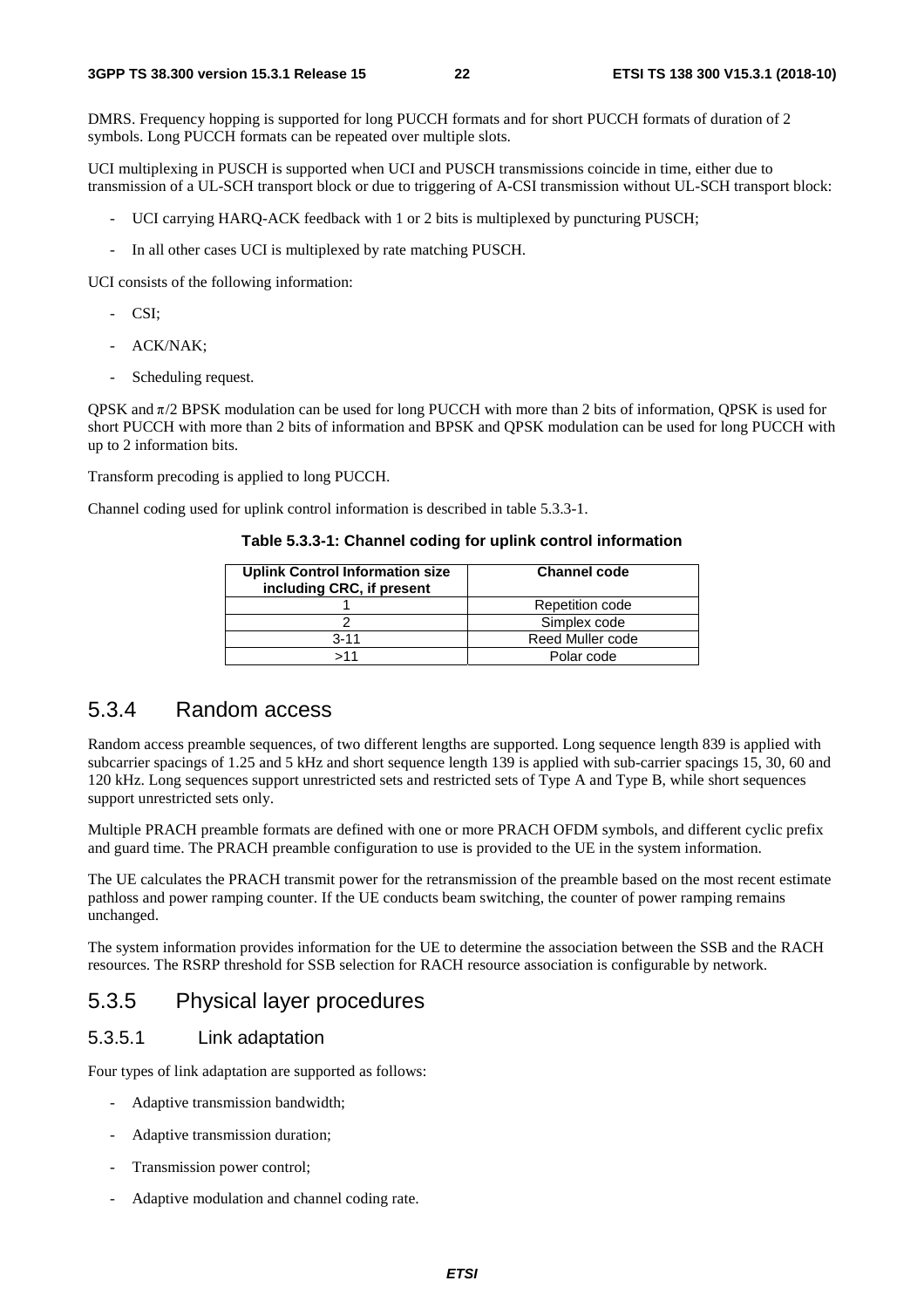DMRS. Frequency hopping is supported for long PUCCH formats and for short PUCCH formats of duration of 2 symbols. Long PUCCH formats can be repeated over multiple slots.

UCI multiplexing in PUSCH is supported when UCI and PUSCH transmissions coincide in time, either due to transmission of a UL-SCH transport block or due to triggering of A-CSI transmission without UL-SCH transport block:

- UCI carrying HARQ-ACK feedback with 1 or 2 bits is multiplexed by puncturing PUSCH;
- In all other cases UCI is multiplexed by rate matching PUSCH.

UCI consists of the following information:

- CSI;
- ACK/NAK;
- Scheduling request.

QPSK and $\pi/2$ BPSK modulation can be used for long PUCCH with more than 2 bits of information, QPSK is used for short PUCCH with more than 2 bits of information and BPSK and QPSK modulation can be used for long PUCCH with up to 2 information bits.

Transform precoding is applied to long PUCCH.

Channel coding used for uplink control information is described in table 5.3.3-1.

**Table 5.3.3-1: Channel coding for uplink control information**

| Uplink Control Information size including CRC, if present | Channel code |
|---|---|
| 1 | Repetition code |
| 2 | Simplex code |
| 3-11 | Reed Muller code |
| >11 | Polar code |

### 5.3.4 Random access

Random access preamble sequences, of two different lengths are supported. Long sequence length 839 is applied with subcarrier spacings of 1.25 and 5 kHz and short sequence length 139 is applied with sub-carrier spacings 15, 30, 60 and 120 kHz. Long sequences support unrestricted sets and restricted sets of Type A and Type B, while short sequences support unrestricted sets only.

Multiple PRACH preamble formats are defined with one or more PRACH OFDM symbols, and different cyclic prefix and guard time. The PRACH preamble configuration to use is provided to the UE in the system information.

The UE calculates the PRACH transmit power for the retransmission of the preamble based on the most recent estimate pathloss and power ramping counter. If the UE conducts beam switching, the counter of power ramping remains unchanged.

The system information provides information for the UE to determine the association between the SSB and the RACH resources. The RSRP threshold for SSB selection for RACH resource association is configurable by network.

### 5.3.5 Physical layer procedures

#### 5.3.5.1 Link adaptation

Four types of link adaptation are supported as follows:

- Adaptive transmission bandwidth;
- Adaptive transmission duration;
- Transmission power control;
- Adaptive modulation and channel coding rate.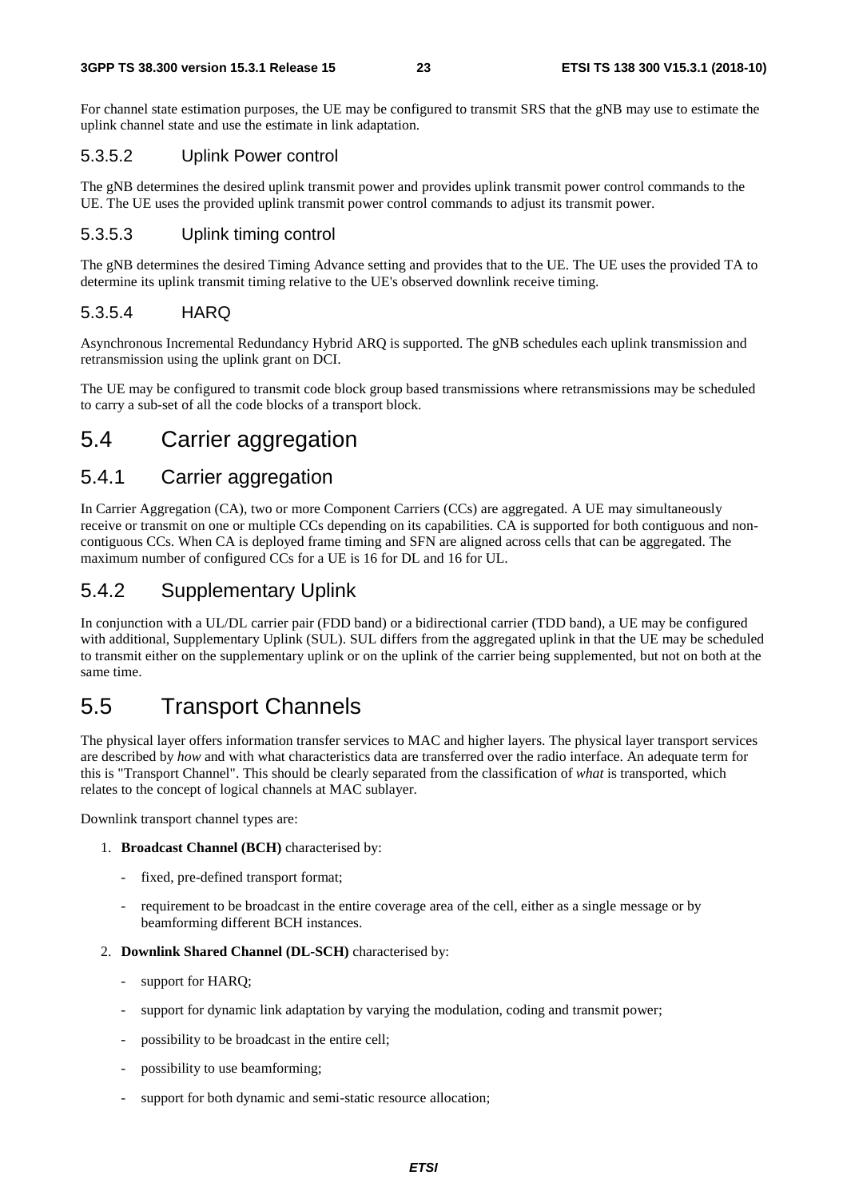For channel state estimation purposes, the UE may be configured to transmit SRS that the gNB may use to estimate the uplink channel state and use the estimate in link adaptation.

#### 5.3.5.2 Uplink Power control

The gNB determines the desired uplink transmit power and provides uplink transmit power control commands to the UE. The UE uses the provided uplink transmit power control commands to adjust its transmit power.

#### 5.3.5.3 Uplink timing control

The gNB determines the desired Timing Advance setting and provides that to the UE. The UE uses the provided TA to determine its uplink transmit timing relative to the UE's observed downlink receive timing.

#### 5.3.5.4 HARQ

Asynchronous Incremental Redundancy Hybrid ARQ is supported. The gNB schedules each uplink transmission and retransmission using the uplink grant on DCI.

The UE may be configured to transmit code block group based transmissions where retransmissions may be scheduled to carry a sub-set of all the code blocks of a transport block.

# 5.4 Carrier aggregation

## 5.4.1 Carrier aggregation

In Carrier Aggregation (CA), two or more Component Carriers (CCs) are aggregated. A UE may simultaneously receive or transmit on one or multiple CCs depending on its capabilities. CA is supported for both contiguous and non-contiguous CCs. When CA is deployed frame timing and SFN are aligned across cells that can be aggregated. The maximum number of configured CCs for a UE is 16 for DL and 16 for UL.

## 5.4.2 Supplementary Uplink

In conjunction with a UL/DL carrier pair (FDD band) or a bidirectional carrier (TDD band), a UE may be configured with additional, Supplementary Uplink (SUL). SUL differs from the aggregated uplink in that the UE may be scheduled to transmit either on the supplementary uplink or on the uplink of the carrier being supplemented, but not on both at the same time.

# 5.5 Transport Channels

The physical layer offers information transfer services to MAC and higher layers. The physical layer transport services are described by *how* and with what characteristics data are transferred over the radio interface. An adequate term for this is "Transport Channel". This should be clearly separated from the classification of *what* is transported, which relates to the concept of logical channels at MAC sublayer.

Downlink transport channel types are:

1. **Broadcast Channel (BCH)** characterised by:
    - fixed, pre-defined transport format;
    - requirement to be broadcast in the entire coverage area of the cell, either as a single message or by beamforming different BCH instances.
2. **Downlink Shared Channel (DL-SCH)** characterised by:
    - support for HARQ;
    - support for dynamic link adaptation by varying the modulation, coding and transmit power;
    - possibility to be broadcast in the entire cell;
    - possibility to use beamforming;
    - support for both dynamic and semi-static resource allocation;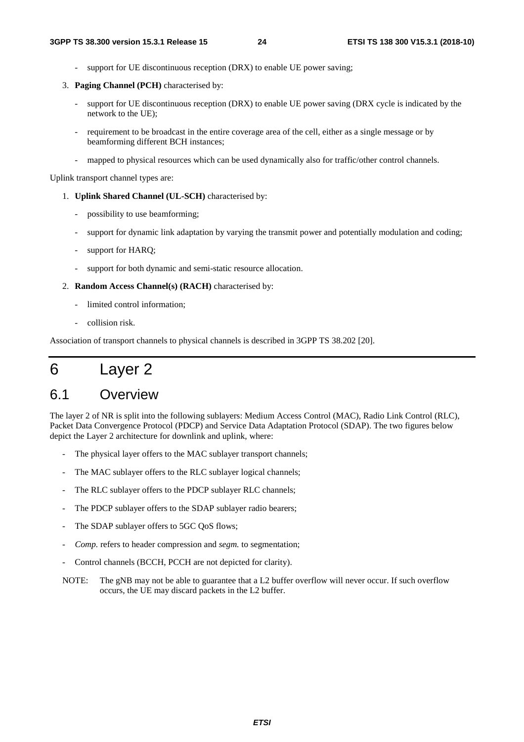- support for UE discontinuous reception (DRX) to enable UE power saving;

3. **Paging Channel (PCH)** characterised by:

    - support for UE discontinuous reception (DRX) to enable UE power saving (DRX cycle is indicated by the network to the UE);

    - requirement to be broadcast in the entire coverage area of the cell, either as a single message or by beamforming different BCH instances;

    - mapped to physical resources which can be used dynamically also for traffic/other control channels.

Uplink transport channel types are:

1. **Uplink Shared Channel (UL-SCH)** characterised by:

    - possibility to use beamforming;

    - support for dynamic link adaptation by varying the transmit power and potentially modulation and coding;

    - support for HARQ;

    - support for both dynamic and semi-static resource allocation.

2. **Random Access Channel(s) (RACH)** characterised by:

    - limited control information;

    - collision risk.

Association of transport channels to physical channels is described in 3GPP TS 38.202 [20].

# 6 Layer 2

## 6.1 Overview

The layer 2 of NR is split into the following sublayers: Medium Access Control (MAC), Radio Link Control (RLC), Packet Data Convergence Protocol (PDCP) and Service Data Adaptation Protocol (SDAP). The two figures below depict the Layer 2 architecture for downlink and uplink, where:

- The physical layer offers to the MAC sublayer transport channels;

- The MAC sublayer offers to the RLC sublayer logical channels;

- The RLC sublayer offers to the PDCP sublayer RLC channels;

- The PDCP sublayer offers to the SDAP sublayer radio bearers;

- The SDAP sublayer offers to 5GC QoS flows;

- *Comp.* refers to header compression and *segm.* to segmentation;

- Control channels (BCCH, PCCH are not depicted for clarity).

NOTE: The gNB may not be able to guarantee that a L2 buffer overflow will never occur. If such overflow occurs, the UE may discard packets in the L2 buffer.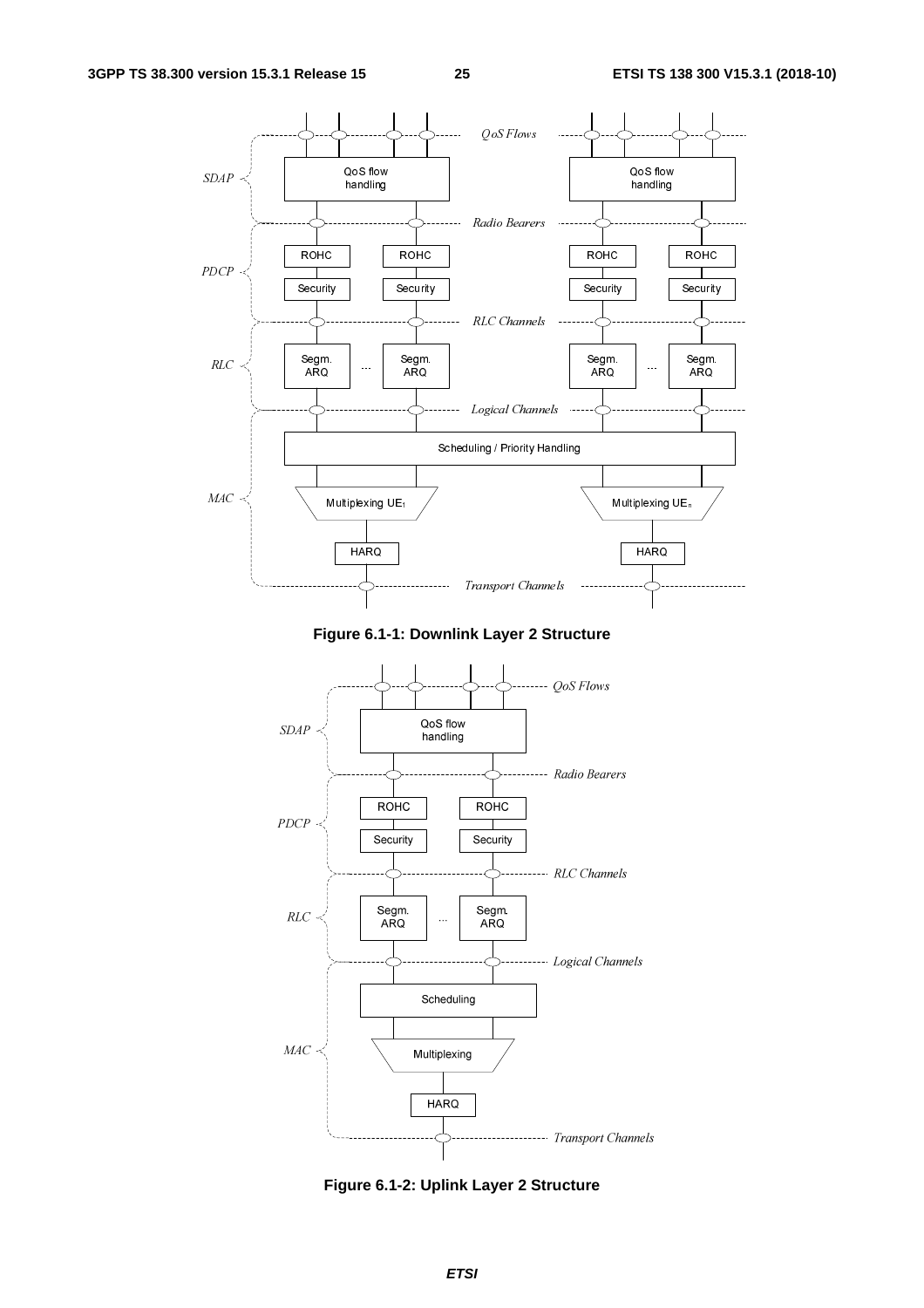Figure 6.1-1: Downlink Layer 2 Structure

Figure 6.1-2: Uplink Layer 2 Structure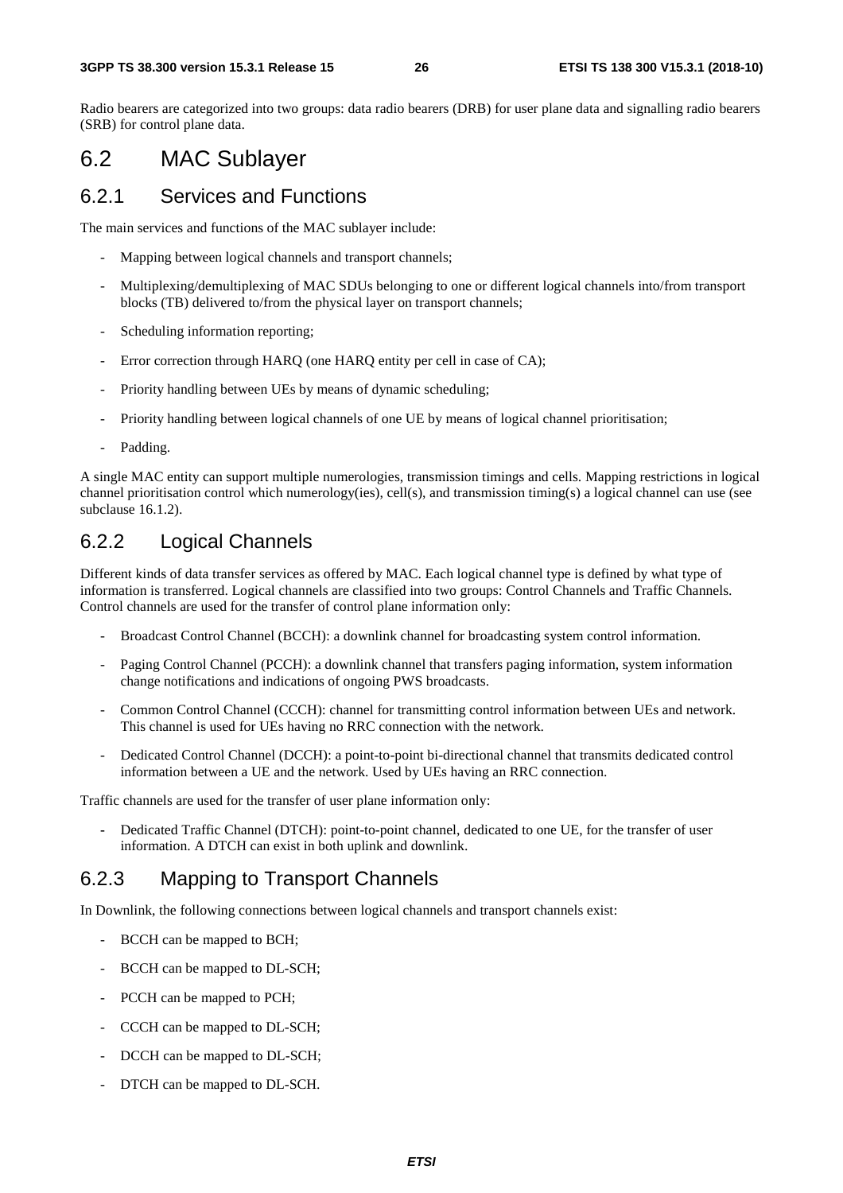Radio bearers are categorized into two groups: data radio bearers (DRB) for user plane data and signalling radio bearers (SRB) for control plane data.

## 6.2 MAC Sublayer

### 6.2.1 Services and Functions

The main services and functions of the MAC sublayer include:

- Mapping between logical channels and transport channels;
- Multiplexing/demultiplexing of MAC SDUs belonging to one or different logical channels into/from transport blocks (TB) delivered to/from the physical layer on transport channels;
- Scheduling information reporting;
- Error correction through HARQ (one HARQ entity per cell in case of CA);
- Priority handling between UEs by means of dynamic scheduling;
- Priority handling between logical channels of one UE by means of logical channel prioritisation;
- Padding.

A single MAC entity can support multiple numerologies, transmission timings and cells. Mapping restrictions in logical channel prioritisation control which numerology(ies), cell(s), and transmission timing(s) a logical channel can use (see subclause 16.1.2).

### 6.2.2 Logical Channels

Different kinds of data transfer services as offered by MAC. Each logical channel type is defined by what type of information is transferred. Logical channels are classified into two groups: Control Channels and Traffic Channels. Control channels are used for the transfer of control plane information only:

- Broadcast Control Channel (BCCH): a downlink channel for broadcasting system control information.
- Paging Control Channel (PCCH): a downlink channel that transfers paging information, system information change notifications and indications of ongoing PWS broadcasts.
- Common Control Channel (CCCH): channel for transmitting control information between UEs and network. This channel is used for UEs having no RRC connection with the network.
- Dedicated Control Channel (DCCH): a point-to-point bi-directional channel that transmits dedicated control information between a UE and the network. Used by UEs having an RRC connection.

Traffic channels are used for the transfer of user plane information only:

- Dedicated Traffic Channel (DTCH): point-to-point channel, dedicated to one UE, for the transfer of user information. A DTCH can exist in both uplink and downlink.

### 6.2.3 Mapping to Transport Channels

In Downlink, the following connections between logical channels and transport channels exist:

- BCCH can be mapped to BCH;
- BCCH can be mapped to DL-SCH;
- PCCH can be mapped to PCH;
- CCCH can be mapped to DL-SCH;
- DCCH can be mapped to DL-SCH;
- DTCH can be mapped to DL-SCH.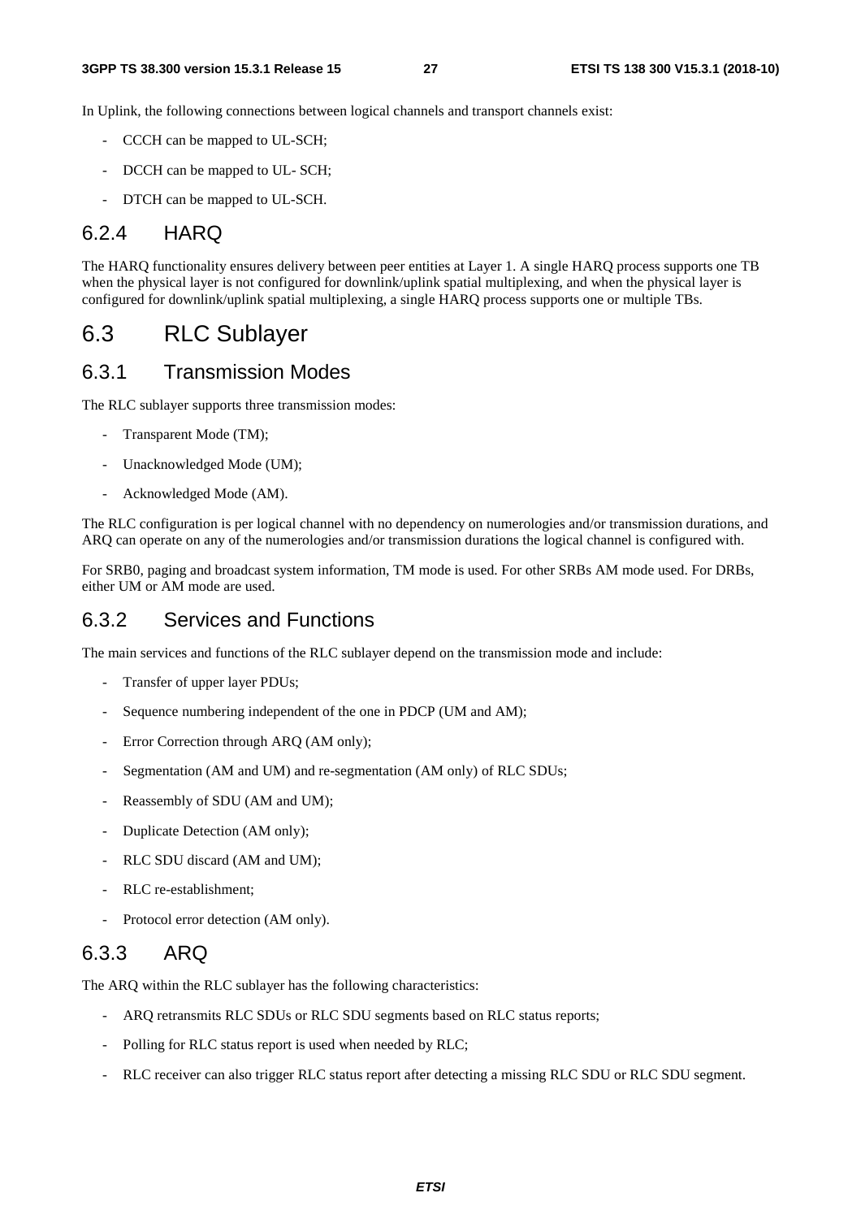In Uplink, the following connections between logical channels and transport channels exist:

- CCCH can be mapped to UL-SCH;
- DCCH can be mapped to UL- SCH;
- DTCH can be mapped to UL-SCH.

### 6.2.4 HARQ

The HARQ functionality ensures delivery between peer entities at Layer 1. A single HARQ process supports one TB when the physical layer is not configured for downlink/uplink spatial multiplexing, and when the physical layer is configured for downlink/uplink spatial multiplexing, a single HARQ process supports one or multiple TBs.

## 6.3 RLC Sublayer

### 6.3.1 Transmission Modes

The RLC sublayer supports three transmission modes:

- Transparent Mode (TM);
- Unacknowledged Mode (UM);
- Acknowledged Mode (AM).

The RLC configuration is per logical channel with no dependency on numerologies and/or transmission durations, and ARQ can operate on any of the numerologies and/or transmission durations the logical channel is configured with.

For SRB0, paging and broadcast system information, TM mode is used. For other SRBs AM mode used. For DRBs, either UM or AM mode are used.

### 6.3.2 Services and Functions

The main services and functions of the RLC sublayer depend on the transmission mode and include:

- Transfer of upper layer PDUs;
- Sequence numbering independent of the one in PDCP (UM and AM);
- Error Correction through ARQ (AM only);
- Segmentation (AM and UM) and re-segmentation (AM only) of RLC SDUs;
- Reassembly of SDU (AM and UM);
- Duplicate Detection (AM only);
- RLC SDU discard (AM and UM);
- RLC re-establishment;
- Protocol error detection (AM only).

### 6.3.3 ARQ

The ARQ within the RLC sublayer has the following characteristics:

- ARQ retransmits RLC SDUs or RLC SDU segments based on RLC status reports;
- Polling for RLC status report is used when needed by RLC;
- RLC receiver can also trigger RLC status report after detecting a missing RLC SDU or RLC SDU segment.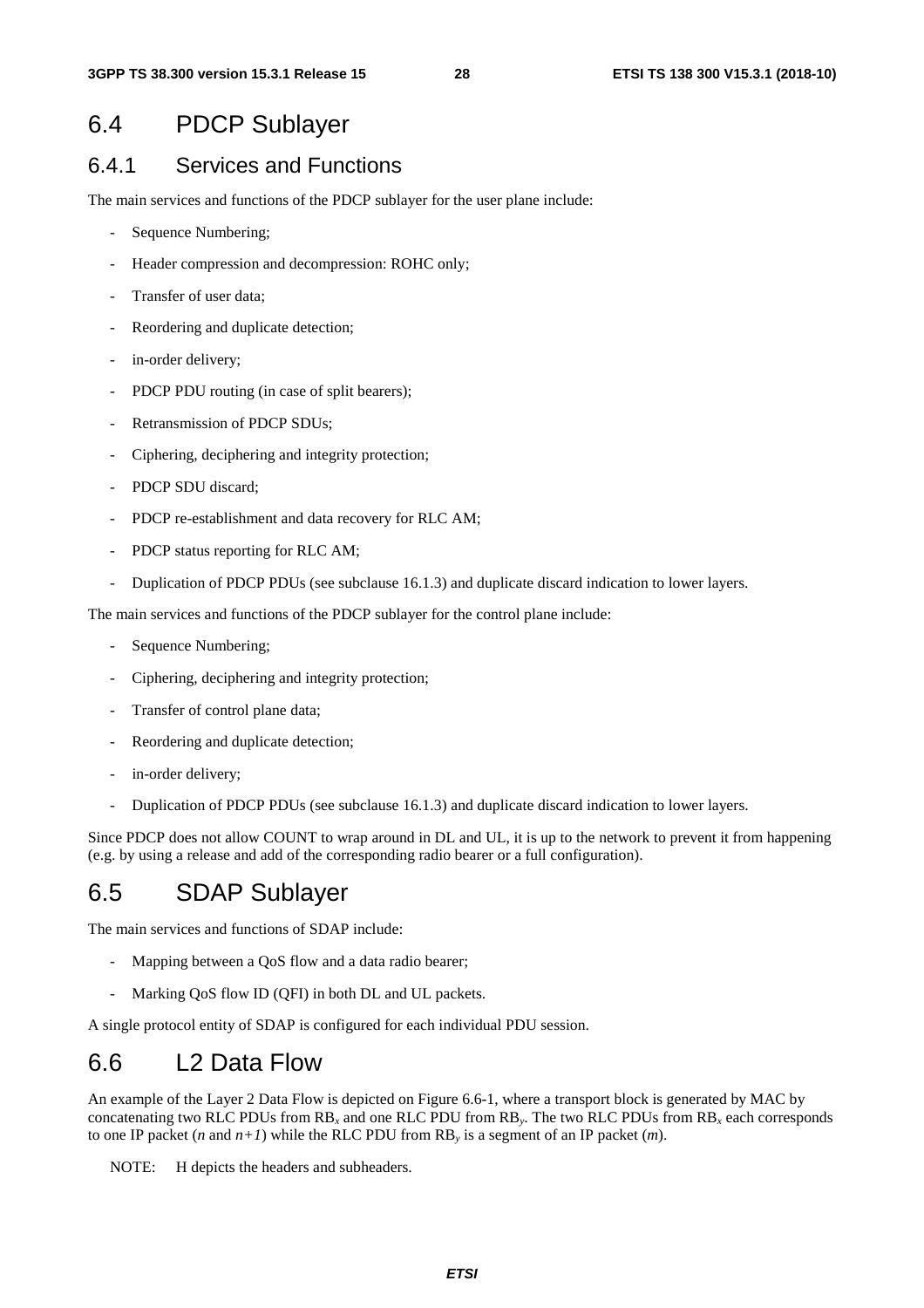## 6.4 PDCP Sublayer

### 6.4.1 Services and Functions

The main services and functions of the PDCP sublayer for the user plane include:

- Sequence Numbering;
- Header compression and decompression: ROHC only;
- Transfer of user data;
- Reordering and duplicate detection;
- in-order delivery;
- PDCP PDU routing (in case of split bearers);
- Retransmission of PDCP SDUs;
- Ciphering, deciphering and integrity protection;
- PDCP SDU discard;
- PDCP re-establishment and data recovery for RLC AM;
- PDCP status reporting for RLC AM;
- Duplication of PDCP PDUs (see subclause 16.1.3) and duplicate discard indication to lower layers.

The main services and functions of the PDCP sublayer for the control plane include:

- Sequence Numbering;
- Ciphering, deciphering and integrity protection;
- Transfer of control plane data;
- Reordering and duplicate detection;
- in-order delivery;
- Duplication of PDCP PDUs (see subclause 16.1.3) and duplicate discard indication to lower layers.

Since PDCP does not allow COUNT to wrap around in DL and UL, it is up to the network to prevent it from happening (e.g. by using a release and add of the corresponding radio bearer or a full configuration).

## 6.5 SDAP Sublayer

The main services and functions of SDAP include:

- Mapping between a QoS flow and a data radio bearer;
- Marking QoS flow ID (QFI) in both DL and UL packets.

A single protocol entity of SDAP is configured for each individual PDU session.

## 6.6 L2 Data Flow

An example of the Layer 2 Data Flow is depicted on Figure 6.6-1, where a transport block is generated by MAC by concatenating two RLC PDUs from $RB_x$ and one RLC PDU from $RB_y$. The two RLC PDUs from $RB_x$ each corresponds to one IP packet ($n$ and $n+1$) while the RLC PDU from $RB_y$ is a segment of an IP packet ($m$).

NOTE: H depicts the headers and subheaders.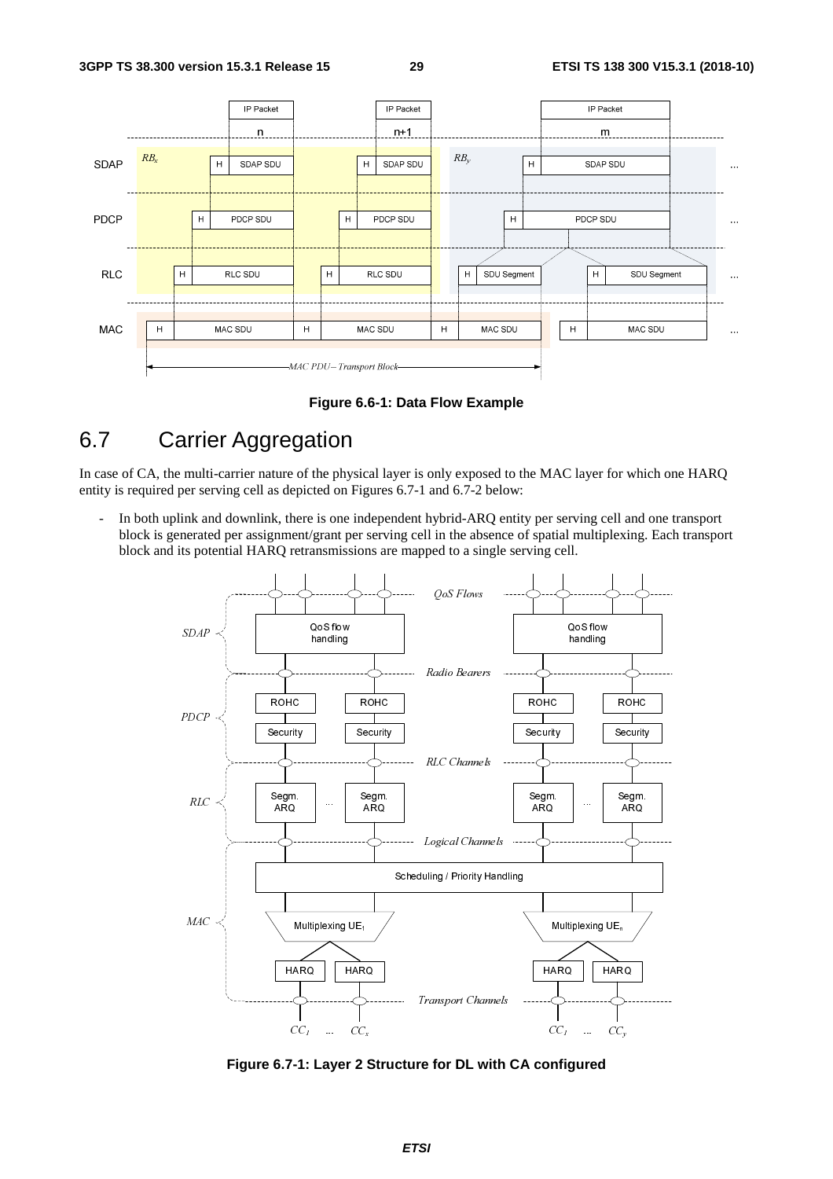**Figure 6.6-1: Data Flow Example**

## 6.7 Carrier Aggregation

In case of CA, the multi-carrier nature of the physical layer is only exposed to the MAC layer for which one HARQ entity is required per serving cell as depicted on Figures 6.7-1 and 6.7-2 below:

- In both uplink and downlink, there is one independent hybrid-ARQ entity per serving cell and one transport block is generated per assignment/grant per serving cell in the absence of spatial multiplexing. Each transport block and its potential HARQ retransmissions are mapped to a single serving cell.

**Figure 6.7-1: Layer 2 Structure for DL with CA configured**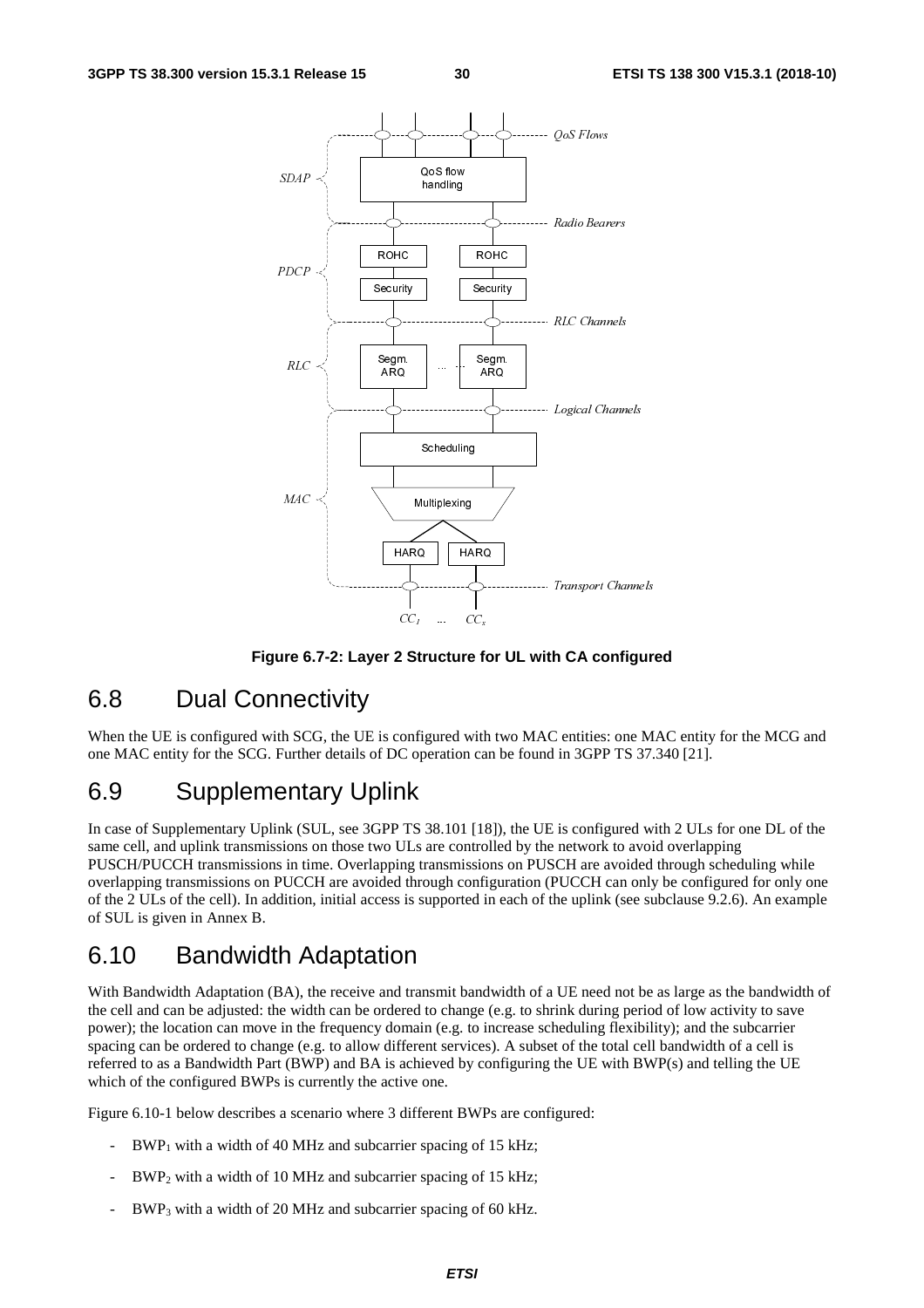**Figure 6.7-2: Layer 2 Structure for UL with CA configured**

## 6.8 Dual Connectivity

When the UE is configured with SCG, the UE is configured with two MAC entities: one MAC entity for the MCG and one MAC entity for the SCG. Further details of DC operation can be found in 3GPP TS 37.340 [21].

## 6.9 Supplementary Uplink

In case of Supplementary Uplink (SUL, see 3GPP TS 38.101 [18]), the UE is configured with 2 ULs for one DL of the same cell, and uplink transmissions on those two ULs are controlled by the network to avoid overlapping PUSCH/PUCCH transmissions in time. Overlapping transmissions on PUSCH are avoided through scheduling while overlapping transmissions on PUCCH are avoided through configuration (PUCCH can only be configured for only one of the 2 ULs of the cell). In addition, initial access is supported in each of the uplink (see subclause 9.2.6). An example of SUL is given in Annex B.

## 6.10 Bandwidth Adaptation

With Bandwidth Adaptation (BA), the receive and transmit bandwidth of a UE need not be as large as the bandwidth of the cell and can be adjusted: the width can be ordered to change (e.g. to shrink during period of low activity to save power); the location can move in the frequency domain (e.g. to increase scheduling flexibility); and the subcarrier spacing can be ordered to change (e.g. to allow different services). A subset of the total cell bandwidth of a cell is referred to as a Bandwidth Part (BWP) and BA is achieved by configuring the UE with BWP(s) and telling the UE which of the configured BWPs is currently the active one.

Figure 6.10-1 below describes a scenario where 3 different BWPs are configured:

- $BWP_1$ with a width of 40 MHz and subcarrier spacing of 15 kHz;
- $BWP_2$ with a width of 10 MHz and subcarrier spacing of 15 kHz;
- $BWP_3$ with a width of 20 MHz and subcarrier spacing of 60 kHz.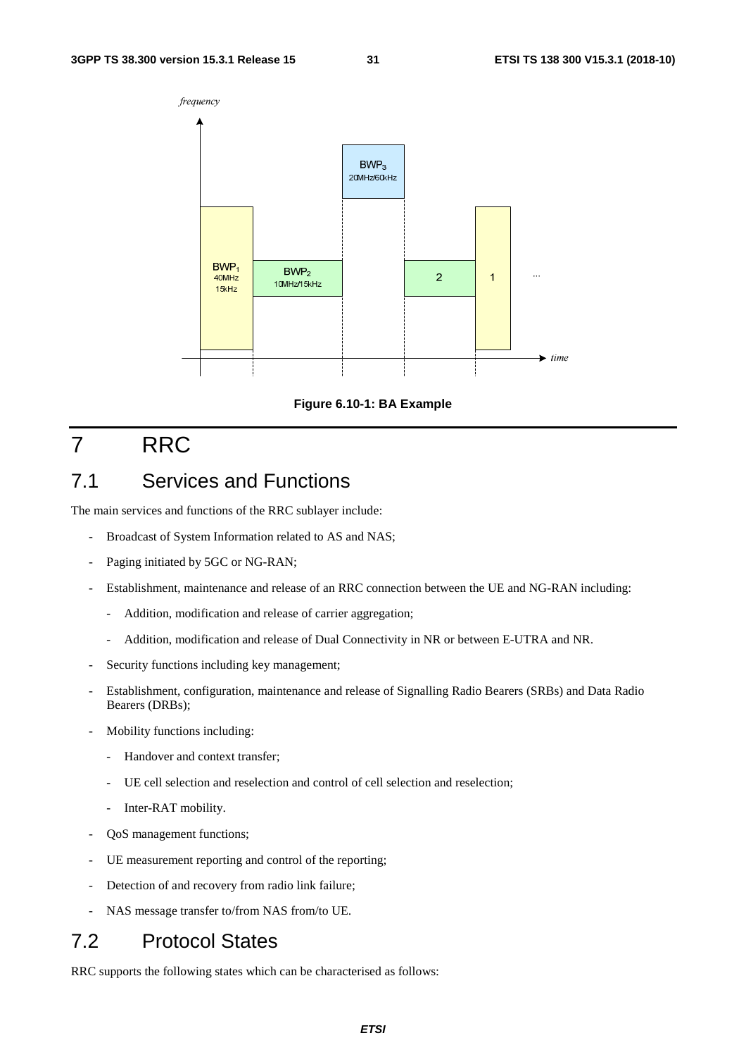Figure 6.10-1: BA Example

# 7 RRC

## 7.1 Services and Functions

The main services and functions of the RRC sublayer include:

- Broadcast of System Information related to AS and NAS;
- Paging initiated by 5GC or NG-RAN;
- Establishment, maintenance and release of an RRC connection between the UE and NG-RAN including:
  - Addition, modification and release of carrier aggregation;
  - Addition, modification and release of Dual Connectivity in NR or between E-UTRA and NR.
- Security functions including key management;
- Establishment, configuration, maintenance and release of Signalling Radio Bearers (SRBs) and Data Radio Bearers (DRBs);
- Mobility functions including:
  - Handover and context transfer;
  - UE cell selection and reselection and control of cell selection and reselection;
  - Inter-RAT mobility.
- QoS management functions;
- UE measurement reporting and control of the reporting;
- Detection of and recovery from radio link failure;
- NAS message transfer to/from NAS from/to UE.

## 7.2 Protocol States

RRC supports the following states which can be characterised as follows: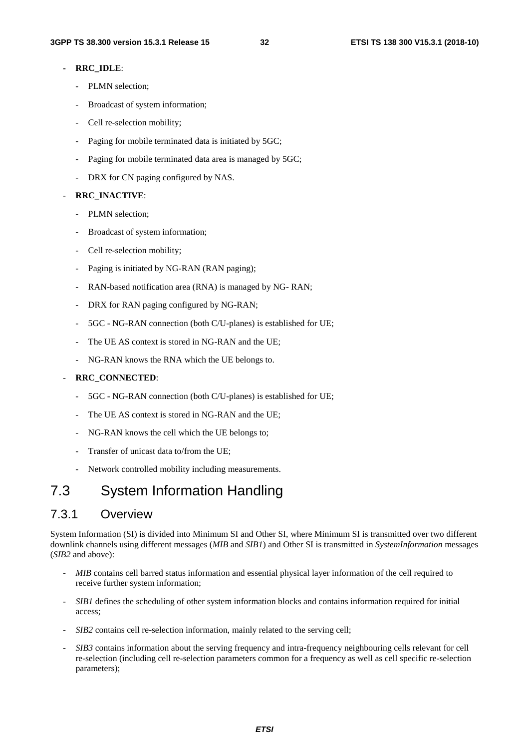- **RRC_IDLE**:
  - PLMN selection;
  - Broadcast of system information;
  - Cell re-selection mobility;
  - Paging for mobile terminated data is initiated by 5GC;
  - Paging for mobile terminated data area is managed by 5GC;
  - DRX for CN paging configured by NAS.
- **RRC_INACTIVE**:
  - PLMN selection;
  - Broadcast of system information;
  - Cell re-selection mobility;
  - Paging is initiated by NG-RAN (RAN paging);
  - RAN-based notification area (RNA) is managed by NG- RAN;
  - DRX for RAN paging configured by NG-RAN;
  - 5GC - NG-RAN connection (both C/U-planes) is established for UE;
  - The UE AS context is stored in NG-RAN and the UE;
  - NG-RAN knows the RNA which the UE belongs to.
- **RRC_CONNECTED**:
  - 5GC - NG-RAN connection (both C/U-planes) is established for UE;
  - The UE AS context is stored in NG-RAN and the UE;
  - NG-RAN knows the cell which the UE belongs to;
  - Transfer of unicast data to/from the UE;
  - Network controlled mobility including measurements.

## 7.3 System Information Handling

### 7.3.1 Overview

System Information (SI) is divided into Minimum SI and Other SI, where Minimum SI is transmitted over two different downlink channels using different messages (*MIB* and *SIB1*) and Other SI is transmitted in *SystemInformation* messages (*SIB2* and above):

- *MIB* contains cell barred status information and essential physical layer information of the cell required to receive further system information;
- *SIB1* defines the scheduling of other system information blocks and contains information required for initial access;
- *SIB2* contains cell re-selection information, mainly related to the serving cell;
- *SIB3* contains information about the serving frequency and intra-frequency neighbouring cells relevant for cell re-selection (including cell re-selection parameters common for a frequency as well as cell specific re-selection parameters);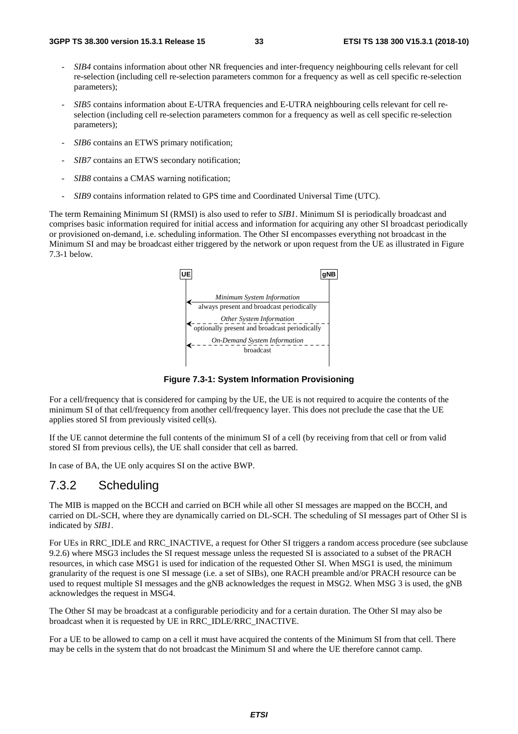- *SIB4* contains information about other NR frequencies and inter-frequency neighbouring cells relevant for cell re-selection (including cell re-selection parameters common for a frequency as well as cell specific re-selection parameters);

- *SIB5* contains information about E-UTRA frequencies and E-UTRA neighbouring cells relevant for cell re-selection (including cell re-selection parameters common for a frequency as well as cell specific re-selection parameters);

- *SIB6* contains an ETWS primary notification;

- *SIB7* contains an ETWS secondary notification;

- *SIB8* contains a CMAS warning notification;

- *SIB9* contains information related to GPS time and Coordinated Universal Time (UTC).

The term Remaining Minimum SI (RMSI) is also used to refer to *SIB1*. Minimum SI is periodically broadcast and comprises basic information required for initial access and information for acquiring any other SI broadcast periodically or provisioned on-demand, i.e. scheduling information. The Other SI encompasses everything not broadcast in the Minimum SI and may be broadcast either triggered by the network or upon request from the UE as illustrated in Figure 7.3-1 below.

UE | gNB

*Minimum System Information* — always present and broadcast periodically

*Other System Information* — optionally present and broadcast periodically

*On-Demand System Information* — broadcast

**Figure 7.3-1: System Information Provisioning**

For a cell/frequency that is considered for camping by the UE, the UE is not required to acquire the contents of the minimum SI of that cell/frequency from another cell/frequency layer. This does not preclude the case that the UE applies stored SI from previously visited cell(s).

If the UE cannot determine the full contents of the minimum SI of a cell (by receiving from that cell or from valid stored SI from previous cells), the UE shall consider that cell as barred.

In case of BA, the UE only acquires SI on the active BWP.

## 7.3.2 Scheduling

The MIB is mapped on the BCCH and carried on BCH while all other SI messages are mapped on the BCCH, and carried on DL-SCH, where they are dynamically carried on DL-SCH. The scheduling of SI messages part of Other SI is indicated by *SIB1*.

For UEs in RRC_IDLE and RRC_INACTIVE, a request for Other SI triggers a random access procedure (see subclause 9.2.6) where MSG3 includes the SI request message unless the requested SI is associated to a subset of the PRACH resources, in which case MSG1 is used for indication of the requested Other SI. When MSG1 is used, the minimum granularity of the request is one SI message (i.e. a set of SIBs), one RACH preamble and/or PRACH resource can be used to request multiple SI messages and the gNB acknowledges the request in MSG2. When MSG 3 is used, the gNB acknowledges the request in MSG4.

The Other SI may be broadcast at a configurable periodicity and for a certain duration. The Other SI may also be broadcast when it is requested by UE in RRC_IDLE/RRC_INACTIVE.

For a UE to be allowed to camp on a cell it must have acquired the contents of the Minimum SI from that cell. There may be cells in the system that do not broadcast the Minimum SI and where the UE therefore cannot camp.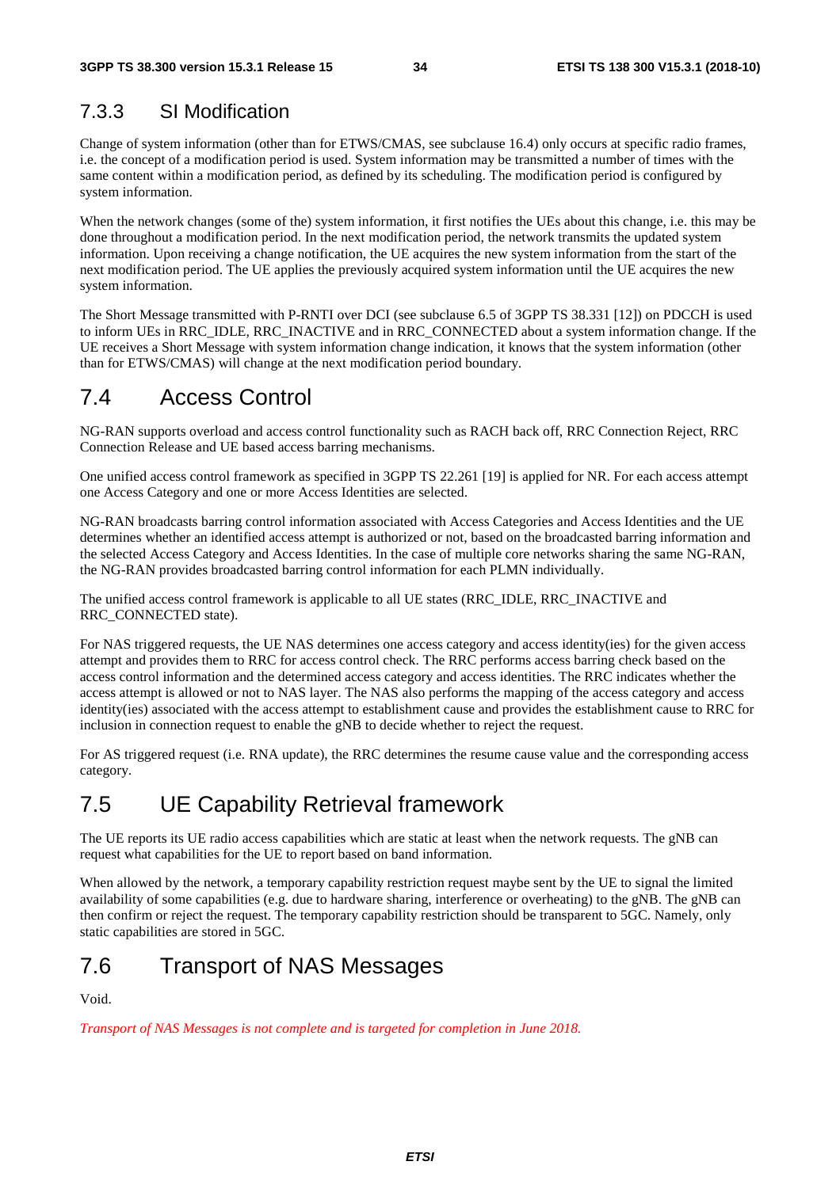### 7.3.3 SI Modification

Change of system information (other than for ETWS/CMAS, see subclause 16.4) only occurs at specific radio frames, i.e. the concept of a modification period is used. System information may be transmitted a number of times with the same content within a modification period, as defined by its scheduling. The modification period is configured by system information.

When the network changes (some of the) system information, it first notifies the UEs about this change, i.e. this may be done throughout a modification period. In the next modification period, the network transmits the updated system information. Upon receiving a change notification, the UE acquires the new system information from the start of the next modification period. The UE applies the previously acquired system information until the UE acquires the new system information.

The Short Message transmitted with P-RNTI over DCI (see subclause 6.5 of 3GPP TS 38.331 [12]) on PDCCH is used to inform UEs in RRC_IDLE, RRC_INACTIVE and in RRC_CONNECTED about a system information change. If the UE receives a Short Message with system information change indication, it knows that the system information (other than for ETWS/CMAS) will change at the next modification period boundary.

## 7.4 Access Control

NG-RAN supports overload and access control functionality such as RACH back off, RRC Connection Reject, RRC Connection Release and UE based access barring mechanisms.

One unified access control framework as specified in 3GPP TS 22.261 [19] is applied for NR. For each access attempt one Access Category and one or more Access Identities are selected.

NG-RAN broadcasts barring control information associated with Access Categories and Access Identities and the UE determines whether an identified access attempt is authorized or not, based on the broadcasted barring information and the selected Access Category and Access Identities. In the case of multiple core networks sharing the same NG-RAN, the NG-RAN provides broadcasted barring control information for each PLMN individually.

The unified access control framework is applicable to all UE states (RRC_IDLE, RRC_INACTIVE and RRC_CONNECTED state).

For NAS triggered requests, the UE NAS determines one access category and access identity(ies) for the given access attempt and provides them to RRC for access control check. The RRC performs access barring check based on the access control information and the determined access category and access identities. The RRC indicates whether the access attempt is allowed or not to NAS layer. The NAS also performs the mapping of the access category and access identity(ies) associated with the access attempt to establishment cause and provides the establishment cause to RRC for inclusion in connection request to enable the gNB to decide whether to reject the request.

For AS triggered request (i.e. RNA update), the RRC determines the resume cause value and the corresponding access category.

## 7.5 UE Capability Retrieval framework

The UE reports its UE radio access capabilities which are static at least when the network requests. The gNB can request what capabilities for the UE to report based on band information.

When allowed by the network, a temporary capability restriction request maybe sent by the UE to signal the limited availability of some capabilities (e.g. due to hardware sharing, interference or overheating) to the gNB. The gNB can then confirm or reject the request. The temporary capability restriction should be transparent to 5GC. Namely, only static capabilities are stored in 5GC.

## 7.6 Transport of NAS Messages

Void.

*Transport of NAS Messages is not complete and is targeted for completion in June 2018.*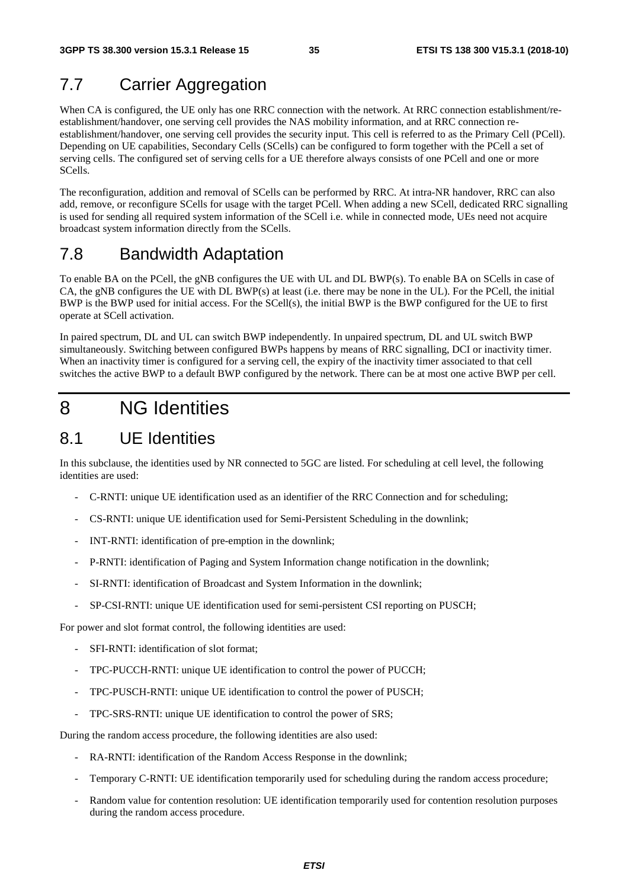## 7.7 Carrier Aggregation

When CA is configured, the UE only has one RRC connection with the network. At RRC connection establishment/re-establishment/handover, one serving cell provides the NAS mobility information, and at RRC connection re-establishment/handover, one serving cell provides the security input. This cell is referred to as the Primary Cell (PCell). Depending on UE capabilities, Secondary Cells (SCells) can be configured to form together with the PCell a set of serving cells. The configured set of serving cells for a UE therefore always consists of one PCell and one or more SCells.

The reconfiguration, addition and removal of SCells can be performed by RRC. At intra-NR handover, RRC can also add, remove, or reconfigure SCells for usage with the target PCell. When adding a new SCell, dedicated RRC signalling is used for sending all required system information of the SCell i.e. while in connected mode, UEs need not acquire broadcast system information directly from the SCells.

## 7.8 Bandwidth Adaptation

To enable BA on the PCell, the gNB configures the UE with UL and DL BWP(s). To enable BA on SCells in case of CA, the gNB configures the UE with DL BWP(s) at least (i.e. there may be none in the UL). For the PCell, the initial BWP is the BWP used for initial access. For the SCell(s), the initial BWP is the BWP configured for the UE to first operate at SCell activation.

In paired spectrum, DL and UL can switch BWP independently. In unpaired spectrum, DL and UL switch BWP simultaneously. Switching between configured BWPs happens by means of RRC signalling, DCI or inactivity timer. When an inactivity timer is configured for a serving cell, the expiry of the inactivity timer associated to that cell switches the active BWP to a default BWP configured by the network. There can be at most one active BWP per cell.

# 8 NG Identities

## 8.1 UE Identities

In this subclause, the identities used by NR connected to 5GC are listed. For scheduling at cell level, the following identities are used:

- C-RNTI: unique UE identification used as an identifier of the RRC Connection and for scheduling;
- CS-RNTI: unique UE identification used for Semi-Persistent Scheduling in the downlink;
- INT-RNTI: identification of pre-emption in the downlink;
- P-RNTI: identification of Paging and System Information change notification in the downlink;
- SI-RNTI: identification of Broadcast and System Information in the downlink;
- SP-CSI-RNTI: unique UE identification used for semi-persistent CSI reporting on PUSCH;

For power and slot format control, the following identities are used:

- SFI-RNTI: identification of slot format;
- TPC-PUCCH-RNTI: unique UE identification to control the power of PUCCH;
- TPC-PUSCH-RNTI: unique UE identification to control the power of PUSCH;
- TPC-SRS-RNTI: unique UE identification to control the power of SRS;

During the random access procedure, the following identities are also used:

- RA-RNTI: identification of the Random Access Response in the downlink;
- Temporary C-RNTI: UE identification temporarily used for scheduling during the random access procedure;
- Random value for contention resolution: UE identification temporarily used for contention resolution purposes during the random access procedure.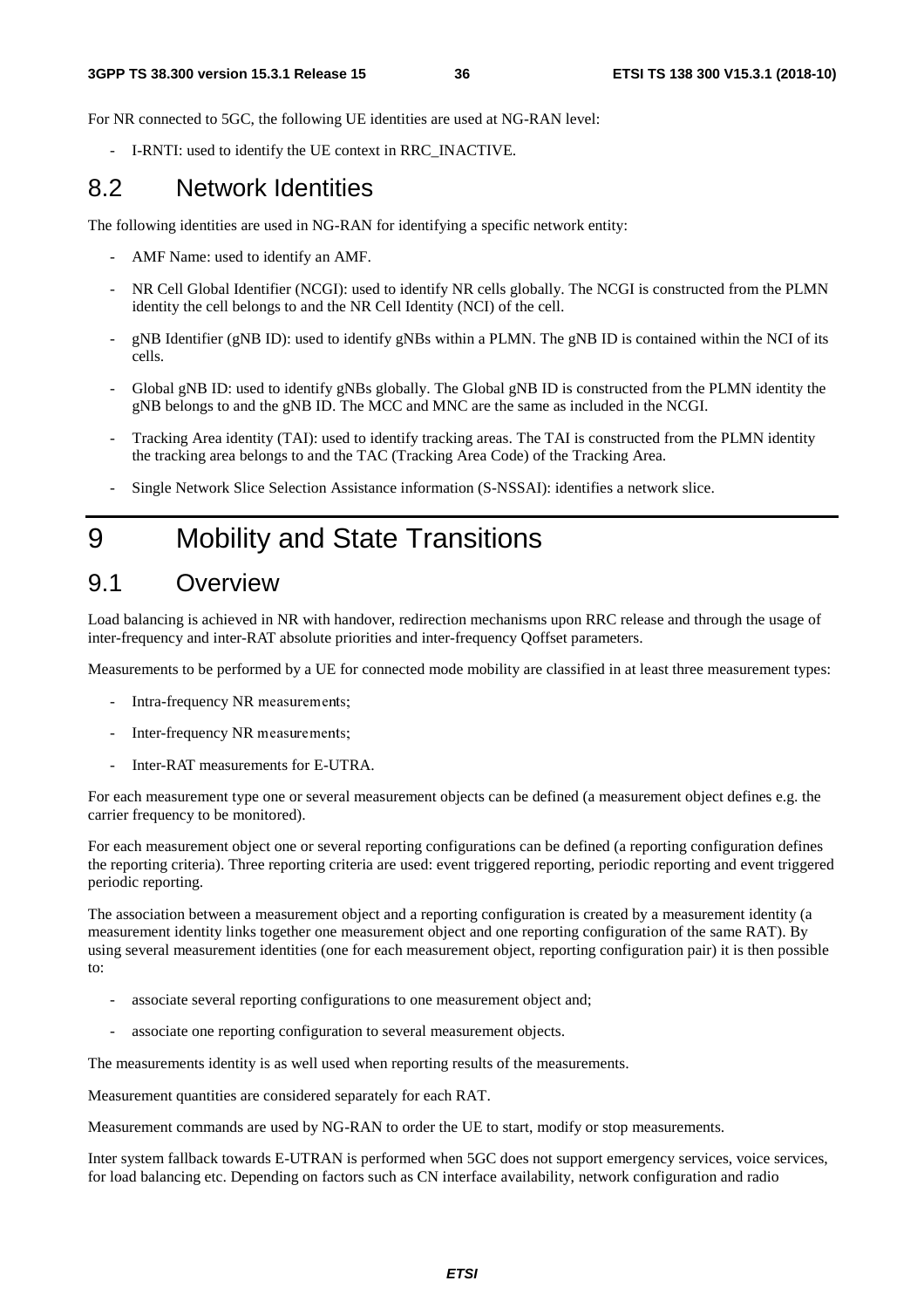For NR connected to 5GC, the following UE identities are used at NG-RAN level:

- I-RNTI: used to identify the UE context in RRC_INACTIVE.

## 8.2 Network Identities

The following identities are used in NG-RAN for identifying a specific network entity:

- AMF Name: used to identify an AMF.
- NR Cell Global Identifier (NCGI): used to identify NR cells globally. The NCGI is constructed from the PLMN identity the cell belongs to and the NR Cell Identity (NCI) of the cell.
- gNB Identifier (gNB ID): used to identify gNBs within a PLMN. The gNB ID is contained within the NCI of its cells.
- Global gNB ID: used to identify gNBs globally. The Global gNB ID is constructed from the PLMN identity the gNB belongs to and the gNB ID. The MCC and MNC are the same as included in the NCGI.
- Tracking Area identity (TAI): used to identify tracking areas. The TAI is constructed from the PLMN identity the tracking area belongs to and the TAC (Tracking Area Code) of the Tracking Area.
- Single Network Slice Selection Assistance information (S-NSSAI): identifies a network slice.

# 9 Mobility and State Transitions

## 9.1 Overview

Load balancing is achieved in NR with handover, redirection mechanisms upon RRC release and through the usage of inter-frequency and inter-RAT absolute priorities and inter-frequency Qoffset parameters.

Measurements to be performed by a UE for connected mode mobility are classified in at least three measurement types:

- Intra-frequency NR measurements;
- Inter-frequency NR measurements;
- Inter-RAT measurements for E-UTRA.

For each measurement type one or several measurement objects can be defined (a measurement object defines e.g. the carrier frequency to be monitored).

For each measurement object one or several reporting configurations can be defined (a reporting configuration defines the reporting criteria). Three reporting criteria are used: event triggered reporting, periodic reporting and event triggered periodic reporting.

The association between a measurement object and a reporting configuration is created by a measurement identity (a measurement identity links together one measurement object and one reporting configuration of the same RAT). By using several measurement identities (one for each measurement object, reporting configuration pair) it is then possible to:

- associate several reporting configurations to one measurement object and;
- associate one reporting configuration to several measurement objects.

The measurements identity is as well used when reporting results of the measurements.

Measurement quantities are considered separately for each RAT.

Measurement commands are used by NG-RAN to order the UE to start, modify or stop measurements.

Inter system fallback towards E-UTRAN is performed when 5GC does not support emergency services, voice services, for load balancing etc. Depending on factors such as CN interface availability, network configuration and radio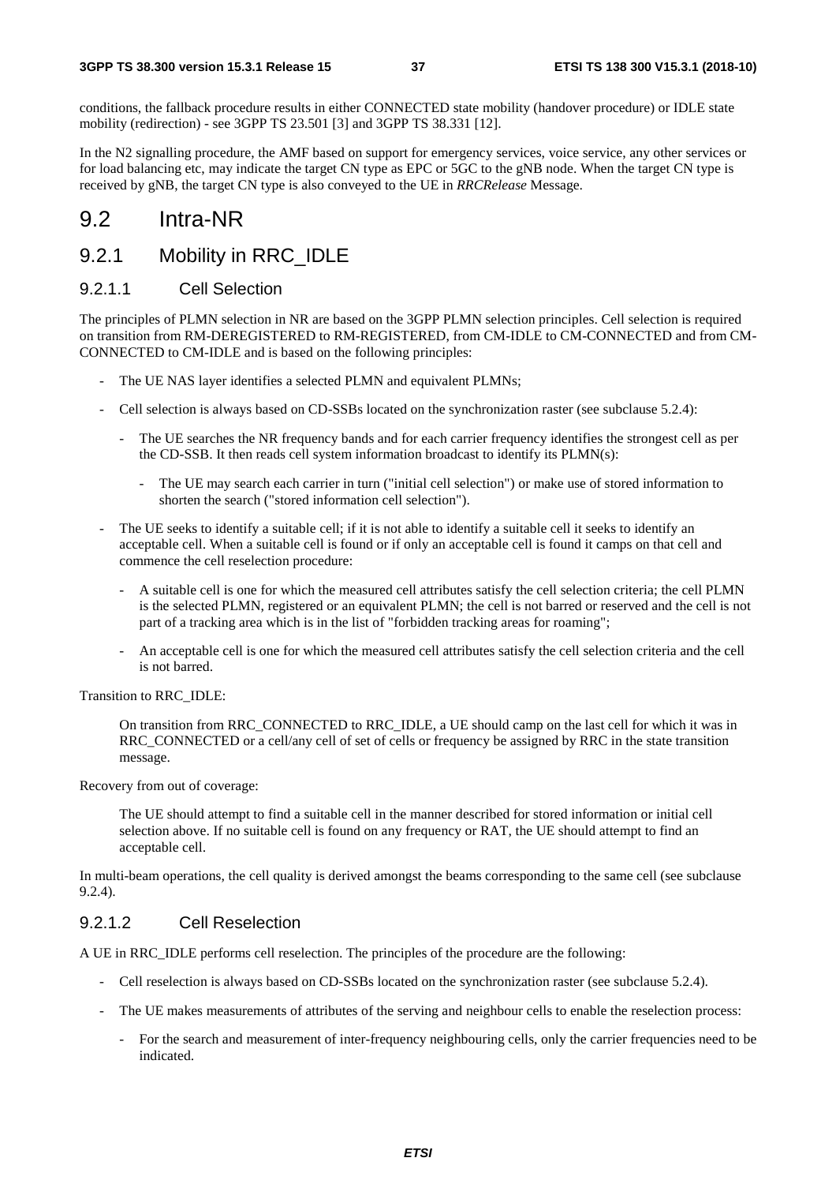conditions, the fallback procedure results in either CONNECTED state mobility (handover procedure) or IDLE state mobility (redirection) - see 3GPP TS 23.501 [3] and 3GPP TS 38.331 [12].

In the N2 signalling procedure, the AMF based on support for emergency services, voice service, any other services or for load balancing etc, may indicate the target CN type as EPC or 5GC to the gNB node. When the target CN type is received by gNB, the target CN type is also conveyed to the UE in *RRCRelease* Message.

# 9.2 Intra-NR

## 9.2.1 Mobility in RRC_IDLE

### 9.2.1.1 Cell Selection

The principles of PLMN selection in NR are based on the 3GPP PLMN selection principles. Cell selection is required on transition from RM-DEREGISTERED to RM-REGISTERED, from CM-IDLE to CM-CONNECTED and from CM-CONNECTED to CM-IDLE and is based on the following principles:

- The UE NAS layer identifies a selected PLMN and equivalent PLMNs;
- Cell selection is always based on CD-SSBs located on the synchronization raster (see subclause 5.2.4):
  - The UE searches the NR frequency bands and for each carrier frequency identifies the strongest cell as per the CD-SSB. It then reads cell system information broadcast to identify its PLMN(s):
    - The UE may search each carrier in turn ("initial cell selection") or make use of stored information to shorten the search ("stored information cell selection").
- The UE seeks to identify a suitable cell; if it is not able to identify a suitable cell it seeks to identify an acceptable cell. When a suitable cell is found or if only an acceptable cell is found it camps on that cell and commence the cell reselection procedure:
  - A suitable cell is one for which the measured cell attributes satisfy the cell selection criteria; the cell PLMN is the selected PLMN, registered or an equivalent PLMN; the cell is not barred or reserved and the cell is not part of a tracking area which is in the list of "forbidden tracking areas for roaming";
  - An acceptable cell is one for which the measured cell attributes satisfy the cell selection criteria and the cell is not barred.

Transition to RRC_IDLE:

> On transition from RRC_CONNECTED to RRC_IDLE, a UE should camp on the last cell for which it was in RRC_CONNECTED or a cell/any cell of set of cells or frequency be assigned by RRC in the state transition message.

Recovery from out of coverage:

> The UE should attempt to find a suitable cell in the manner described for stored information or initial cell selection above. If no suitable cell is found on any frequency or RAT, the UE should attempt to find an acceptable cell.

In multi-beam operations, the cell quality is derived amongst the beams corresponding to the same cell (see subclause 9.2.4).

### 9.2.1.2 Cell Reselection

A UE in RRC_IDLE performs cell reselection. The principles of the procedure are the following:

- Cell reselection is always based on CD-SSBs located on the synchronization raster (see subclause 5.2.4).
- The UE makes measurements of attributes of the serving and neighbour cells to enable the reselection process:
  - For the search and measurement of inter-frequency neighbouring cells, only the carrier frequencies need to be indicated.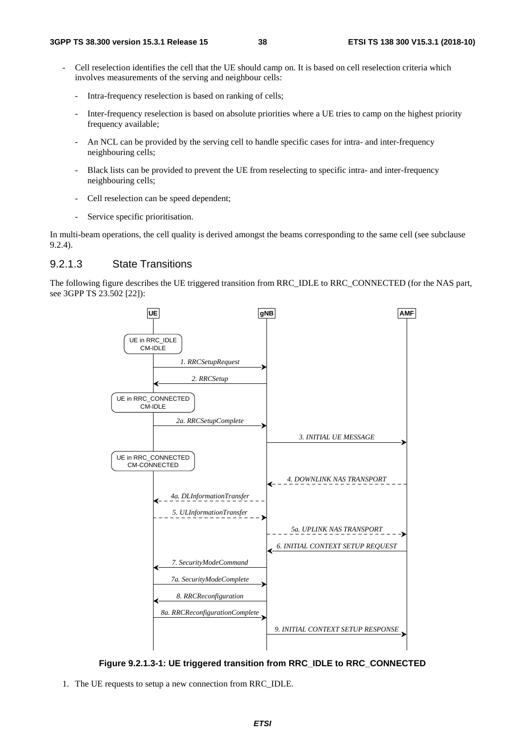- Cell reselection identifies the cell that the UE should camp on. It is based on cell reselection criteria which involves measurements of the serving and neighbour cells:
  - Intra-frequency reselection is based on ranking of cells;
  - Inter-frequency reselection is based on absolute priorities where a UE tries to camp on the highest priority frequency available;
  - An NCL can be provided by the serving cell to handle specific cases for intra- and inter-frequency neighbouring cells;
  - Black lists can be provided to prevent the UE from reselecting to specific intra- and inter-frequency neighbouring cells;
  - Cell reselection can be speed dependent;
  - Service specific prioritisation.

In multi-beam operations, the cell quality is derived amongst the beams corresponding to the same cell (see subclause 9.2.4).

### 9.2.1.3 State Transitions

The following figure describes the UE triggered transition from RRC_IDLE to RRC_CONNECTED (for the NAS part, see 3GPP TS 23.502 [22]):

**Figure 9.2.1.3-1: UE triggered transition from RRC_IDLE to RRC_CONNECTED**

1. The UE requests to setup a new connection from RRC_IDLE.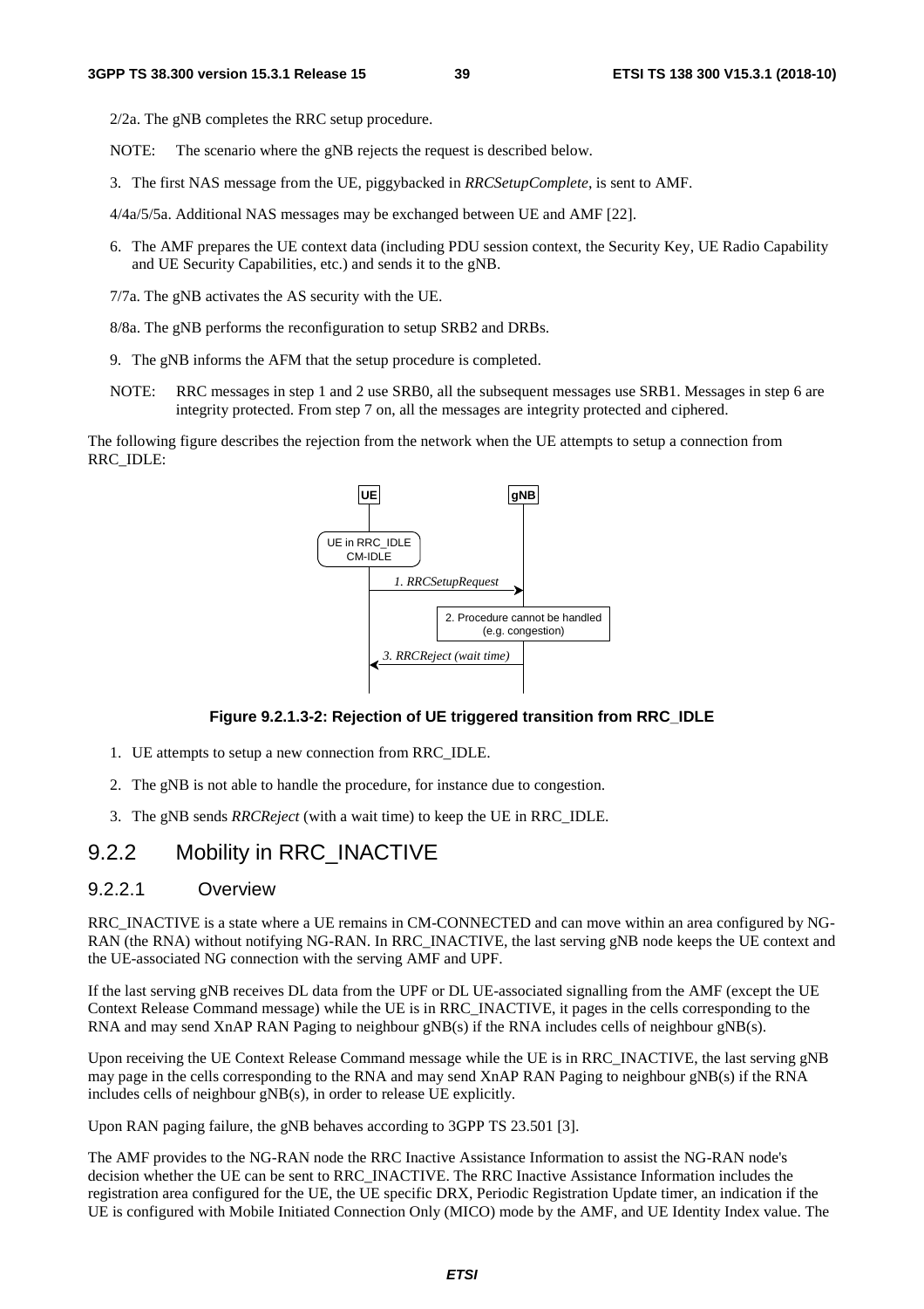2/2a. The gNB completes the RRC setup procedure.

NOTE: The scenario where the gNB rejects the request is described below.

3. The first NAS message from the UE, piggybacked in *RRCSetupComplete*, is sent to AMF.

4/4a/5/5a. Additional NAS messages may be exchanged between UE and AMF [22].

6. The AMF prepares the UE context data (including PDU session context, the Security Key, UE Radio Capability and UE Security Capabilities, etc.) and sends it to the gNB.

7/7a. The gNB activates the AS security with the UE.

8/8a. The gNB performs the reconfiguration to setup SRB2 and DRBs.

9. The gNB informs the AFM that the setup procedure is completed.

NOTE: RRC messages in step 1 and 2 use SRB0, all the subsequent messages use SRB1. Messages in step 6 are integrity protected. From step 7 on, all the messages are integrity protected and ciphered.

The following figure describes the rejection from the network when the UE attempts to setup a connection from RRC_IDLE:

**Figure 9.2.1.3-2: Rejection of UE triggered transition from RRC_IDLE**

1. UE attempts to setup a new connection from RRC_IDLE.
2. The gNB is not able to handle the procedure, for instance due to congestion.
3. The gNB sends *RRCReject* (with a wait time) to keep the UE in RRC_IDLE.

## 9.2.2 Mobility in RRC_INACTIVE

### 9.2.2.1 Overview

RRC_INACTIVE is a state where a UE remains in CM-CONNECTED and can move within an area configured by NG-RAN (the RNA) without notifying NG-RAN. In RRC_INACTIVE, the last serving gNB node keeps the UE context and the UE-associated NG connection with the serving AMF and UPF.

If the last serving gNB receives DL data from the UPF or DL UE-associated signalling from the AMF (except the UE Context Release Command message) while the UE is in RRC_INACTIVE, it pages in the cells corresponding to the RNA and may send XnAP RAN Paging to neighbour gNB(s) if the RNA includes cells of neighbour gNB(s).

Upon receiving the UE Context Release Command message while the UE is in RRC_INACTIVE, the last serving gNB may page in the cells corresponding to the RNA and may send XnAP RAN Paging to neighbour gNB(s) if the RNA includes cells of neighbour gNB(s), in order to release UE explicitly.

Upon RAN paging failure, the gNB behaves according to 3GPP TS 23.501 [3].

The AMF provides to the NG-RAN node the RRC Inactive Assistance Information to assist the NG-RAN node's decision whether the UE can be sent to RRC_INACTIVE. The RRC Inactive Assistance Information includes the registration area configured for the UE, the UE specific DRX, Periodic Registration Update timer, an indication if the UE is configured with Mobile Initiated Connection Only (MICO) mode by the AMF, and UE Identity Index value. The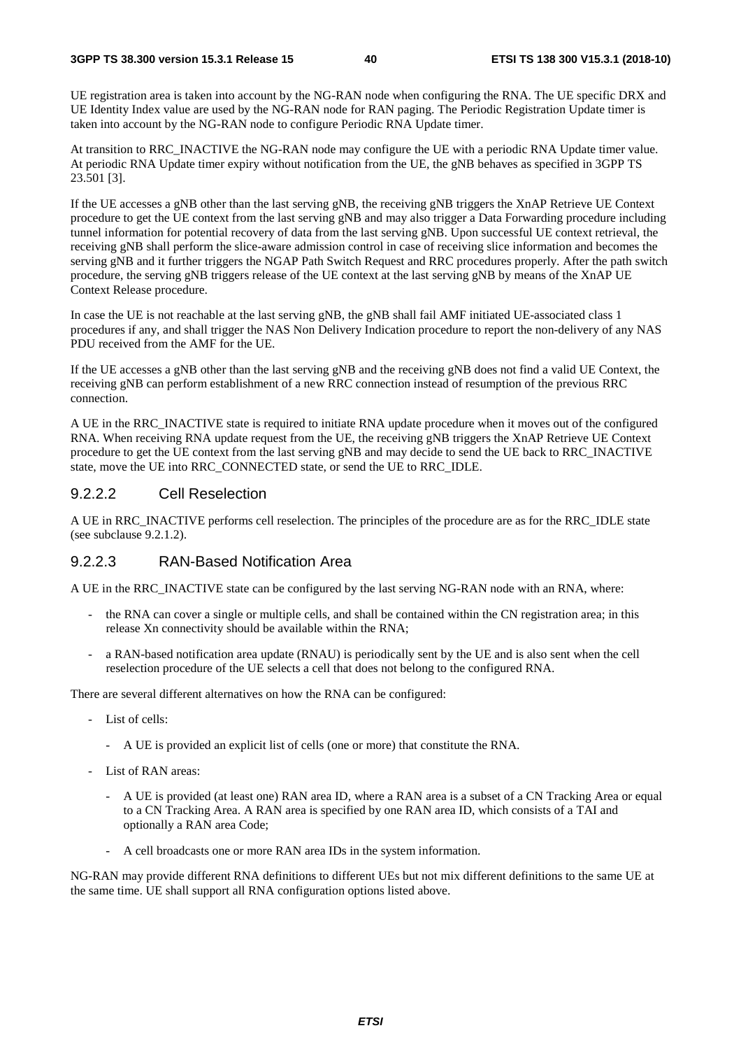UE registration area is taken into account by the NG-RAN node when configuring the RNA. The UE specific DRX and UE Identity Index value are used by the NG-RAN node for RAN paging. The Periodic Registration Update timer is taken into account by the NG-RAN node to configure Periodic RNA Update timer.

At transition to RRC_INACTIVE the NG-RAN node may configure the UE with a periodic RNA Update timer value. At periodic RNA Update timer expiry without notification from the UE, the gNB behaves as specified in 3GPP TS 23.501 [3].

If the UE accesses a gNB other than the last serving gNB, the receiving gNB triggers the XnAP Retrieve UE Context procedure to get the UE context from the last serving gNB and may also trigger a Data Forwarding procedure including tunnel information for potential recovery of data from the last serving gNB. Upon successful UE context retrieval, the receiving gNB shall perform the slice-aware admission control in case of receiving slice information and becomes the serving gNB and it further triggers the NGAP Path Switch Request and RRC procedures properly. After the path switch procedure, the serving gNB triggers release of the UE context at the last serving gNB by means of the XnAP UE Context Release procedure.

In case the UE is not reachable at the last serving gNB, the gNB shall fail AMF initiated UE-associated class 1 procedures if any, and shall trigger the NAS Non Delivery Indication procedure to report the non-delivery of any NAS PDU received from the AMF for the UE.

If the UE accesses a gNB other than the last serving gNB and the receiving gNB does not find a valid UE Context, the receiving gNB can perform establishment of a new RRC connection instead of resumption of the previous RRC connection.

A UE in the RRC_INACTIVE state is required to initiate RNA update procedure when it moves out of the configured RNA. When receiving RNA update request from the UE, the receiving gNB triggers the XnAP Retrieve UE Context procedure to get the UE context from the last serving gNB and may decide to send the UE back to RRC_INACTIVE state, move the UE into RRC_CONNECTED state, or send the UE to RRC_IDLE.

#### 9.2.2.2 Cell Reselection

A UE in RRC_INACTIVE performs cell reselection. The principles of the procedure are as for the RRC_IDLE state (see subclause 9.2.1.2).

#### 9.2.2.3 RAN-Based Notification Area

A UE in the RRC_INACTIVE state can be configured by the last serving NG-RAN node with an RNA, where:

- the RNA can cover a single or multiple cells, and shall be contained within the CN registration area; in this release Xn connectivity should be available within the RNA;
- a RAN-based notification area update (RNAU) is periodically sent by the UE and is also sent when the cell reselection procedure of the UE selects a cell that does not belong to the configured RNA.

There are several different alternatives on how the RNA can be configured:

- List of cells:
  - A UE is provided an explicit list of cells (one or more) that constitute the RNA.
- List of RAN areas:
  - A UE is provided (at least one) RAN area ID, where a RAN area is a subset of a CN Tracking Area or equal to a CN Tracking Area. A RAN area is specified by one RAN area ID, which consists of a TAI and optionally a RAN area Code;
  - A cell broadcasts one or more RAN area IDs in the system information.

NG-RAN may provide different RNA definitions to different UEs but not mix different definitions to the same UE at the same time. UE shall support all RNA configuration options listed above.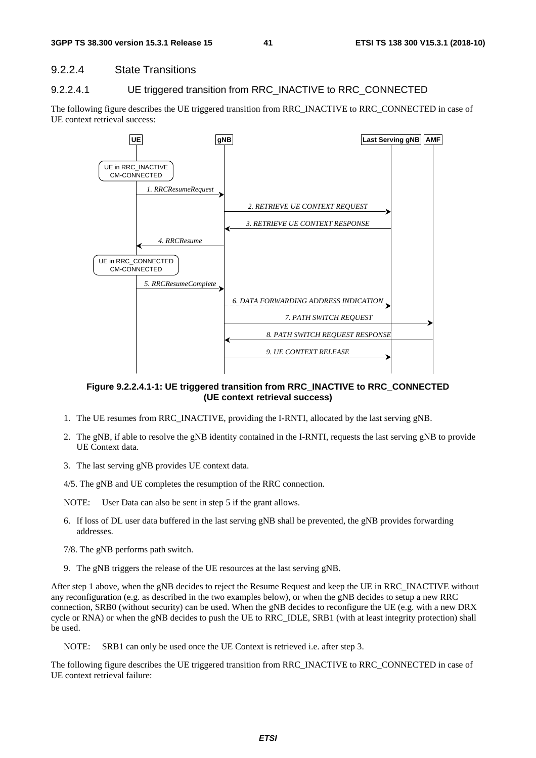### 9.2.2.4 State Transitions

#### 9.2.2.4.1 UE triggered transition from RRC_INACTIVE to RRC_CONNECTED

The following figure describes the UE triggered transition from RRC_INACTIVE to RRC_CONNECTED in case of UE context retrieval success:

**Figure 9.2.2.4.1-1: UE triggered transition from RRC_INACTIVE to RRC_CONNECTED (UE context retrieval success)**

1. The UE resumes from RRC_INACTIVE, providing the I-RNTI, allocated by the last serving gNB.
2. The gNB, if able to resolve the gNB identity contained in the I-RNTI, requests the last serving gNB to provide UE Context data.
3. The last serving gNB provides UE context data.

4/5. The gNB and UE completes the resumption of the RRC connection.

NOTE: User Data can also be sent in step 5 if the grant allows.

6. If loss of DL user data buffered in the last serving gNB shall be prevented, the gNB provides forwarding addresses.

7/8. The gNB performs path switch.

9. The gNB triggers the release of the UE resources at the last serving gNB.

After step 1 above, when the gNB decides to reject the Resume Request and keep the UE in RRC_INACTIVE without any reconfiguration (e.g. as described in the two examples below), or when the gNB decides to setup a new RRC connection, SRB0 (without security) can be used. When the gNB decides to reconfigure the UE (e.g. with a new DRX cycle or RNA) or when the gNB decides to push the UE to RRC_IDLE, SRB1 (with at least integrity protection) shall be used.

NOTE: SRB1 can only be used once the UE Context is retrieved i.e. after step 3.

The following figure describes the UE triggered transition from RRC_INACTIVE to RRC_CONNECTED in case of UE context retrieval failure: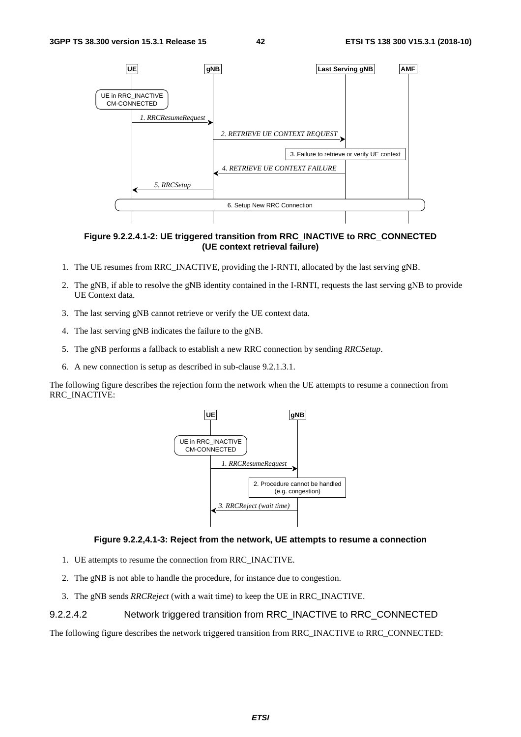**Figure 9.2.2.4.1-2: UE triggered transition from RRC_INACTIVE to RRC_CONNECTED (UE context retrieval failure)**

1. The UE resumes from RRC_INACTIVE, providing the I-RNTI, allocated by the last serving gNB.
2. The gNB, if able to resolve the gNB identity contained in the I-RNTI, requests the last serving gNB to provide UE Context data.
3. The last serving gNB cannot retrieve or verify the UE context data.
4. The last serving gNB indicates the failure to the gNB.
5. The gNB performs a fallback to establish a new RRC connection by sending *RRCSetup*.
6. A new connection is setup as described in sub-clause 9.2.1.3.1.

The following figure describes the rejection form the network when the UE attempts to resume a connection from RRC_INACTIVE:

**Figure 9.2.2,4.1-3: Reject from the network, UE attempts to resume a connection**

1. UE attempts to resume the connection from RRC_INACTIVE.
2. The gNB is not able to handle the procedure, for instance due to congestion.
3. The gNB sends *RRCReject* (with a wait time) to keep the UE in RRC_INACTIVE.

#### 9.2.2.4.2 Network triggered transition from RRC_INACTIVE to RRC_CONNECTED

The following figure describes the network triggered transition from RRC_INACTIVE to RRC_CONNECTED: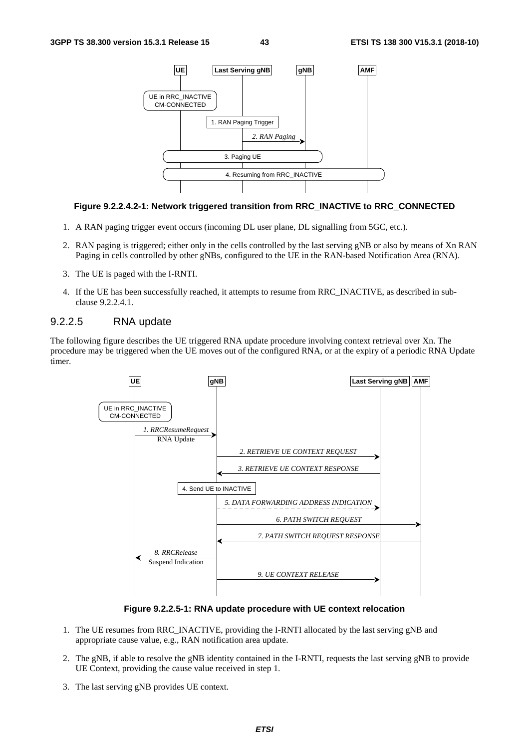**Figure 9.2.2.4.2-1: Network triggered transition from RRC_INACTIVE to RRC_CONNECTED**

1. A RAN paging trigger event occurs (incoming DL user plane, DL signalling from 5GC, etc.).
2. RAN paging is triggered; either only in the cells controlled by the last serving gNB or also by means of Xn RAN Paging in cells controlled by other gNBs, configured to the UE in the RAN-based Notification Area (RNA).
3. The UE is paged with the I-RNTI.
4. If the UE has been successfully reached, it attempts to resume from RRC_INACTIVE, as described in sub-clause 9.2.2.4.1.

### 9.2.2.5 RNA update

The following figure describes the UE triggered RNA update procedure involving context retrieval over Xn. The procedure may be triggered when the UE moves out of the configured RNA, or at the expiry of a periodic RNA Update timer.

**Figure 9.2.2.5-1: RNA update procedure with UE context relocation**

1. The UE resumes from RRC_INACTIVE, providing the I-RNTI allocated by the last serving gNB and appropriate cause value, e.g., RAN notification area update.
2. The gNB, if able to resolve the gNB identity contained in the I-RNTI, requests the last serving gNB to provide UE Context, providing the cause value received in step 1.
3. The last serving gNB provides UE context.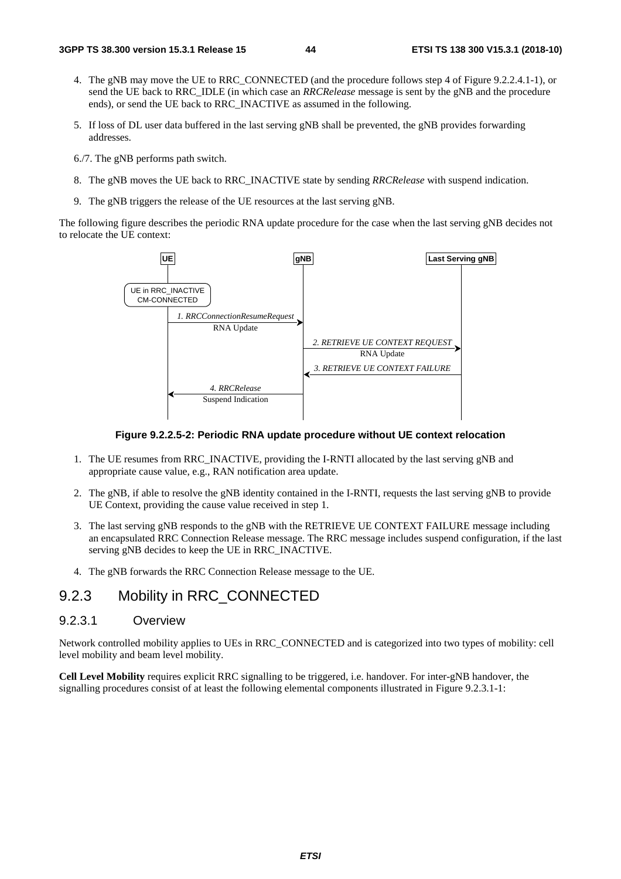4. The gNB may move the UE to RRC_CONNECTED (and the procedure follows step 4 of Figure 9.2.2.4.1-1), or send the UE back to RRC_IDLE (in which case an *RRCRelease* message is sent by the gNB and the procedure ends), or send the UE back to RRC_INACTIVE as assumed in the following.

5. If loss of DL user data buffered in the last serving gNB shall be prevented, the gNB provides forwarding addresses.

6./7. The gNB performs path switch.

8. The gNB moves the UE back to RRC_INACTIVE state by sending *RRCRelease* with suspend indication.

9. The gNB triggers the release of the UE resources at the last serving gNB.

The following figure describes the periodic RNA update procedure for the case when the last serving gNB decides not to relocate the UE context:

UE | gNB | Last Serving gNB

UE in RRC_INACTIVE CM-CONNECTED

*1. RRCConnectionResumeRequest* RNA Update

*2. RETRIEVE UE CONTEXT REQUEST* RNA Update

*3. RETRIEVE UE CONTEXT FAILURE*

*4. RRCRelease* Suspend Indication

**Figure 9.2.2.5-2: Periodic RNA update procedure without UE context relocation**

1. The UE resumes from RRC_INACTIVE, providing the I-RNTI allocated by the last serving gNB and appropriate cause value, e.g., RAN notification area update.

2. The gNB, if able to resolve the gNB identity contained in the I-RNTI, requests the last serving gNB to provide UE Context, providing the cause value received in step 1.

3. The last serving gNB responds to the gNB with the RETRIEVE UE CONTEXT FAILURE message including an encapsulated RRC Connection Release message. The RRC message includes suspend configuration, if the last serving gNB decides to keep the UE in RRC_INACTIVE.

4. The gNB forwards the RRC Connection Release message to the UE.

## 9.2.3 Mobility in RRC_CONNECTED

### 9.2.3.1 Overview

Network controlled mobility applies to UEs in RRC_CONNECTED and is categorized into two types of mobility: cell level mobility and beam level mobility.

**Cell Level Mobility** requires explicit RRC signalling to be triggered, i.e. handover. For inter-gNB handover, the signalling procedures consist of at least the following elemental components illustrated in Figure 9.2.3.1-1: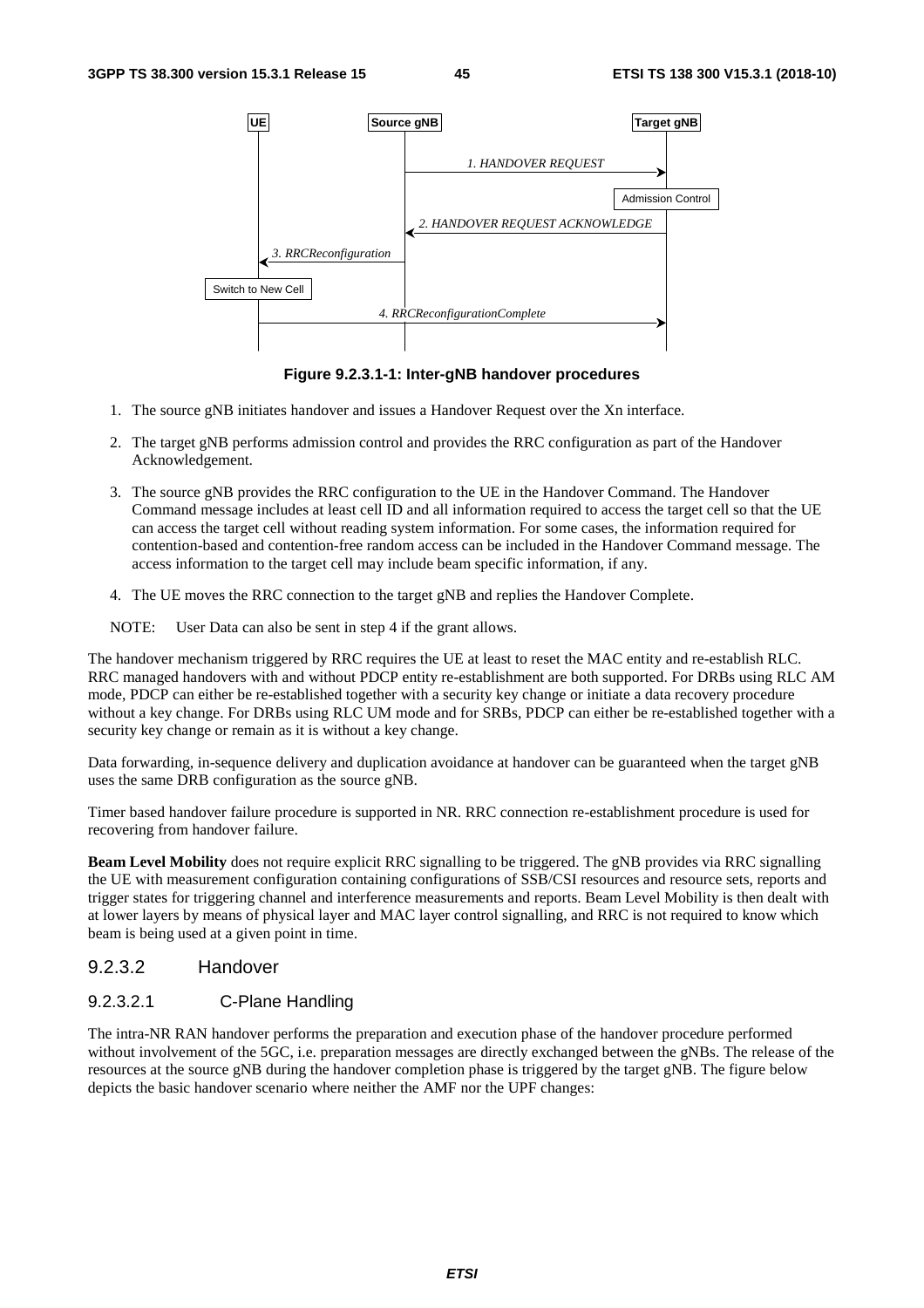Figure 9.2.3.1-1: Inter-gNB handover procedures

1. The source gNB initiates handover and issues a Handover Request over the Xn interface.
2. The target gNB performs admission control and provides the RRC configuration as part of the Handover Acknowledgement.
3. The source gNB provides the RRC configuration to the UE in the Handover Command. The Handover Command message includes at least cell ID and all information required to access the target cell so that the UE can access the target cell without reading system information. For some cases, the information required for contention-based and contention-free random access can be included in the Handover Command message. The access information to the target cell may include beam specific information, if any.
4. The UE moves the RRC connection to the target gNB and replies the Handover Complete.

NOTE: User Data can also be sent in step 4 if the grant allows.

The handover mechanism triggered by RRC requires the UE at least to reset the MAC entity and re-establish RLC. RRC managed handovers with and without PDCP entity re-establishment are both supported. For DRBs using RLC AM mode, PDCP can either be re-established together with a security key change or initiate a data recovery procedure without a key change. For DRBs using RLC UM mode and for SRBs, PDCP can either be re-established together with a security key change or remain as it is without a key change.

Data forwarding, in-sequence delivery and duplication avoidance at handover can be guaranteed when the target gNB uses the same DRB configuration as the source gNB.

Timer based handover failure procedure is supported in NR. RRC connection re-establishment procedure is used for recovering from handover failure.

**Beam Level Mobility** does not require explicit RRC signalling to be triggered. The gNB provides via RRC signalling the UE with measurement configuration containing configurations of SSB/CSI resources and resource sets, reports and trigger states for triggering channel and interference measurements and reports. Beam Level Mobility is then dealt with at lower layers by means of physical layer and MAC layer control signalling, and RRC is not required to know which beam is being used at a given point in time.

### 9.2.3.2 Handover

#### 9.2.3.2.1 C-Plane Handling

The intra-NR RAN handover performs the preparation and execution phase of the handover procedure performed without involvement of the 5GC, i.e. preparation messages are directly exchanged between the gNBs. The release of the resources at the source gNB during the handover completion phase is triggered by the target gNB. The figure below depicts the basic handover scenario where neither the AMF nor the UPF changes: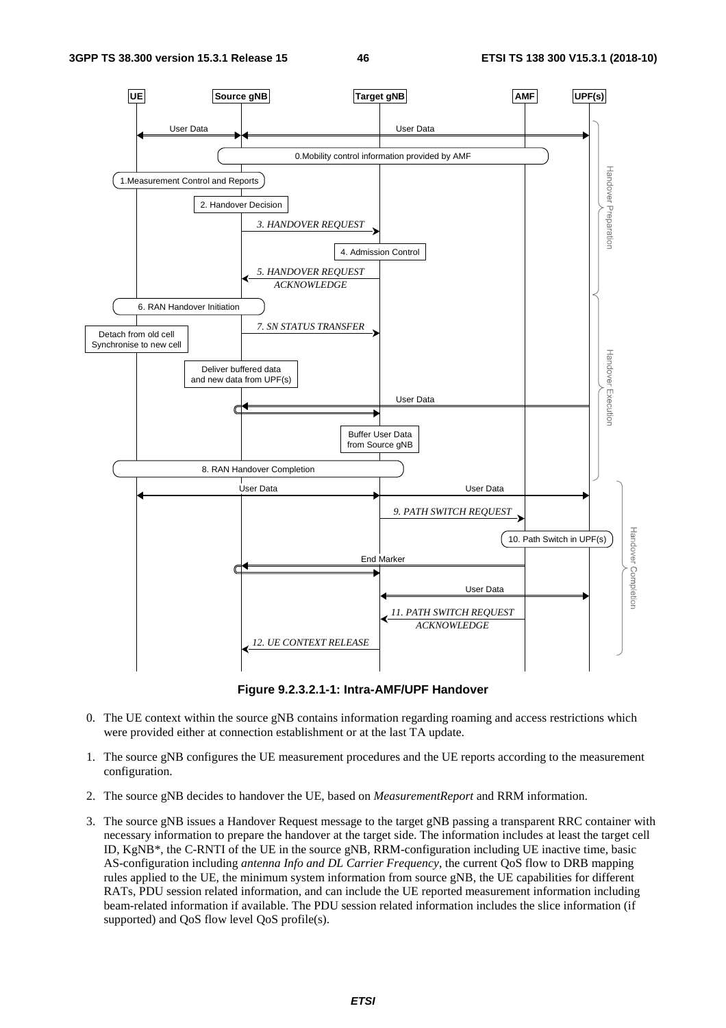Figure 9.2.3.2.1-1: Intra-AMF/UPF Handover

0. The UE context within the source gNB contains information regarding roaming and access restrictions which were provided either at connection establishment or at the last TA update.

1. The source gNB configures the UE measurement procedures and the UE reports according to the measurement configuration.

2. The source gNB decides to handover the UE, based on *MeasurementReport* and RRM information.

3. The source gNB issues a Handover Request message to the target gNB passing a transparent RRC container with necessary information to prepare the handover at the target side. The information includes at least the target cell ID, KgNB*, the C-RNTI of the UE in the source gNB, RRM-configuration including UE inactive time, basic AS-configuration including *antenna Info and DL Carrier Frequency*, the current QoS flow to DRB mapping rules applied to the UE, the minimum system information from source gNB, the UE capabilities for different RATs, PDU session related information, and can include the UE reported measurement information including beam-related information if available. The PDU session related information includes the slice information (if supported) and QoS flow level QoS profile(s).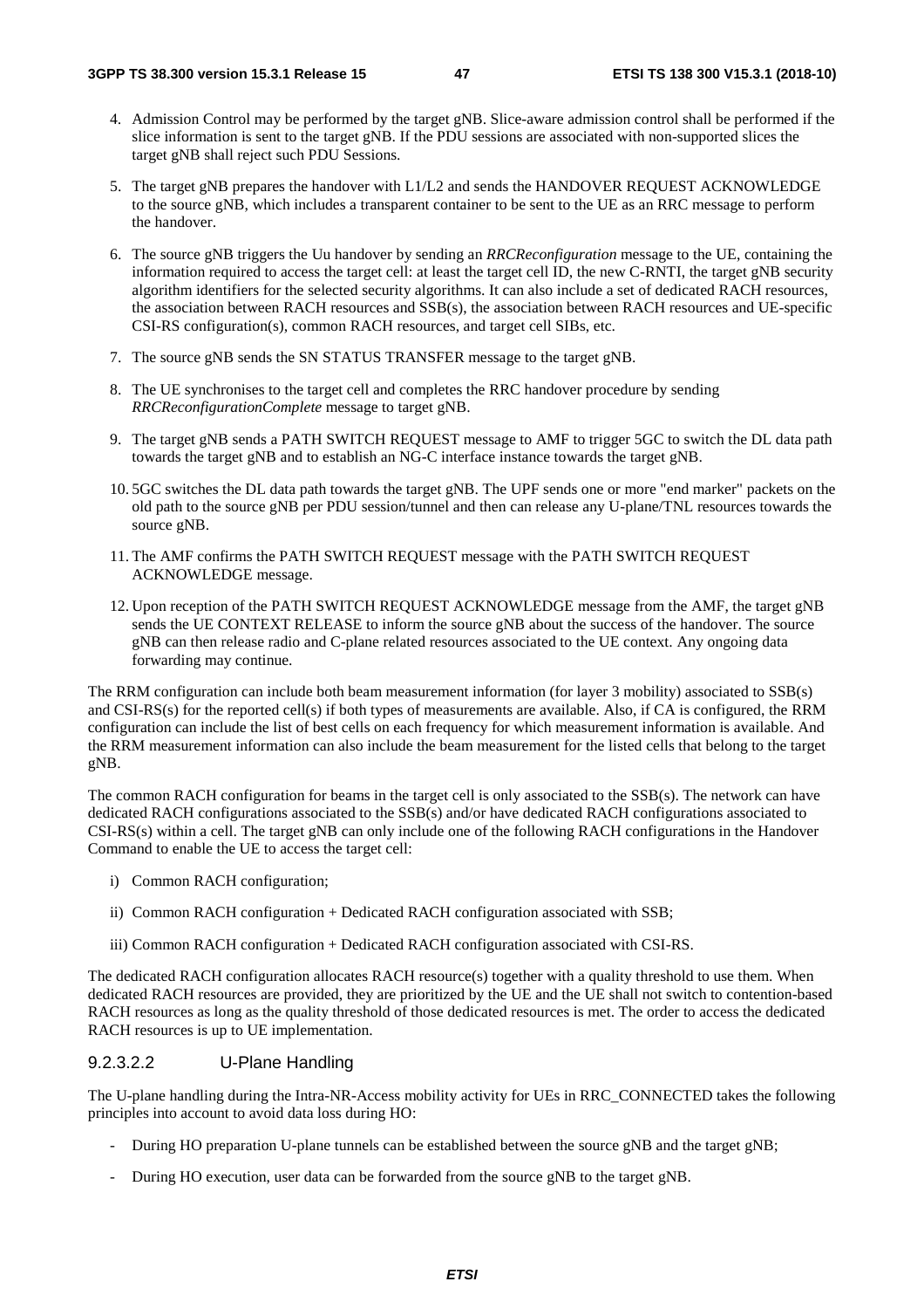4. Admission Control may be performed by the target gNB. Slice-aware admission control shall be performed if the slice information is sent to the target gNB. If the PDU sessions are associated with non-supported slices the target gNB shall reject such PDU Sessions.

5. The target gNB prepares the handover with L1/L2 and sends the HANDOVER REQUEST ACKNOWLEDGE to the source gNB, which includes a transparent container to be sent to the UE as an RRC message to perform the handover.

6. The source gNB triggers the Uu handover by sending an *RRCReconfiguration* message to the UE, containing the information required to access the target cell: at least the target cell ID, the new C-RNTI, the target gNB security algorithm identifiers for the selected security algorithms. It can also include a set of dedicated RACH resources, the association between RACH resources and SSB(s), the association between RACH resources and UE-specific CSI-RS configuration(s), common RACH resources, and target cell SIBs, etc.

7. The source gNB sends the SN STATUS TRANSFER message to the target gNB.

8. The UE synchronises to the target cell and completes the RRC handover procedure by sending *RRCReconfigurationComplete* message to target gNB.

9. The target gNB sends a PATH SWITCH REQUEST message to AMF to trigger 5GC to switch the DL data path towards the target gNB and to establish an NG-C interface instance towards the target gNB.

10. 5GC switches the DL data path towards the target gNB. The UPF sends one or more "end marker" packets on the old path to the source gNB per PDU session/tunnel and then can release any U-plane/TNL resources towards the source gNB.

11. The AMF confirms the PATH SWITCH REQUEST message with the PATH SWITCH REQUEST ACKNOWLEDGE message.

12. Upon reception of the PATH SWITCH REQUEST ACKNOWLEDGE message from the AMF, the target gNB sends the UE CONTEXT RELEASE to inform the source gNB about the success of the handover. The source gNB can then release radio and C-plane related resources associated to the UE context. Any ongoing data forwarding may continue.

The RRM configuration can include both beam measurement information (for layer 3 mobility) associated to SSB(s) and CSI-RS(s) for the reported cell(s) if both types of measurements are available. Also, if CA is configured, the RRM configuration can include the list of best cells on each frequency for which measurement information is available. And the RRM measurement information can also include the beam measurement for the listed cells that belong to the target gNB.

The common RACH configuration for beams in the target cell is only associated to the SSB(s). The network can have dedicated RACH configurations associated to the SSB(s) and/or have dedicated RACH configurations associated to CSI-RS(s) within a cell. The target gNB can only include one of the following RACH configurations in the Handover Command to enable the UE to access the target cell:

- i) Common RACH configuration;
- ii) Common RACH configuration + Dedicated RACH configuration associated with SSB;
- iii) Common RACH configuration + Dedicated RACH configuration associated with CSI-RS.

The dedicated RACH configuration allocates RACH resource(s) together with a quality threshold to use them. When dedicated RACH resources are provided, they are prioritized by the UE and the UE shall not switch to contention-based RACH resources as long as the quality threshold of those dedicated resources is met. The order to access the dedicated RACH resources is up to UE implementation.

#### 9.2.3.2.2 U-Plane Handling

The U-plane handling during the Intra-NR-Access mobility activity for UEs in RRC_CONNECTED takes the following principles into account to avoid data loss during HO:

- During HO preparation U-plane tunnels can be established between the source gNB and the target gNB;
- During HO execution, user data can be forwarded from the source gNB to the target gNB.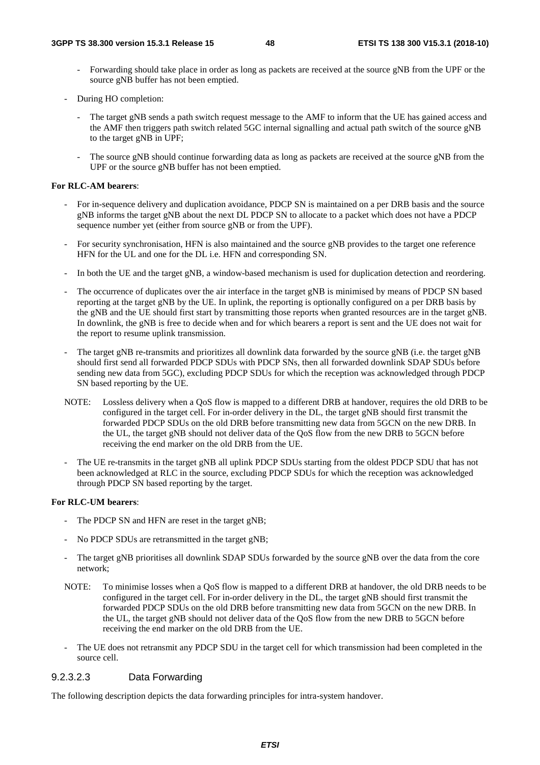- Forwarding should take place in order as long as packets are received at the source gNB from the UPF or the source gNB buffer has not been emptied.

- During HO completion:

    - The target gNB sends a path switch request message to the AMF to inform that the UE has gained access and the AMF then triggers path switch related 5GC internal signalling and actual path switch of the source gNB to the target gNB in UPF;

    - The source gNB should continue forwarding data as long as packets are received at the source gNB from the UPF or the source gNB buffer has not been emptied.

**For RLC-AM bearers**:

- For in-sequence delivery and duplication avoidance, PDCP SN is maintained on a per DRB basis and the source gNB informs the target gNB about the next DL PDCP SN to allocate to a packet which does not have a PDCP sequence number yet (either from source gNB or from the UPF).

- For security synchronisation, HFN is also maintained and the source gNB provides to the target one reference HFN for the UL and one for the DL i.e. HFN and corresponding SN.

- In both the UE and the target gNB, a window-based mechanism is used for duplication detection and reordering.

- The occurrence of duplicates over the air interface in the target gNB is minimised by means of PDCP SN based reporting at the target gNB by the UE. In uplink, the reporting is optionally configured on a per DRB basis by the gNB and the UE should first start by transmitting those reports when granted resources are in the target gNB. In downlink, the gNB is free to decide when and for which bearers a report is sent and the UE does not wait for the report to resume uplink transmission.

- The target gNB re-transmits and prioritizes all downlink data forwarded by the source gNB (i.e. the target gNB should first send all forwarded PDCP SDUs with PDCP SNs, then all forwarded downlink SDAP SDUs before sending new data from 5GC), excluding PDCP SDUs for which the reception was acknowledged through PDCP SN based reporting by the UE.

NOTE: Lossless delivery when a QoS flow is mapped to a different DRB at handover, requires the old DRB to be configured in the target cell. For in-order delivery in the DL, the target gNB should first transmit the forwarded PDCP SDUs on the old DRB before transmitting new data from 5GCN on the new DRB. In the UL, the target gNB should not deliver data of the QoS flow from the new DRB to 5GCN before receiving the end marker on the old DRB from the UE.

- The UE re-transmits in the target gNB all uplink PDCP SDUs starting from the oldest PDCP SDU that has not been acknowledged at RLC in the source, excluding PDCP SDUs for which the reception was acknowledged through PDCP SN based reporting by the target.

**For RLC-UM bearers**:

- The PDCP SN and HFN are reset in the target gNB;

- No PDCP SDUs are retransmitted in the target gNB;

- The target gNB prioritises all downlink SDAP SDUs forwarded by the source gNB over the data from the core network;

NOTE: To minimise losses when a QoS flow is mapped to a different DRB at handover, the old DRB needs to be configured in the target cell. For in-order delivery in the DL, the target gNB should first transmit the forwarded PDCP SDUs on the old DRB before transmitting new data from 5GCN on the new DRB. In the UL, the target gNB should not deliver data of the QoS flow from the new DRB to 5GCN before receiving the end marker on the old DRB from the UE.

- The UE does not retransmit any PDCP SDU in the target cell for which transmission had been completed in the source cell.

#### 9.2.3.2.3 Data Forwarding

The following description depicts the data forwarding principles for intra-system handover.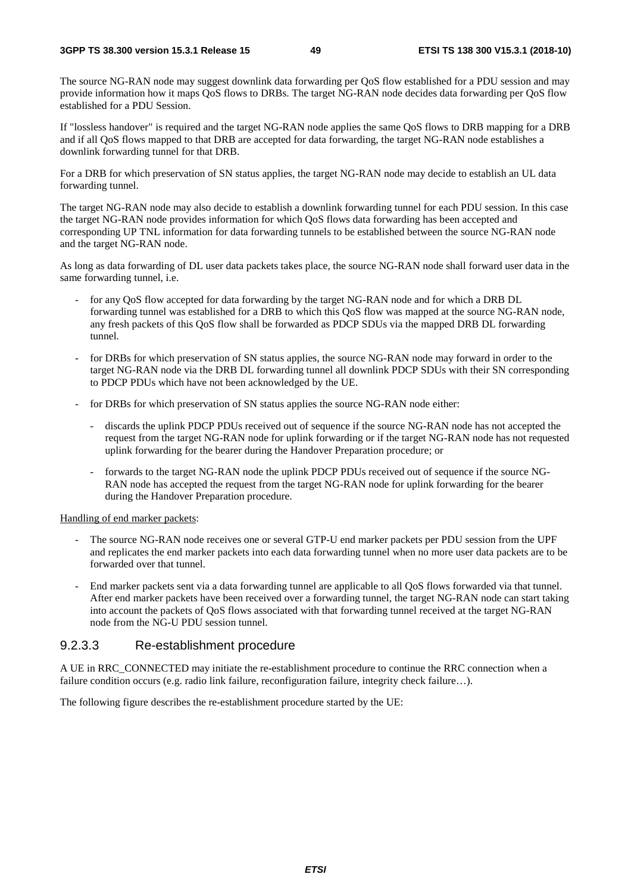The source NG-RAN node may suggest downlink data forwarding per QoS flow established for a PDU session and may provide information how it maps QoS flows to DRBs. The target NG-RAN node decides data forwarding per QoS flow established for a PDU Session.

If "lossless handover" is required and the target NG-RAN node applies the same QoS flows to DRB mapping for a DRB and if all QoS flows mapped to that DRB are accepted for data forwarding, the target NG-RAN node establishes a downlink forwarding tunnel for that DRB.

For a DRB for which preservation of SN status applies, the target NG-RAN node may decide to establish an UL data forwarding tunnel.

The target NG-RAN node may also decide to establish a downlink forwarding tunnel for each PDU session. In this case the target NG-RAN node provides information for which QoS flows data forwarding has been accepted and corresponding UP TNL information for data forwarding tunnels to be established between the source NG-RAN node and the target NG-RAN node.

As long as data forwarding of DL user data packets takes place, the source NG-RAN node shall forward user data in the same forwarding tunnel, i.e.

- for any QoS flow accepted for data forwarding by the target NG-RAN node and for which a DRB DL forwarding tunnel was established for a DRB to which this QoS flow was mapped at the source NG-RAN node, any fresh packets of this QoS flow shall be forwarded as PDCP SDUs via the mapped DRB DL forwarding tunnel.
- for DRBs for which preservation of SN status applies, the source NG-RAN node may forward in order to the target NG-RAN node via the DRB DL forwarding tunnel all downlink PDCP SDUs with their SN corresponding to PDCP PDUs which have not been acknowledged by the UE.
- for DRBs for which preservation of SN status applies the source NG-RAN node either:
  - discards the uplink PDCP PDUs received out of sequence if the source NG-RAN node has not accepted the request from the target NG-RAN node for uplink forwarding or if the target NG-RAN node has not requested uplink forwarding for the bearer during the Handover Preparation procedure; or
  - forwards to the target NG-RAN node the uplink PDCP PDUs received out of sequence if the source NG-RAN node has accepted the request from the target NG-RAN node for uplink forwarding for the bearer during the Handover Preparation procedure.

Handling of end marker packets:

- The source NG-RAN node receives one or several GTP-U end marker packets per PDU session from the UPF and replicates the end marker packets into each data forwarding tunnel when no more user data packets are to be forwarded over that tunnel.
- End marker packets sent via a data forwarding tunnel are applicable to all QoS flows forwarded via that tunnel. After end marker packets have been received over a forwarding tunnel, the target NG-RAN node can start taking into account the packets of QoS flows associated with that forwarding tunnel received at the target NG-RAN node from the NG-U PDU session tunnel.

### 9.2.3.3 Re-establishment procedure

A UE in RRC_CONNECTED may initiate the re-establishment procedure to continue the RRC connection when a failure condition occurs (e.g. radio link failure, reconfiguration failure, integrity check failure…).

The following figure describes the re-establishment procedure started by the UE: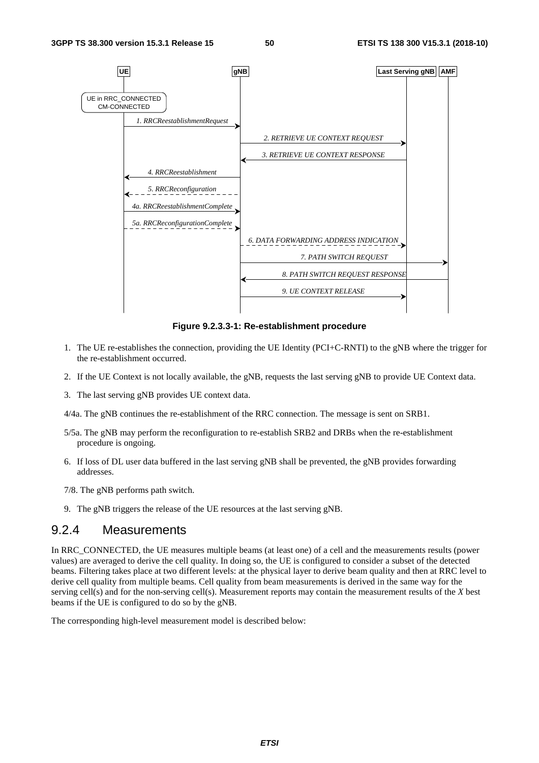**Figure 9.2.3.3-1: Re-establishment procedure**

1. The UE re-establishes the connection, providing the UE Identity (PCI+C-RNTI) to the gNB where the trigger for the re-establishment occurred.

2. If the UE Context is not locally available, the gNB, requests the last serving gNB to provide UE Context data.

3. The last serving gNB provides UE context data.

4/4a. The gNB continues the re-establishment of the RRC connection. The message is sent on SRB1.

5/5a. The gNB may perform the reconfiguration to re-establish SRB2 and DRBs when the re-establishment procedure is ongoing.

6. If loss of DL user data buffered in the last serving gNB shall be prevented, the gNB provides forwarding addresses.

7/8. The gNB performs path switch.

9. The gNB triggers the release of the UE resources at the last serving gNB.

### 9.2.4 Measurements

In RRC_CONNECTED, the UE measures multiple beams (at least one) of a cell and the measurements results (power values) are averaged to derive the cell quality. In doing so, the UE is configured to consider a subset of the detected beams. Filtering takes place at two different levels: at the physical layer to derive beam quality and then at RRC level to derive cell quality from multiple beams. Cell quality from beam measurements is derived in the same way for the serving cell(s) and for the non-serving cell(s). Measurement reports may contain the measurement results of the *X* best beams if the UE is configured to do so by the gNB.

The corresponding high-level measurement model is described below: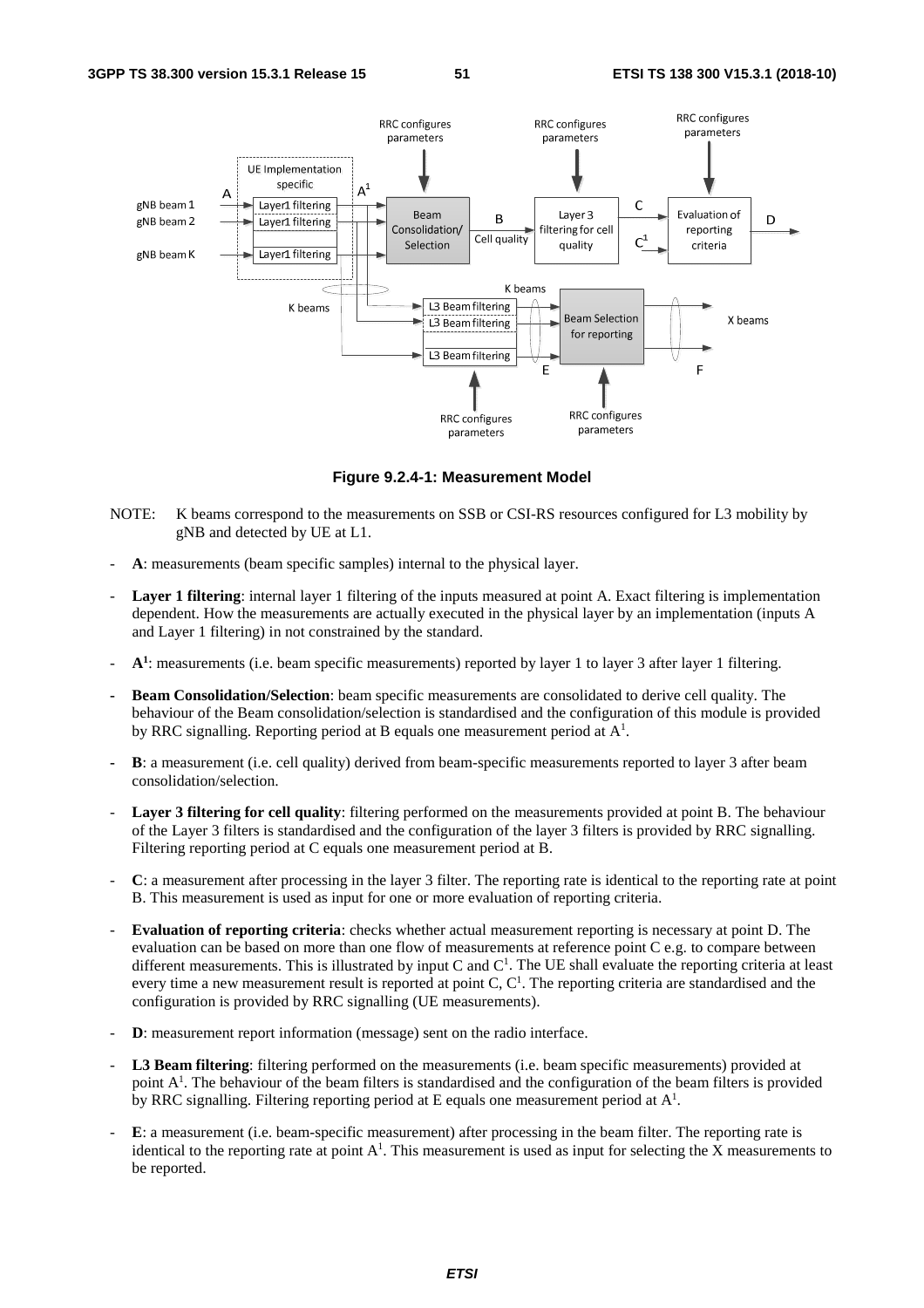**Figure 9.2.4-1: Measurement Model**

NOTE: K beams correspond to the measurements on SSB or CSI-RS resources configured for L3 mobility by gNB and detected by UE at L1.

- **A**: measurements (beam specific samples) internal to the physical layer.
- **Layer 1 filtering**: internal layer 1 filtering of the inputs measured at point A. Exact filtering is implementation dependent. How the measurements are actually executed in the physical layer by an implementation (inputs A and Layer 1 filtering) in not constrained by the standard.
- **$A^1$**: measurements (i.e. beam specific measurements) reported by layer 1 to layer 3 after layer 1 filtering.
- **Beam Consolidation/Selection**: beam specific measurements are consolidated to derive cell quality. The behaviour of the Beam consolidation/selection is standardised and the configuration of this module is provided by RRC signalling. Reporting period at B equals one measurement period at $A^1$.
- **B**: a measurement (i.e. cell quality) derived from beam-specific measurements reported to layer 3 after beam consolidation/selection.
- **Layer 3 filtering for cell quality**: filtering performed on the measurements provided at point B. The behaviour of the Layer 3 filters is standardised and the configuration of the layer 3 filters is provided by RRC signalling. Filtering reporting period at C equals one measurement period at B.
- **C**: a measurement after processing in the layer 3 filter. The reporting rate is identical to the reporting rate at point B. This measurement is used as input for one or more evaluation of reporting criteria.
- **Evaluation of reporting criteria**: checks whether actual measurement reporting is necessary at point D. The evaluation can be based on more than one flow of measurements at reference point C e.g. to compare between different measurements. This is illustrated by input C and $C^1$. The UE shall evaluate the reporting criteria at least every time a new measurement result is reported at point C, $C^1$. The reporting criteria are standardised and the configuration is provided by RRC signalling (UE measurements).
- **D**: measurement report information (message) sent on the radio interface.
- **L3 Beam filtering**: filtering performed on the measurements (i.e. beam specific measurements) provided at point $A^1$. The behaviour of the beam filters is standardised and the configuration of the beam filters is provided by RRC signalling. Filtering reporting period at E equals one measurement period at $A^1$.
- **E**: a measurement (i.e. beam-specific measurement) after processing in the beam filter. The reporting rate is identical to the reporting rate at point $A^1$. This measurement is used as input for selecting the X measurements to be reported.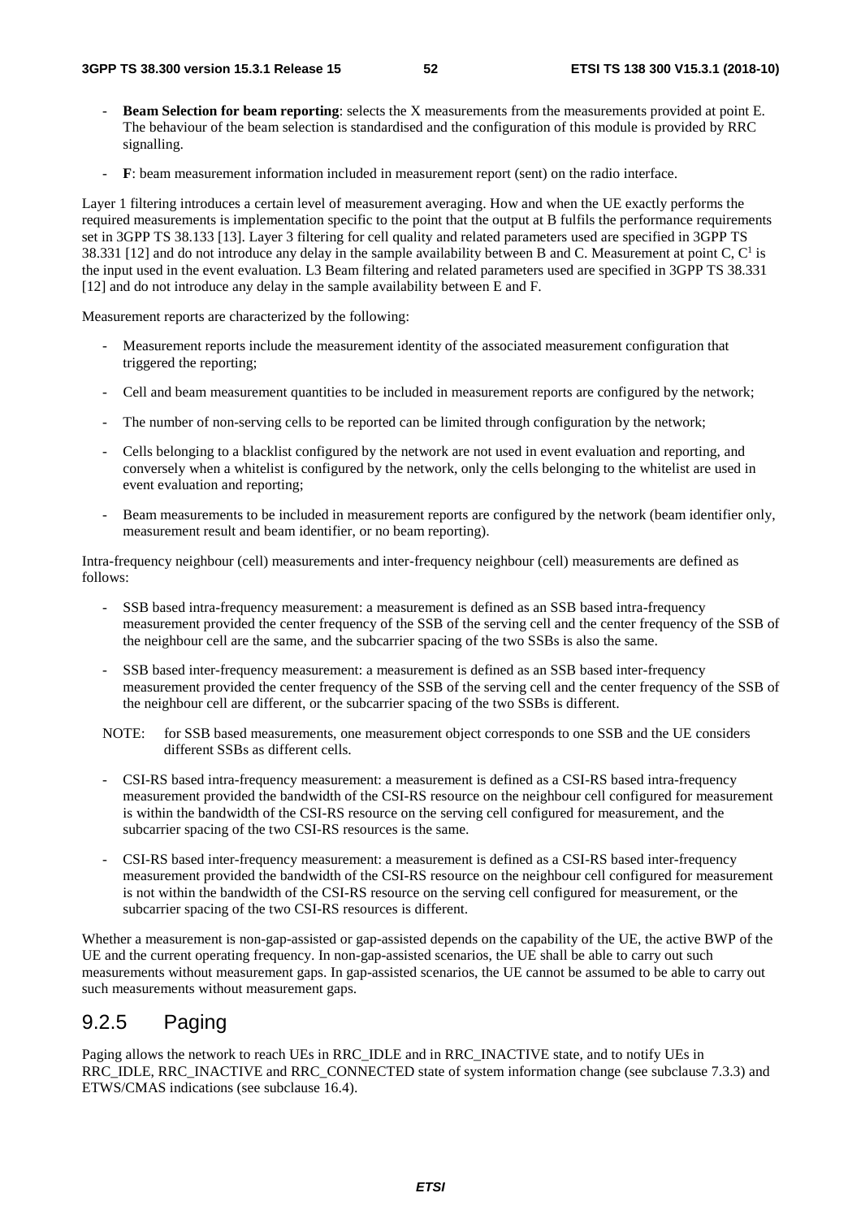- **Beam Selection for beam reporting**: selects the X measurements from the measurements provided at point E. The behaviour of the beam selection is standardised and the configuration of this module is provided by RRC signalling.

- **F**: beam measurement information included in measurement report (sent) on the radio interface.

Layer 1 filtering introduces a certain level of measurement averaging. How and when the UE exactly performs the required measurements is implementation specific to the point that the output at B fulfils the performance requirements set in 3GPP TS 38.133 [13]. Layer 3 filtering for cell quality and related parameters used are specified in 3GPP TS 38.331 [12] and do not introduce any delay in the sample availability between B and C. Measurement at point C, $C^1$ is the input used in the event evaluation. L3 Beam filtering and related parameters used are specified in 3GPP TS 38.331 [12] and do not introduce any delay in the sample availability between E and F.

Measurement reports are characterized by the following:

- Measurement reports include the measurement identity of the associated measurement configuration that triggered the reporting;

- Cell and beam measurement quantities to be included in measurement reports are configured by the network;

- The number of non-serving cells to be reported can be limited through configuration by the network;

- Cells belonging to a blacklist configured by the network are not used in event evaluation and reporting, and conversely when a whitelist is configured by the network, only the cells belonging to the whitelist are used in event evaluation and reporting;

- Beam measurements to be included in measurement reports are configured by the network (beam identifier only, measurement result and beam identifier, or no beam reporting).

Intra-frequency neighbour (cell) measurements and inter-frequency neighbour (cell) measurements are defined as follows:

- SSB based intra-frequency measurement: a measurement is defined as an SSB based intra-frequency measurement provided the center frequency of the SSB of the serving cell and the center frequency of the SSB of the neighbour cell are the same, and the subcarrier spacing of the two SSBs is also the same.

- SSB based inter-frequency measurement: a measurement is defined as an SSB based inter-frequency measurement provided the center frequency of the SSB of the serving cell and the center frequency of the SSB of the neighbour cell are different, or the subcarrier spacing of the two SSBs is different.

NOTE: for SSB based measurements, one measurement object corresponds to one SSB and the UE considers different SSBs as different cells.

- CSI-RS based intra-frequency measurement: a measurement is defined as a CSI-RS based intra-frequency measurement provided the bandwidth of the CSI-RS resource on the neighbour cell configured for measurement is within the bandwidth of the CSI-RS resource on the serving cell configured for measurement, and the subcarrier spacing of the two CSI-RS resources is the same.

- CSI-RS based inter-frequency measurement: a measurement is defined as a CSI-RS based inter-frequency measurement provided the bandwidth of the CSI-RS resource on the neighbour cell configured for measurement is not within the bandwidth of the CSI-RS resource on the serving cell configured for measurement, or the subcarrier spacing of the two CSI-RS resources is different.

Whether a measurement is non-gap-assisted or gap-assisted depends on the capability of the UE, the active BWP of the UE and the current operating frequency. In non-gap-assisted scenarios, the UE shall be able to carry out such measurements without measurement gaps. In gap-assisted scenarios, the UE cannot be assumed to be able to carry out such measurements without measurement gaps.

### 9.2.5 Paging

Paging allows the network to reach UEs in RRC_IDLE and in RRC_INACTIVE state, and to notify UEs in RRC_IDLE, RRC_INACTIVE and RRC_CONNECTED state of system information change (see subclause 7.3.3) and ETWS/CMAS indications (see subclause 16.4).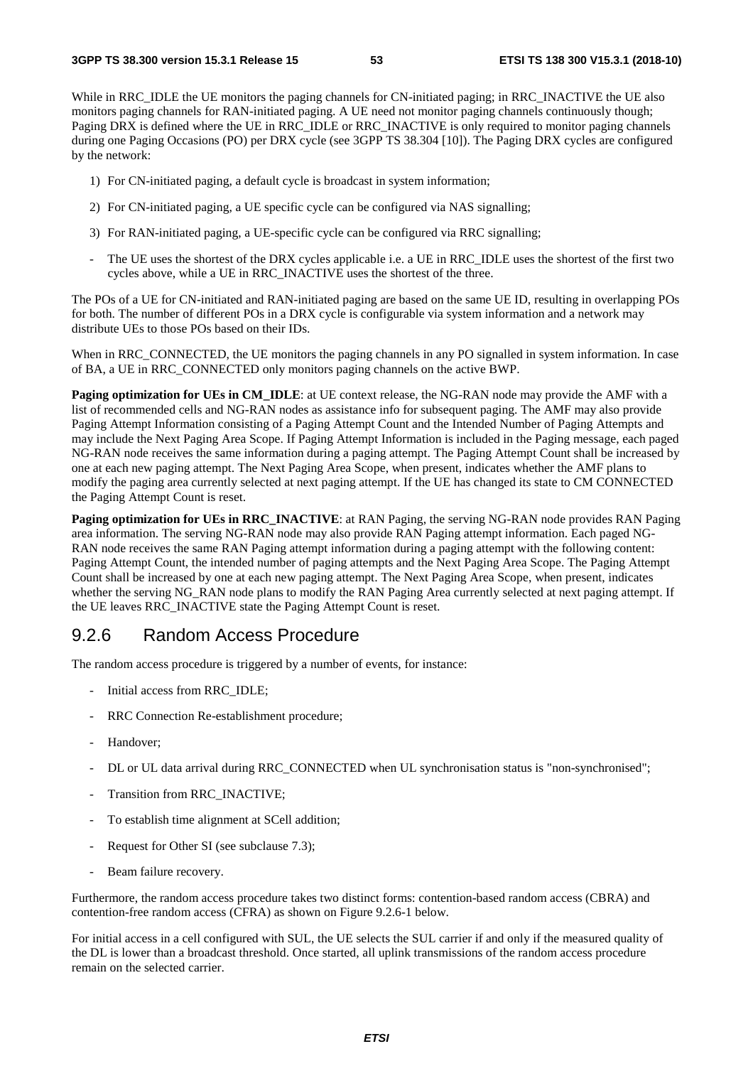While in RRC_IDLE the UE monitors the paging channels for CN-initiated paging; in RRC_INACTIVE the UE also monitors paging channels for RAN-initiated paging. A UE need not monitor paging channels continuously though; Paging DRX is defined where the UE in RRC_IDLE or RRC_INACTIVE is only required to monitor paging channels during one Paging Occasions (PO) per DRX cycle (see 3GPP TS 38.304 [10]). The Paging DRX cycles are configured by the network:

1) For CN-initiated paging, a default cycle is broadcast in system information;

2) For CN-initiated paging, a UE specific cycle can be configured via NAS signalling;

3) For RAN-initiated paging, a UE-specific cycle can be configured via RRC signalling;

- The UE uses the shortest of the DRX cycles applicable i.e. a UE in RRC_IDLE uses the shortest of the first two cycles above, while a UE in RRC_INACTIVE uses the shortest of the three.

The POs of a UE for CN-initiated and RAN-initiated paging are based on the same UE ID, resulting in overlapping POs for both. The number of different POs in a DRX cycle is configurable via system information and a network may distribute UEs to those POs based on their IDs.

When in RRC_CONNECTED, the UE monitors the paging channels in any PO signalled in system information. In case of BA, a UE in RRC_CONNECTED only monitors paging channels on the active BWP.

**Paging optimization for UEs in CM_IDLE**: at UE context release, the NG-RAN node may provide the AMF with a list of recommended cells and NG-RAN nodes as assistance info for subsequent paging. The AMF may also provide Paging Attempt Information consisting of a Paging Attempt Count and the Intended Number of Paging Attempts and may include the Next Paging Area Scope. If Paging Attempt Information is included in the Paging message, each paged NG-RAN node receives the same information during a paging attempt. The Paging Attempt Count shall be increased by one at each new paging attempt. The Next Paging Area Scope, when present, indicates whether the AMF plans to modify the paging area currently selected at next paging attempt. If the UE has changed its state to CM CONNECTED the Paging Attempt Count is reset.

**Paging optimization for UEs in RRC_INACTIVE**: at RAN Paging, the serving NG-RAN node provides RAN Paging area information. The serving NG-RAN node may also provide RAN Paging attempt information. Each paged NG-RAN node receives the same RAN Paging attempt information during a paging attempt with the following content: Paging Attempt Count, the intended number of paging attempts and the Next Paging Area Scope. The Paging Attempt Count shall be increased by one at each new paging attempt. The Next Paging Area Scope, when present, indicates whether the serving NG_RAN node plans to modify the RAN Paging Area currently selected at next paging attempt. If the UE leaves RRC_INACTIVE state the Paging Attempt Count is reset.

### 9.2.6 Random Access Procedure

The random access procedure is triggered by a number of events, for instance:

- Initial access from RRC_IDLE;
- RRC Connection Re-establishment procedure;
- Handover;
- DL or UL data arrival during RRC_CONNECTED when UL synchronisation status is "non-synchronised";
- Transition from RRC_INACTIVE;
- To establish time alignment at SCell addition;
- Request for Other SI (see subclause 7.3);
- Beam failure recovery.

Furthermore, the random access procedure takes two distinct forms: contention-based random access (CBRA) and contention-free random access (CFRA) as shown on Figure 9.2.6-1 below.

For initial access in a cell configured with SUL, the UE selects the SUL carrier if and only if the measured quality of the DL is lower than a broadcast threshold. Once started, all uplink transmissions of the random access procedure remain on the selected carrier.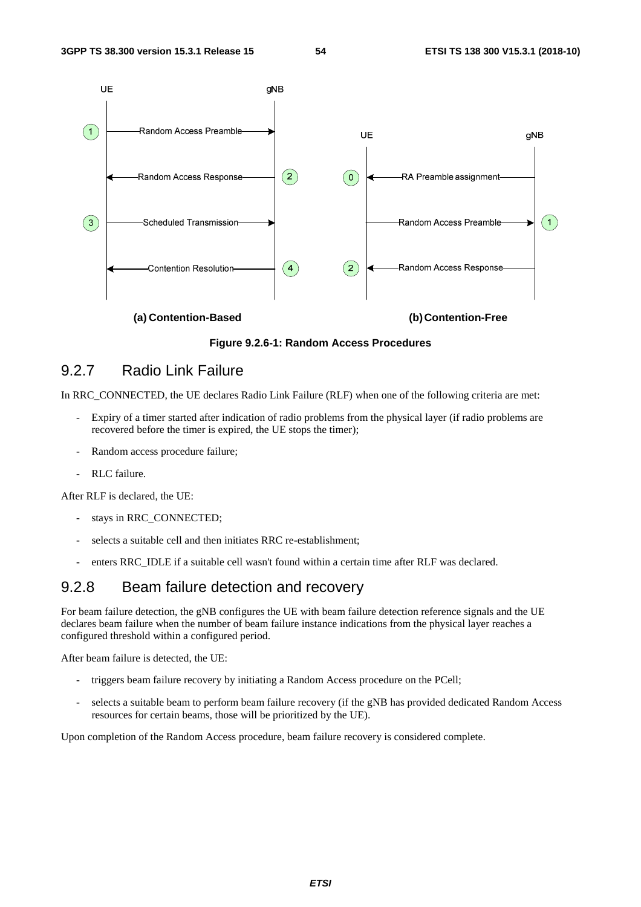Figure 9.2.6-1: Random Access Procedures

### 9.2.7 Radio Link Failure

In RRC_CONNECTED, the UE declares Radio Link Failure (RLF) when one of the following criteria are met:

- Expiry of a timer started after indication of radio problems from the physical layer (if radio problems are recovered before the timer is expired, the UE stops the timer);
- Random access procedure failure;
- RLC failure.

After RLF is declared, the UE:

- stays in RRC_CONNECTED;
- selects a suitable cell and then initiates RRC re-establishment;
- enters RRC_IDLE if a suitable cell wasn't found within a certain time after RLF was declared.

### 9.2.8 Beam failure detection and recovery

For beam failure detection, the gNB configures the UE with beam failure detection reference signals and the UE declares beam failure when the number of beam failure instance indications from the physical layer reaches a configured threshold within a configured period.

After beam failure is detected, the UE:

- triggers beam failure recovery by initiating a Random Access procedure on the PCell;
- selects a suitable beam to perform beam failure recovery (if the gNB has provided dedicated Random Access resources for certain beams, those will be prioritized by the UE).

Upon completion of the Random Access procedure, beam failure recovery is considered complete.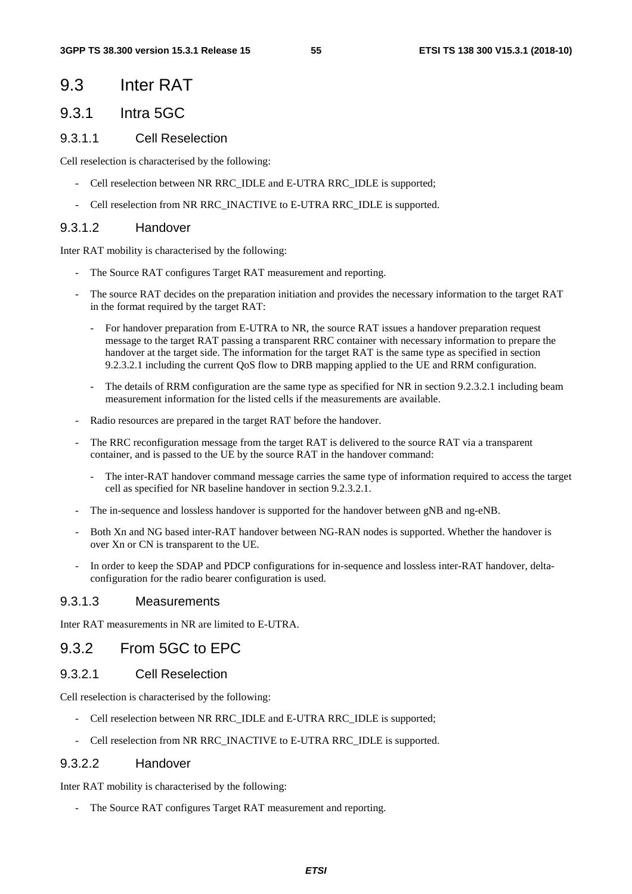# 9.3 Inter RAT

## 9.3.1 Intra 5GC

### 9.3.1.1 Cell Reselection

Cell reselection is characterised by the following:

- Cell reselection between NR RRC_IDLE and E-UTRA RRC_IDLE is supported;
- Cell reselection from NR RRC_INACTIVE to E-UTRA RRC_IDLE is supported.

### 9.3.1.2 Handover

Inter RAT mobility is characterised by the following:

- The Source RAT configures Target RAT measurement and reporting.
- The source RAT decides on the preparation initiation and provides the necessary information to the target RAT in the format required by the target RAT:
  - For handover preparation from E-UTRA to NR, the source RAT issues a handover preparation request message to the target RAT passing a transparent RRC container with necessary information to prepare the handover at the target side. The information for the target RAT is the same type as specified in section 9.2.3.2.1 including the current QoS flow to DRB mapping applied to the UE and RRM configuration.
  - The details of RRM configuration are the same type as specified for NR in section 9.2.3.2.1 including beam measurement information for the listed cells if the measurements are available.
- Radio resources are prepared in the target RAT before the handover.
- The RRC reconfiguration message from the target RAT is delivered to the source RAT via a transparent container, and is passed to the UE by the source RAT in the handover command:
  - The inter-RAT handover command message carries the same type of information required to access the target cell as specified for NR baseline handover in section 9.2.3.2.1.
- The in-sequence and lossless handover is supported for the handover between gNB and ng-eNB.
- Both Xn and NG based inter-RAT handover between NG-RAN nodes is supported. Whether the handover is over Xn or CN is transparent to the UE.
- In order to keep the SDAP and PDCP configurations for in-sequence and lossless inter-RAT handover, delta-configuration for the radio bearer configuration is used.

### 9.3.1.3 Measurements

Inter RAT measurements in NR are limited to E-UTRA.

## 9.3.2 From 5GC to EPC

### 9.3.2.1 Cell Reselection

Cell reselection is characterised by the following:

- Cell reselection between NR RRC_IDLE and E-UTRA RRC_IDLE is supported;
- Cell reselection from NR RRC_INACTIVE to E-UTRA RRC_IDLE is supported.

### 9.3.2.2 Handover

Inter RAT mobility is characterised by the following:

- The Source RAT configures Target RAT measurement and reporting.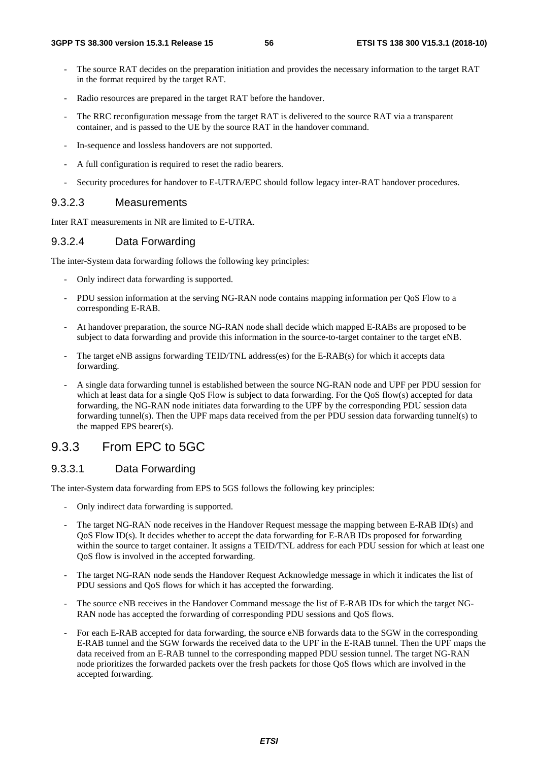- The source RAT decides on the preparation initiation and provides the necessary information to the target RAT in the format required by the target RAT.
- Radio resources are prepared in the target RAT before the handover.
- The RRC reconfiguration message from the target RAT is delivered to the source RAT via a transparent container, and is passed to the UE by the source RAT in the handover command.
- In-sequence and lossless handovers are not supported.
- A full configuration is required to reset the radio bearers.
- Security procedures for handover to E-UTRA/EPC should follow legacy inter-RAT handover procedures.

#### 9.3.2.3 Measurements

Inter RAT measurements in NR are limited to E-UTRA.

#### 9.3.2.4 Data Forwarding

The inter-System data forwarding follows the following key principles:

- Only indirect data forwarding is supported.
- PDU session information at the serving NG-RAN node contains mapping information per QoS Flow to a corresponding E-RAB.
- At handover preparation, the source NG-RAN node shall decide which mapped E-RABs are proposed to be subject to data forwarding and provide this information in the source-to-target container to the target eNB.
- The target eNB assigns forwarding TEID/TNL address(es) for the E-RAB(s) for which it accepts data forwarding.
- A single data forwarding tunnel is established between the source NG-RAN node and UPF per PDU session for which at least data for a single QoS Flow is subject to data forwarding. For the QoS flow(s) accepted for data forwarding, the NG-RAN node initiates data forwarding to the UPF by the corresponding PDU session data forwarding tunnel(s). Then the UPF maps data received from the per PDU session data forwarding tunnel(s) to the mapped EPS bearer(s).

### 9.3.3 From EPC to 5GC

#### 9.3.3.1 Data Forwarding

The inter-System data forwarding from EPS to 5GS follows the following key principles:

- Only indirect data forwarding is supported.
- The target NG-RAN node receives in the Handover Request message the mapping between E-RAB ID(s) and QoS Flow ID(s). It decides whether to accept the data forwarding for E-RAB IDs proposed for forwarding within the source to target container. It assigns a TEID/TNL address for each PDU session for which at least one QoS flow is involved in the accepted forwarding.
- The target NG-RAN node sends the Handover Request Acknowledge message in which it indicates the list of PDU sessions and QoS flows for which it has accepted the forwarding.
- The source eNB receives in the Handover Command message the list of E-RAB IDs for which the target NG-RAN node has accepted the forwarding of corresponding PDU sessions and QoS flows.
- For each E-RAB accepted for data forwarding, the source eNB forwards data to the SGW in the corresponding E-RAB tunnel and the SGW forwards the received data to the UPF in the E-RAB tunnel. Then the UPF maps the data received from an E-RAB tunnel to the corresponding mapped PDU session tunnel. The target NG-RAN node prioritizes the forwarded packets over the fresh packets for those QoS flows which are involved in the accepted forwarding.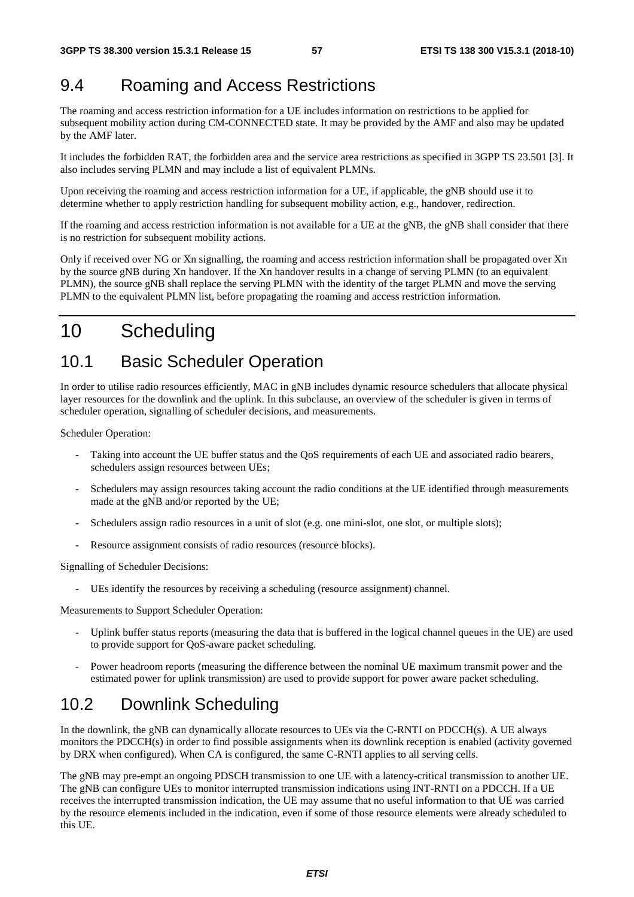## 9.4 Roaming and Access Restrictions

The roaming and access restriction information for a UE includes information on restrictions to be applied for subsequent mobility action during CM-CONNECTED state. It may be provided by the AMF and also may be updated by the AMF later.

It includes the forbidden RAT, the forbidden area and the service area restrictions as specified in 3GPP TS 23.501 [3]. It also includes serving PLMN and may include a list of equivalent PLMNs.

Upon receiving the roaming and access restriction information for a UE, if applicable, the gNB should use it to determine whether to apply restriction handling for subsequent mobility action, e.g., handover, redirection.

If the roaming and access restriction information is not available for a UE at the gNB, the gNB shall consider that there is no restriction for subsequent mobility actions.

Only if received over NG or Xn signalling, the roaming and access restriction information shall be propagated over Xn by the source gNB during Xn handover. If the Xn handover results in a change of serving PLMN (to an equivalent PLMN), the source gNB shall replace the serving PLMN with the identity of the target PLMN and move the serving PLMN to the equivalent PLMN list, before propagating the roaming and access restriction information.

# 10 Scheduling

## 10.1 Basic Scheduler Operation

In order to utilise radio resources efficiently, MAC in gNB includes dynamic resource schedulers that allocate physical layer resources for the downlink and the uplink. In this subclause, an overview of the scheduler is given in terms of scheduler operation, signalling of scheduler decisions, and measurements.

Scheduler Operation:

- Taking into account the UE buffer status and the QoS requirements of each UE and associated radio bearers, schedulers assign resources between UEs;
- Schedulers may assign resources taking account the radio conditions at the UE identified through measurements made at the gNB and/or reported by the UE;
- Schedulers assign radio resources in a unit of slot (e.g. one mini-slot, one slot, or multiple slots);
- Resource assignment consists of radio resources (resource blocks).

Signalling of Scheduler Decisions:

- UEs identify the resources by receiving a scheduling (resource assignment) channel.

Measurements to Support Scheduler Operation:

- Uplink buffer status reports (measuring the data that is buffered in the logical channel queues in the UE) are used to provide support for QoS-aware packet scheduling.
- Power headroom reports (measuring the difference between the nominal UE maximum transmit power and the estimated power for uplink transmission) are used to provide support for power aware packet scheduling.

## 10.2 Downlink Scheduling

In the downlink, the gNB can dynamically allocate resources to UEs via the C-RNTI on PDCCH(s). A UE always monitors the PDCCH(s) in order to find possible assignments when its downlink reception is enabled (activity governed by DRX when configured). When CA is configured, the same C-RNTI applies to all serving cells.

The gNB may pre-empt an ongoing PDSCH transmission to one UE with a latency-critical transmission to another UE. The gNB can configure UEs to monitor interrupted transmission indications using INT-RNTI on a PDCCH. If a UE receives the interrupted transmission indication, the UE may assume that no useful information to that UE was carried by the resource elements included in the indication, even if some of those resource elements were already scheduled to this UE.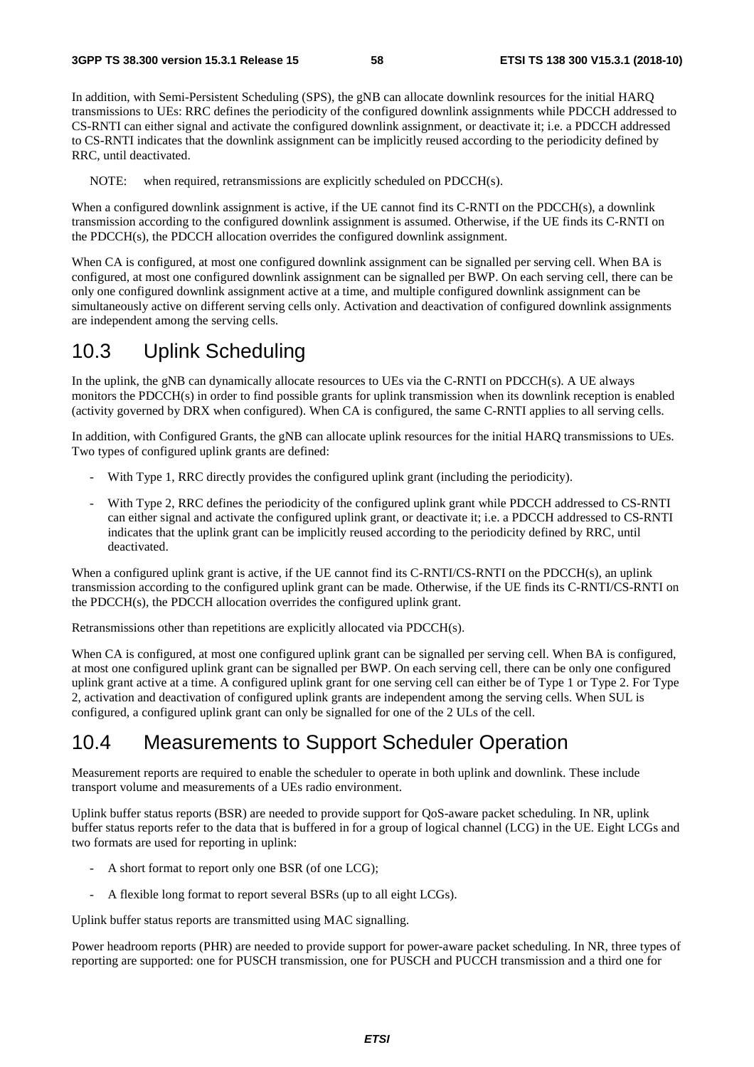In addition, with Semi-Persistent Scheduling (SPS), the gNB can allocate downlink resources for the initial HARQ transmissions to UEs: RRC defines the periodicity of the configured downlink assignments while PDCCH addressed to CS-RNTI can either signal and activate the configured downlink assignment, or deactivate it; i.e. a PDCCH addressed to CS-RNTI indicates that the downlink assignment can be implicitly reused according to the periodicity defined by RRC, until deactivated.

NOTE: when required, retransmissions are explicitly scheduled on PDCCH(s).

When a configured downlink assignment is active, if the UE cannot find its C-RNTI on the PDCCH(s), a downlink transmission according to the configured downlink assignment is assumed. Otherwise, if the UE finds its C-RNTI on the PDCCH(s), the PDCCH allocation overrides the configured downlink assignment.

When CA is configured, at most one configured downlink assignment can be signalled per serving cell. When BA is configured, at most one configured downlink assignment can be signalled per BWP. On each serving cell, there can be only one configured downlink assignment active at a time, and multiple configured downlink assignment can be simultaneously active on different serving cells only. Activation and deactivation of configured downlink assignments are independent among the serving cells.

## 10.3 Uplink Scheduling

In the uplink, the gNB can dynamically allocate resources to UEs via the C-RNTI on PDCCH(s). A UE always monitors the PDCCH(s) in order to find possible grants for uplink transmission when its downlink reception is enabled (activity governed by DRX when configured). When CA is configured, the same C-RNTI applies to all serving cells.

In addition, with Configured Grants, the gNB can allocate uplink resources for the initial HARQ transmissions to UEs. Two types of configured uplink grants are defined:

- With Type 1, RRC directly provides the configured uplink grant (including the periodicity).
- With Type 2, RRC defines the periodicity of the configured uplink grant while PDCCH addressed to CS-RNTI can either signal and activate the configured uplink grant, or deactivate it; i.e. a PDCCH addressed to CS-RNTI indicates that the uplink grant can be implicitly reused according to the periodicity defined by RRC, until deactivated.

When a configured uplink grant is active, if the UE cannot find its C-RNTI/CS-RNTI on the PDCCH(s), an uplink transmission according to the configured uplink grant can be made. Otherwise, if the UE finds its C-RNTI/CS-RNTI on the PDCCH(s), the PDCCH allocation overrides the configured uplink grant.

Retransmissions other than repetitions are explicitly allocated via PDCCH(s).

When CA is configured, at most one configured uplink grant can be signalled per serving cell. When BA is configured, at most one configured uplink grant can be signalled per BWP. On each serving cell, there can be only one configured uplink grant active at a time. A configured uplink grant for one serving cell can either be of Type 1 or Type 2. For Type 2, activation and deactivation of configured uplink grants are independent among the serving cells. When SUL is configured, a configured uplink grant can only be signalled for one of the 2 ULs of the cell.

## 10.4 Measurements to Support Scheduler Operation

Measurement reports are required to enable the scheduler to operate in both uplink and downlink. These include transport volume and measurements of a UEs radio environment.

Uplink buffer status reports (BSR) are needed to provide support for QoS-aware packet scheduling. In NR, uplink buffer status reports refer to the data that is buffered in for a group of logical channel (LCG) in the UE. Eight LCGs and two formats are used for reporting in uplink:

- A short format to report only one BSR (of one LCG);
- A flexible long format to report several BSRs (up to all eight LCGs).

Uplink buffer status reports are transmitted using MAC signalling.

Power headroom reports (PHR) are needed to provide support for power-aware packet scheduling. In NR, three types of reporting are supported: one for PUSCH transmission, one for PUSCH and PUCCH transmission and a third one for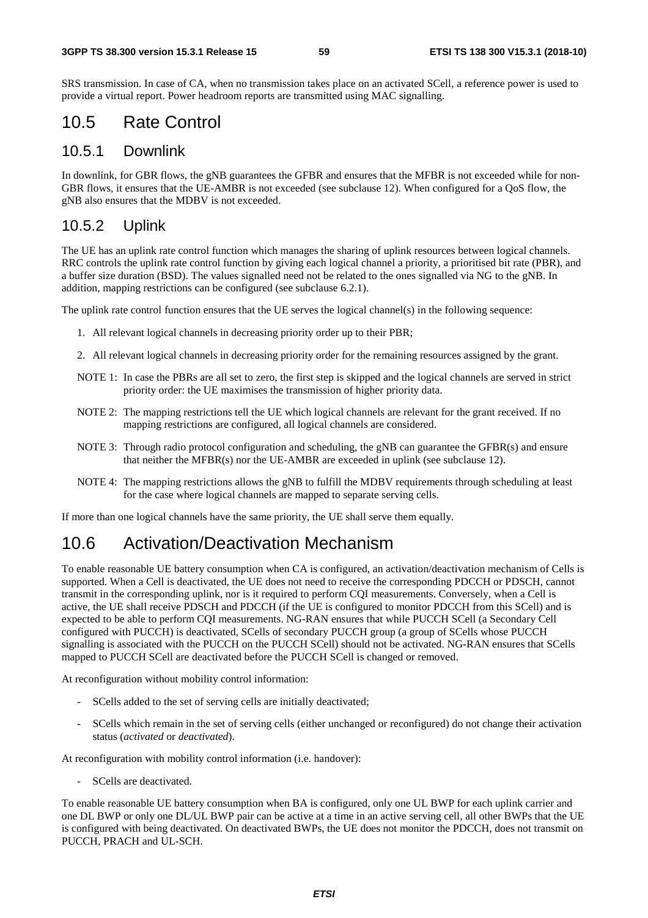SRS transmission. In case of CA, when no transmission takes place on an activated SCell, a reference power is used to provide a virtual report. Power headroom reports are transmitted using MAC signalling.

# 10.5 Rate Control

## 10.5.1 Downlink

In downlink, for GBR flows, the gNB guarantees the GFBR and ensures that the MFBR is not exceeded while for non-GBR flows, it ensures that the UE-AMBR is not exceeded (see subclause 12). When configured for a QoS flow, the gNB also ensures that the MDBV is not exceeded.

## 10.5.2 Uplink

The UE has an uplink rate control function which manages the sharing of uplink resources between logical channels. RRC controls the uplink rate control function by giving each logical channel a priority, a prioritised bit rate (PBR), and a buffer size duration (BSD). The values signalled need not be related to the ones signalled via NG to the gNB. In addition, mapping restrictions can be configured (see subclause 6.2.1).

The uplink rate control function ensures that the UE serves the logical channel(s) in the following sequence:

1. All relevant logical channels in decreasing priority order up to their PBR;
2. All relevant logical channels in decreasing priority order for the remaining resources assigned by the grant.

NOTE 1: In case the PBRs are all set to zero, the first step is skipped and the logical channels are served in strict priority order: the UE maximises the transmission of higher priority data.

NOTE 2: The mapping restrictions tell the UE which logical channels are relevant for the grant received. If no mapping restrictions are configured, all logical channels are considered.

NOTE 3: Through radio protocol configuration and scheduling, the gNB can guarantee the GFBR(s) and ensure that neither the MFBR(s) nor the UE-AMBR are exceeded in uplink (see subclause 12).

NOTE 4: The mapping restrictions allows the gNB to fulfill the MDBV requirements through scheduling at least for the case where logical channels are mapped to separate serving cells.

If more than one logical channels have the same priority, the UE shall serve them equally.

# 10.6 Activation/Deactivation Mechanism

To enable reasonable UE battery consumption when CA is configured, an activation/deactivation mechanism of Cells is supported. When a Cell is deactivated, the UE does not need to receive the corresponding PDCCH or PDSCH, cannot transmit in the corresponding uplink, nor is it required to perform CQI measurements. Conversely, when a Cell is active, the UE shall receive PDSCH and PDCCH (if the UE is configured to monitor PDCCH from this SCell) and is expected to be able to perform CQI measurements. NG-RAN ensures that while PUCCH SCell (a Secondary Cell configured with PUCCH) is deactivated, SCells of secondary PUCCH group (a group of SCells whose PUCCH signalling is associated with the PUCCH on the PUCCH SCell) should not be activated. NG-RAN ensures that SCells mapped to PUCCH SCell are deactivated before the PUCCH SCell is changed or removed.

At reconfiguration without mobility control information:

- SCells added to the set of serving cells are initially deactivated;
- SCells which remain in the set of serving cells (either unchanged or reconfigured) do not change their activation status (*activated* or *deactivated*).

At reconfiguration with mobility control information (i.e. handover):

- SCells are deactivated.

To enable reasonable UE battery consumption when BA is configured, only one UL BWP for each uplink carrier and one DL BWP or only one DL/UL BWP pair can be active at a time in an active serving cell, all other BWPs that the UE is configured with being deactivated. On deactivated BWPs, the UE does not monitor the PDCCH, does not transmit on PUCCH, PRACH and UL-SCH.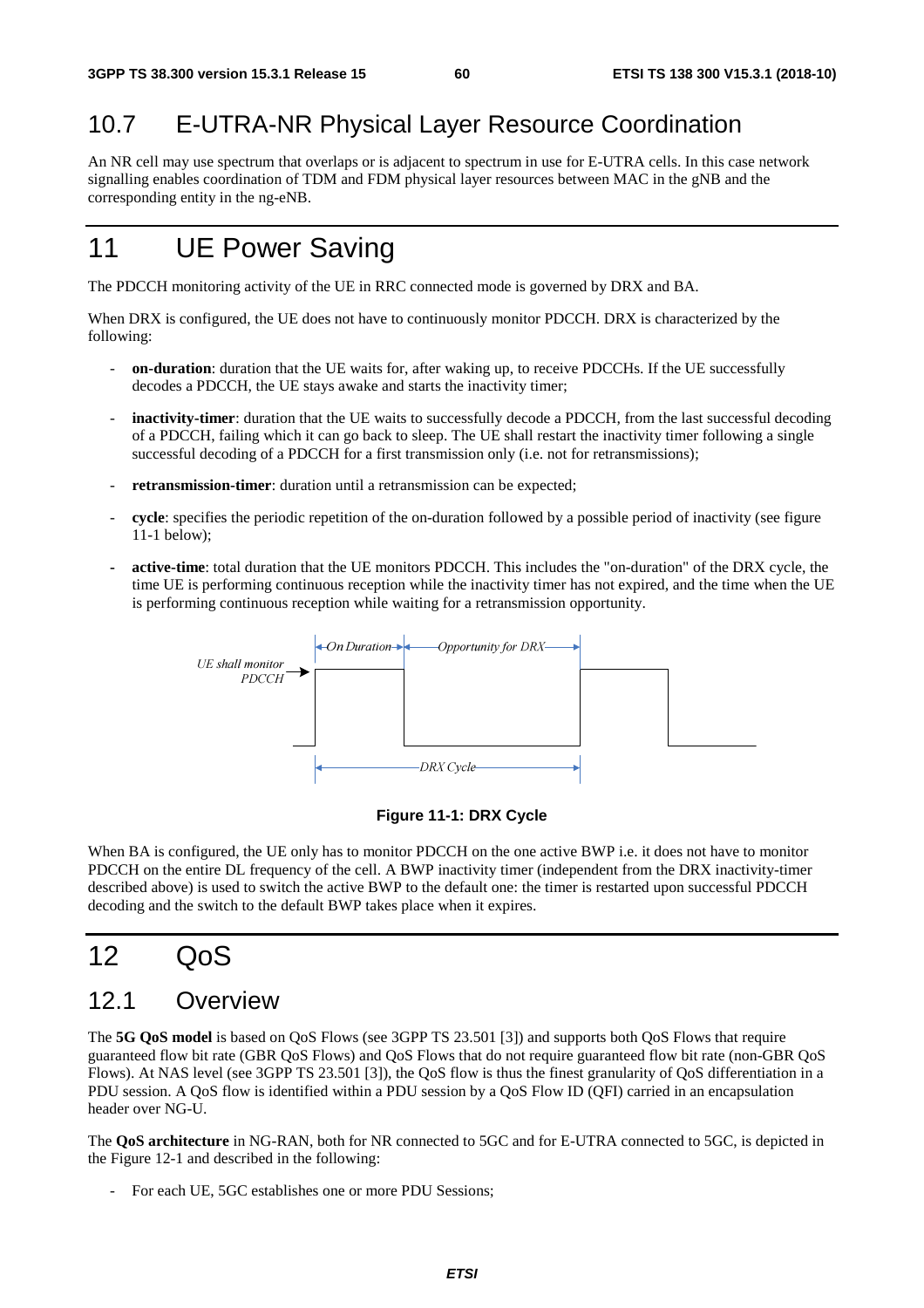## 10.7 E-UTRA-NR Physical Layer Resource Coordination

An NR cell may use spectrum that overlaps or is adjacent to spectrum in use for E-UTRA cells. In this case network signalling enables coordination of TDM and FDM physical layer resources between MAC in the gNB and the corresponding entity in the ng-eNB.

# 11 UE Power Saving

The PDCCH monitoring activity of the UE in RRC connected mode is governed by DRX and BA.

When DRX is configured, the UE does not have to continuously monitor PDCCH. DRX is characterized by the following:

- **on-duration**: duration that the UE waits for, after waking up, to receive PDCCHs. If the UE successfully decodes a PDCCH, the UE stays awake and starts the inactivity timer;
- **inactivity-timer**: duration that the UE waits to successfully decode a PDCCH, from the last successful decoding of a PDCCH, failing which it can go back to sleep. The UE shall restart the inactivity timer following a single successful decoding of a PDCCH for a first transmission only (i.e. not for retransmissions);
- **retransmission-timer**: duration until a retransmission can be expected;
- **cycle**: specifies the periodic repetition of the on-duration followed by a possible period of inactivity (see figure 11-1 below);
- **active-time**: total duration that the UE monitors PDCCH. This includes the "on-duration" of the DRX cycle, the time UE is performing continuous reception while the inactivity timer has not expired, and the time when the UE is performing continuous reception while waiting for a retransmission opportunity.

**Figure 11-1: DRX Cycle**

When BA is configured, the UE only has to monitor PDCCH on the one active BWP i.e. it does not have to monitor PDCCH on the entire DL frequency of the cell. A BWP inactivity timer (independent from the DRX inactivity-timer described above) is used to switch the active BWP to the default one: the timer is restarted upon successful PDCCH decoding and the switch to the default BWP takes place when it expires.

# 12 QoS

## 12.1 Overview

The **5G QoS model** is based on QoS Flows (see 3GPP TS 23.501 [3]) and supports both QoS Flows that require guaranteed flow bit rate (GBR QoS Flows) and QoS Flows that do not require guaranteed flow bit rate (non-GBR QoS Flows). At NAS level (see 3GPP TS 23.501 [3]), the QoS flow is thus the finest granularity of QoS differentiation in a PDU session. A QoS flow is identified within a PDU session by a QoS Flow ID (QFI) carried in an encapsulation header over NG-U.

The **QoS architecture** in NG-RAN, both for NR connected to 5GC and for E-UTRA connected to 5GC, is depicted in the Figure 12-1 and described in the following:

- For each UE, 5GC establishes one or more PDU Sessions;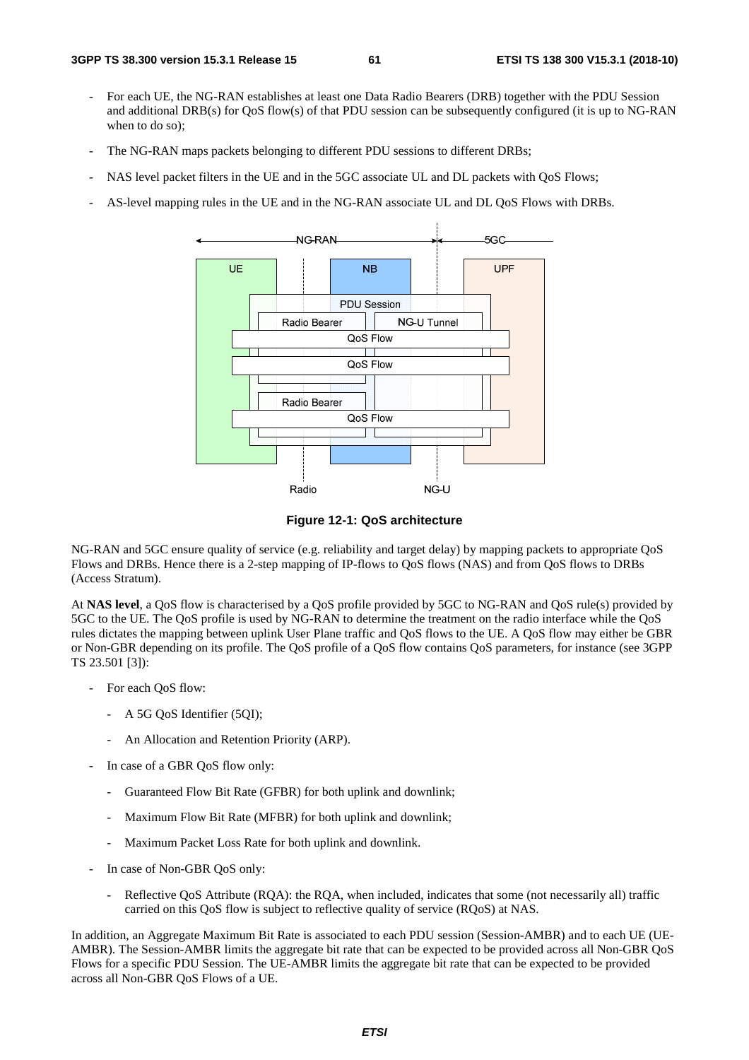- For each UE, the NG-RAN establishes at least one Data Radio Bearers (DRB) together with the PDU Session and additional DRB(s) for QoS flow(s) of that PDU session can be subsequently configured (it is up to NG-RAN when to do so);
- The NG-RAN maps packets belonging to different PDU sessions to different DRBs;
- NAS level packet filters in the UE and in the 5GC associate UL and DL packets with QoS Flows;
- AS-level mapping rules in the UE and in the NG-RAN associate UL and DL QoS Flows with DRBs.

**Figure 12-1: QoS architecture**

NG-RAN and 5GC ensure quality of service (e.g. reliability and target delay) by mapping packets to appropriate QoS Flows and DRBs. Hence there is a 2-step mapping of IP-flows to QoS flows (NAS) and from QoS flows to DRBs (Access Stratum).

At **NAS level**, a QoS flow is characterised by a QoS profile provided by 5GC to NG-RAN and QoS rule(s) provided by 5GC to the UE. The QoS profile is used by NG-RAN to determine the treatment on the radio interface while the QoS rules dictates the mapping between uplink User Plane traffic and QoS flows to the UE. A QoS flow may either be GBR or Non-GBR depending on its profile. The QoS profile of a QoS flow contains QoS parameters, for instance (see 3GPP TS 23.501 [3]):

- For each QoS flow:
  - A 5G QoS Identifier (5QI);
  - An Allocation and Retention Priority (ARP).
- In case of a GBR QoS flow only:
  - Guaranteed Flow Bit Rate (GFBR) for both uplink and downlink;
  - Maximum Flow Bit Rate (MFBR) for both uplink and downlink;
  - Maximum Packet Loss Rate for both uplink and downlink.
- In case of Non-GBR QoS only:
  - Reflective QoS Attribute (RQA): the RQA, when included, indicates that some (not necessarily all) traffic carried on this QoS flow is subject to reflective quality of service (RQoS) at NAS.

In addition, an Aggregate Maximum Bit Rate is associated to each PDU session (Session-AMBR) and to each UE (UE-AMBR). The Session-AMBR limits the aggregate bit rate that can be expected to be provided across all Non-GBR QoS Flows for a specific PDU Session. The UE-AMBR limits the aggregate bit rate that can be expected to be provided across all Non-GBR QoS Flows of a UE.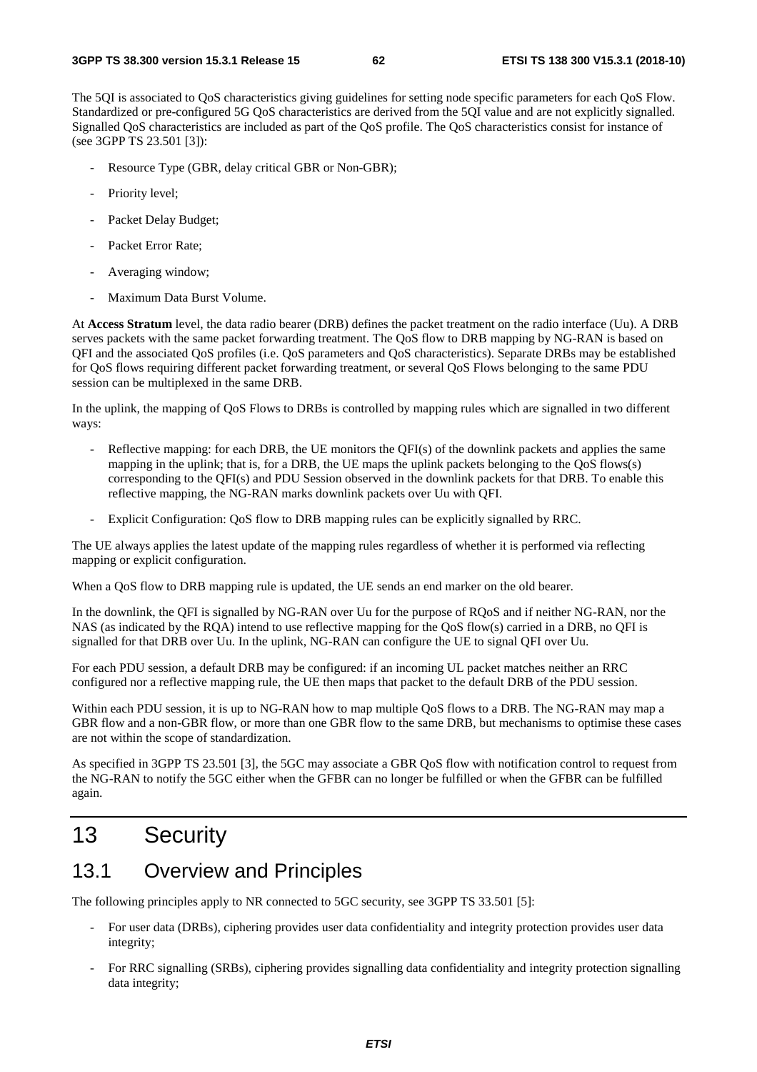The 5QI is associated to QoS characteristics giving guidelines for setting node specific parameters for each QoS Flow. Standardized or pre-configured 5G QoS characteristics are derived from the 5QI value and are not explicitly signalled. Signalled QoS characteristics are included as part of the QoS profile. The QoS characteristics consist for instance of (see 3GPP TS 23.501 [3]):

- Resource Type (GBR, delay critical GBR or Non-GBR);
- Priority level;
- Packet Delay Budget;
- Packet Error Rate;
- Averaging window;
- Maximum Data Burst Volume.

At **Access Stratum** level, the data radio bearer (DRB) defines the packet treatment on the radio interface (Uu). A DRB serves packets with the same packet forwarding treatment. The QoS flow to DRB mapping by NG-RAN is based on QFI and the associated QoS profiles (i.e. QoS parameters and QoS characteristics). Separate DRBs may be established for QoS flows requiring different packet forwarding treatment, or several QoS Flows belonging to the same PDU session can be multiplexed in the same DRB.

In the uplink, the mapping of QoS Flows to DRBs is controlled by mapping rules which are signalled in two different ways:

- Reflective mapping: for each DRB, the UE monitors the QFI(s) of the downlink packets and applies the same mapping in the uplink; that is, for a DRB, the UE maps the uplink packets belonging to the QoS flows(s) corresponding to the QFI(s) and PDU Session observed in the downlink packets for that DRB. To enable this reflective mapping, the NG-RAN marks downlink packets over Uu with QFI.
- Explicit Configuration: QoS flow to DRB mapping rules can be explicitly signalled by RRC.

The UE always applies the latest update of the mapping rules regardless of whether it is performed via reflecting mapping or explicit configuration.

When a QoS flow to DRB mapping rule is updated, the UE sends an end marker on the old bearer.

In the downlink, the QFI is signalled by NG-RAN over Uu for the purpose of RQoS and if neither NG-RAN, nor the NAS (as indicated by the RQA) intend to use reflective mapping for the QoS flow(s) carried in a DRB, no QFI is signalled for that DRB over Uu. In the uplink, NG-RAN can configure the UE to signal QFI over Uu.

For each PDU session, a default DRB may be configured: if an incoming UL packet matches neither an RRC configured nor a reflective mapping rule, the UE then maps that packet to the default DRB of the PDU session.

Within each PDU session, it is up to NG-RAN how to map multiple QoS flows to a DRB. The NG-RAN may map a GBR flow and a non-GBR flow, or more than one GBR flow to the same DRB, but mechanisms to optimise these cases are not within the scope of standardization.

As specified in 3GPP TS 23.501 [3], the 5GC may associate a GBR QoS flow with notification control to request from the NG-RAN to notify the 5GC either when the GFBR can no longer be fulfilled or when the GFBR can be fulfilled again.

# 13 Security

## 13.1 Overview and Principles

The following principles apply to NR connected to 5GC security, see 3GPP TS 33.501 [5]:

- For user data (DRBs), ciphering provides user data confidentiality and integrity protection provides user data integrity;
- For RRC signalling (SRBs), ciphering provides signalling data confidentiality and integrity protection signalling data integrity;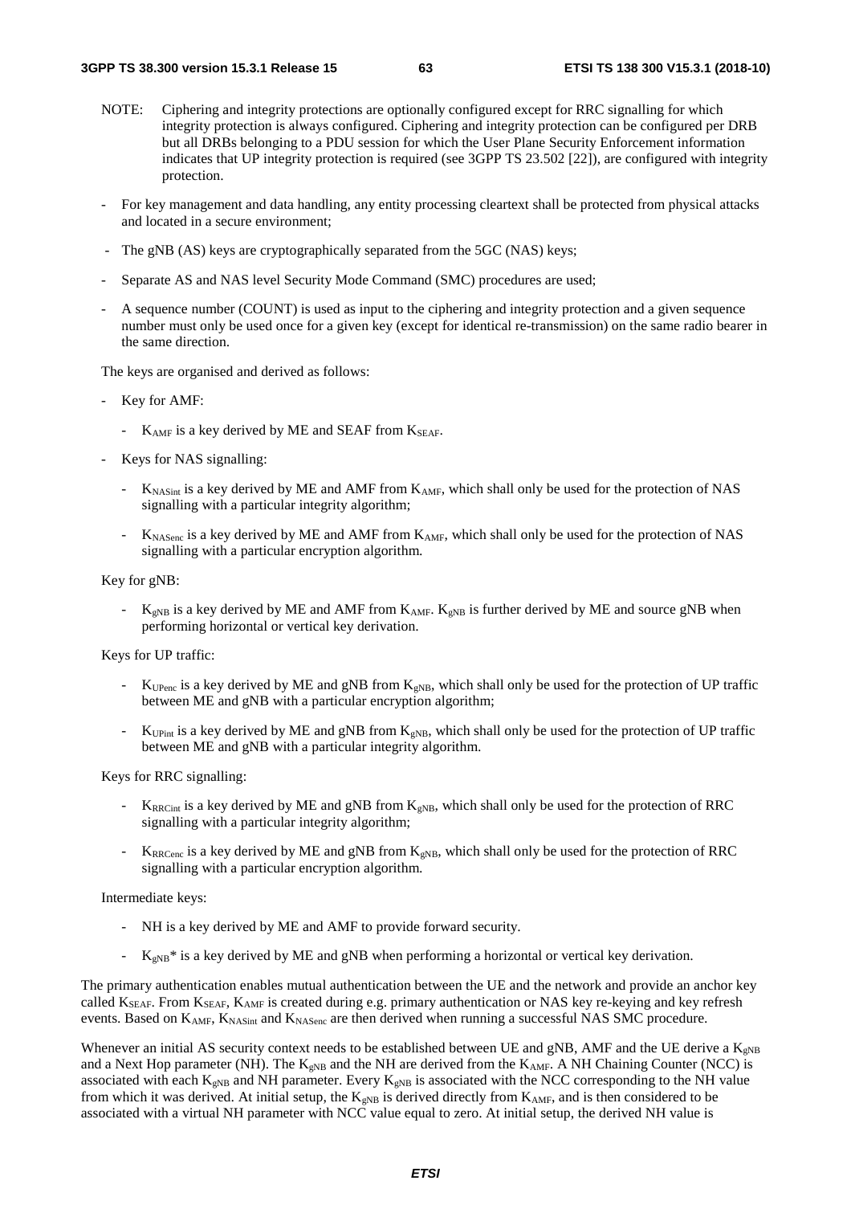NOTE: Ciphering and integrity protections are optionally configured except for RRC signalling for which integrity protection is always configured. Ciphering and integrity protection can be configured per DRB but all DRBs belonging to a PDU session for which the User Plane Security Enforcement information indicates that UP integrity protection is required (see 3GPP TS 23.502 [22]), are configured with integrity protection.

- For key management and data handling, any entity processing cleartext shall be protected from physical attacks and located in a secure environment;
- The gNB (AS) keys are cryptographically separated from the 5GC (NAS) keys;
- Separate AS and NAS level Security Mode Command (SMC) procedures are used;
- A sequence number (COUNT) is used as input to the ciphering and integrity protection and a given sequence number must only be used once for a given key (except for identical re-transmission) on the same radio bearer in the same direction.

The keys are organised and derived as follows:

- Key for AMF:
  - $K_{AMF}$ is a key derived by ME and SEAF from $K_{SEAF}$.
- Keys for NAS signalling:
  - $K_{NASint}$ is a key derived by ME and AMF from $K_{AMF}$, which shall only be used for the protection of NAS signalling with a particular integrity algorithm;
  - $K_{NASenc}$ is a key derived by ME and AMF from $K_{AMF}$, which shall only be used for the protection of NAS signalling with a particular encryption algorithm.

Key for gNB:

- $K_{gNB}$ is a key derived by ME and AMF from $K_{AMF}$. $K_{gNB}$ is further derived by ME and source gNB when performing horizontal or vertical key derivation.

Keys for UP traffic:

- $K_{UPenc}$ is a key derived by ME and gNB from $K_{gNB}$, which shall only be used for the protection of UP traffic between ME and gNB with a particular encryption algorithm;
- $K_{UPint}$ is a key derived by ME and gNB from $K_{gNB}$, which shall only be used for the protection of UP traffic between ME and gNB with a particular integrity algorithm.

Keys for RRC signalling:

- $K_{RRCint}$ is a key derived by ME and gNB from $K_{gNB}$, which shall only be used for the protection of RRC signalling with a particular integrity algorithm;
- $K_{RRCenc}$ is a key derived by ME and gNB from $K_{gNB}$, which shall only be used for the protection of RRC signalling with a particular encryption algorithm.

Intermediate keys:

- NH is a key derived by ME and AMF to provide forward security.
- $K_{gNB}*$ is a key derived by ME and gNB when performing a horizontal or vertical key derivation.

The primary authentication enables mutual authentication between the UE and the network and provide an anchor key called $K_{SEAF}$. From $K_{SEAF}$, $K_{AMF}$ is created during e.g. primary authentication or NAS key re-keying and key refresh events. Based on $K_{AMF}$, $K_{NASint}$ and $K_{NASenc}$ are then derived when running a successful NAS SMC procedure.

Whenever an initial AS security context needs to be established between UE and gNB, AMF and the UE derive a $K_{gNB}$ and a Next Hop parameter (NH). The $K_{gNB}$ and the NH are derived from the $K_{AMF}$. A NH Chaining Counter (NCC) is associated with each $K_{gNB}$ and NH parameter. Every $K_{gNB}$ is associated with the NCC corresponding to the NH value from which it was derived. At initial setup, the $K_{gNB}$ is derived directly from $K_{AMF}$, and is then considered to be associated with a virtual NH parameter with NCC value equal to zero. At initial setup, the derived NH value is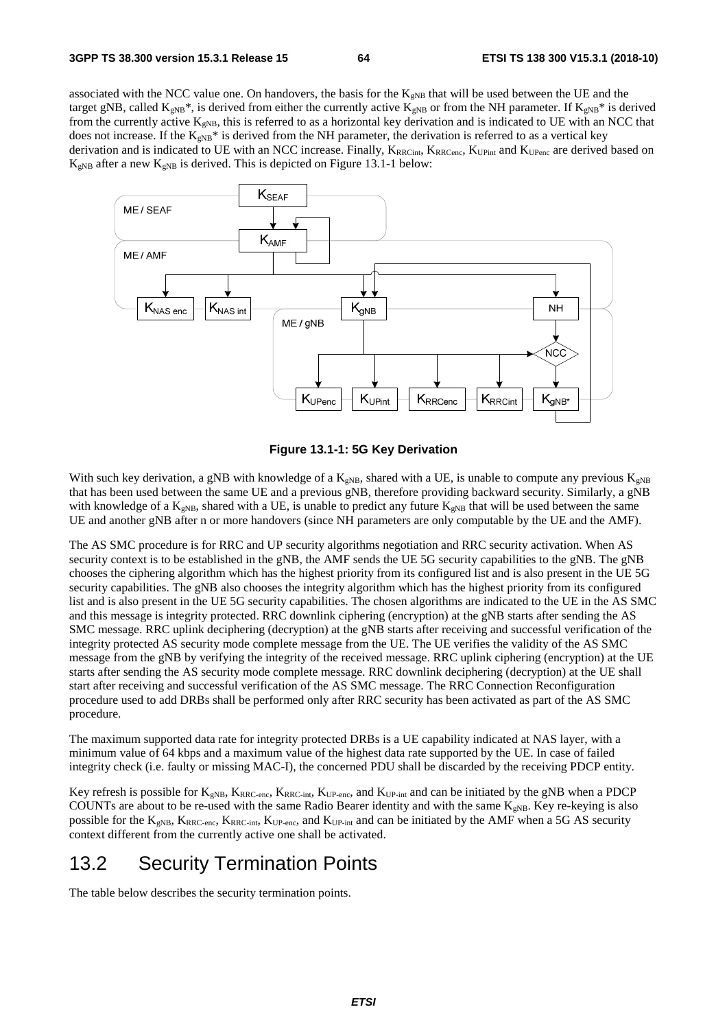associated with the NCC value one. On handovers, the basis for the $K_{gNB}$ that will be used between the UE and the target gNB, called $K_{gNB}$*, is derived from either the currently active $K_{gNB}$ or from the NH parameter. If $K_{gNB}$* is derived from the currently active $K_{gNB}$, this is referred to as a horizontal key derivation and is indicated to UE with an NCC that does not increase. If the $K_{gNB}$* is derived from the NH parameter, the derivation is referred to as a vertical key derivation and is indicated to UE with an NCC increase. Finally, $K_{RRCint}$, $K_{RRCenc}$, $K_{UPint}$ and $K_{UPenc}$ are derived based on $K_{gNB}$ after a new $K_{gNB}$ is derived. This is depicted on Figure 13.1-1 below:

**Figure 13.1-1: 5G Key Derivation**

With such key derivation, a gNB with knowledge of a $K_{gNB}$, shared with a UE, is unable to compute any previous $K_{gNB}$ that has been used between the same UE and a previous gNB, therefore providing backward security. Similarly, a gNB with knowledge of a $K_{gNB}$, shared with a UE, is unable to predict any future $K_{gNB}$ that will be used between the same UE and another gNB after n or more handovers (since NH parameters are only computable by the UE and the AMF).

The AS SMC procedure is for RRC and UP security algorithms negotiation and RRC security activation. When AS security context is to be established in the gNB, the AMF sends the UE 5G security capabilities to the gNB. The gNB chooses the ciphering algorithm which has the highest priority from its configured list and is also present in the UE 5G security capabilities. The gNB also chooses the integrity algorithm which has the highest priority from its configured list and is also present in the UE 5G security capabilities. The chosen algorithms are indicated to the UE in the AS SMC and this message is integrity protected. RRC downlink ciphering (encryption) at the gNB starts after sending the AS SMC message. RRC uplink deciphering (decryption) at the gNB starts after receiving and successful verification of the integrity protected AS security mode complete message from the UE. The UE verifies the validity of the AS SMC message from the gNB by verifying the integrity of the received message. RRC uplink ciphering (encryption) at the UE starts after sending the AS security mode complete message. RRC downlink deciphering (decryption) at the UE shall start after receiving and successful verification of the AS SMC message. The RRC Connection Reconfiguration procedure used to add DRBs shall be performed only after RRC security has been activated as part of the AS SMC procedure.

The maximum supported data rate for integrity protected DRBs is a UE capability indicated at NAS layer, with a minimum value of 64 kbps and a maximum value of the highest data rate supported by the UE. In case of failed integrity check (i.e. faulty or missing MAC-I), the concerned PDU shall be discarded by the receiving PDCP entity.

Key refresh is possible for $K_{gNB}$, $K_{RRC\text{-}enc}$, $K_{RRC\text{-}int}$, $K_{UP\text{-}enc}$, and $K_{UP\text{-}int}$ and can be initiated by the gNB when a PDCP COUNTs are about to be re-used with the same Radio Bearer identity and with the same $K_{gNB}$. Key re-keying is also possible for the $K_{gNB}$, $K_{RRC\text{-}enc}$, $K_{RRC\text{-}int}$, $K_{UP\text{-}enc}$, and $K_{UP\text{-}int}$ and can be initiated by the AMF when a 5G AS security context different from the currently active one shall be activated.

## 13.2 Security Termination Points

The table below describes the security termination points.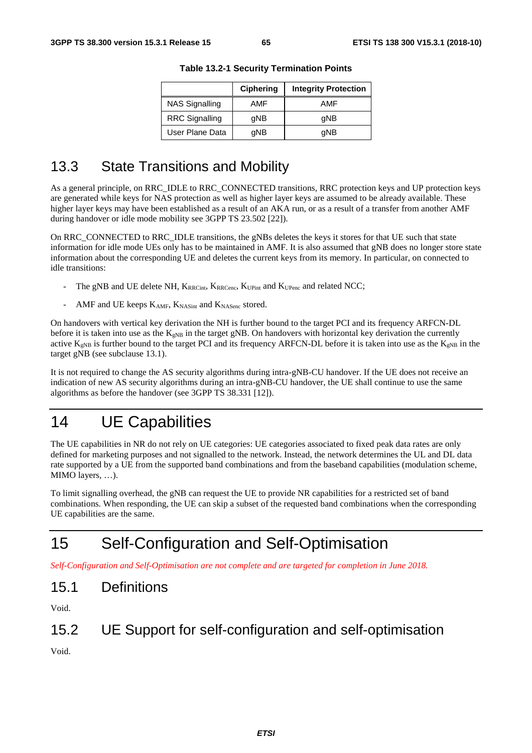**Table 13.2-1 Security Termination Points**

| | Ciphering | Integrity Protection |
|---|---|---|
| NAS Signalling | AMF | AMF |
| RRC Signalling | gNB | gNB |
| User Plane Data | gNB | gNB |

## 13.3 State Transitions and Mobility

As a general principle, on RRC_IDLE to RRC_CONNECTED transitions, RRC protection keys and UP protection keys are generated while keys for NAS protection as well as higher layer keys are assumed to be already available. These higher layer keys may have been established as a result of an AKA run, or as a result of a transfer from another AMF during handover or idle mode mobility see 3GPP TS 23.502 [22]).

On RRC_CONNECTED to RRC_IDLE transitions, the gNBs deletes the keys it stores for that UE such that state information for idle mode UEs only has to be maintained in AMF. It is also assumed that gNB does no longer store state information about the corresponding UE and deletes the current keys from its memory. In particular, on connected to idle transitions:

- The gNB and UE delete NH, $K_{RRCint}$, $K_{RRCenc}$, $K_{UPint}$ and $K_{UPenc}$ and related NCC;
- AMF and UE keeps $K_{AMF}$, $K_{NASint}$ and $K_{NASenc}$ stored.

On handovers with vertical key derivation the NH is further bound to the target PCI and its frequency ARFCN-DL before it is taken into use as the $K_{gNB}$ in the target gNB. On handovers with horizontal key derivation the currently active $K_{gNB}$ is further bound to the target PCI and its frequency ARFCN-DL before it is taken into use as the $K_{gNB}$ in the target gNB (see subclause 13.1).

It is not required to change the AS security algorithms during intra-gNB-CU handover. If the UE does not receive an indication of new AS security algorithms during an intra-gNB-CU handover, the UE shall continue to use the same algorithms as before the handover (see 3GPP TS 38.331 [12]).

# 14 UE Capabilities

The UE capabilities in NR do not rely on UE categories: UE categories associated to fixed peak data rates are only defined for marketing purposes and not signalled to the network. Instead, the network determines the UL and DL data rate supported by a UE from the supported band combinations and from the baseband capabilities (modulation scheme, MIMO layers, …).

To limit signalling overhead, the gNB can request the UE to provide NR capabilities for a restricted set of band combinations. When responding, the UE can skip a subset of the requested band combinations when the corresponding UE capabilities are the same.

# 15 Self-Configuration and Self-Optimisation

*Self-Configuration and Self-Optimisation are not complete and are targeted for completion in June 2018.*

## 15.1 Definitions

Void.

## 15.2 UE Support for self-configuration and self-optimisation

Void.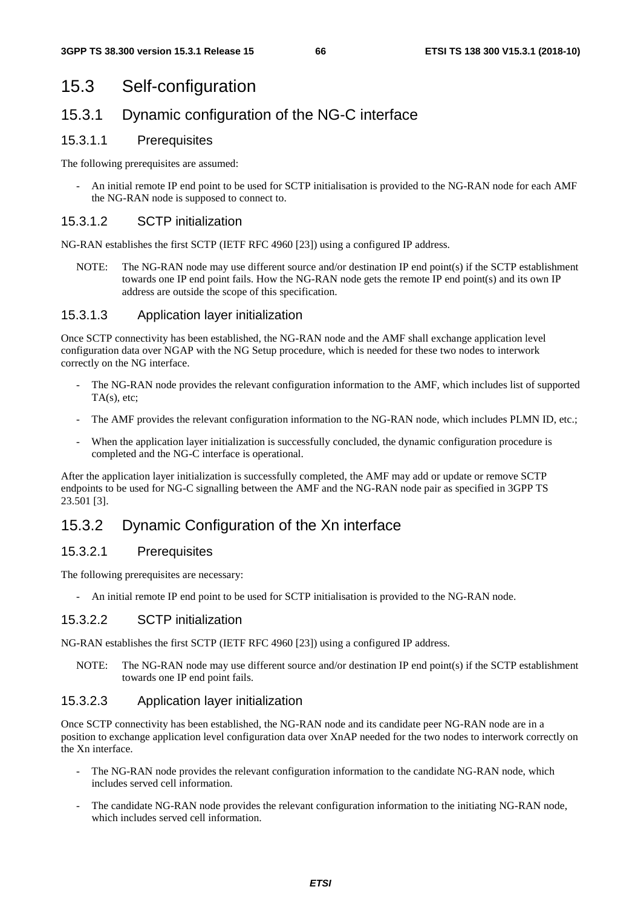# 15.3 Self-configuration

## 15.3.1 Dynamic configuration of the NG-C interface

### 15.3.1.1 Prerequisites

The following prerequisites are assumed:

- An initial remote IP end point to be used for SCTP initialisation is provided to the NG-RAN node for each AMF the NG-RAN node is supposed to connect to.

### 15.3.1.2 SCTP initialization

NG-RAN establishes the first SCTP (IETF RFC 4960 [23]) using a configured IP address.

NOTE: The NG-RAN node may use different source and/or destination IP end point(s) if the SCTP establishment towards one IP end point fails. How the NG-RAN node gets the remote IP end point(s) and its own IP address are outside the scope of this specification.

### 15.3.1.3 Application layer initialization

Once SCTP connectivity has been established, the NG-RAN node and the AMF shall exchange application level configuration data over NGAP with the NG Setup procedure, which is needed for these two nodes to interwork correctly on the NG interface.

- The NG-RAN node provides the relevant configuration information to the AMF, which includes list of supported TA(s), etc;
- The AMF provides the relevant configuration information to the NG-RAN node, which includes PLMN ID, etc.;
- When the application layer initialization is successfully concluded, the dynamic configuration procedure is completed and the NG-C interface is operational.

After the application layer initialization is successfully completed, the AMF may add or update or remove SCTP endpoints to be used for NG-C signalling between the AMF and the NG-RAN node pair as specified in 3GPP TS 23.501 [3].

## 15.3.2 Dynamic Configuration of the Xn interface

### 15.3.2.1 Prerequisites

The following prerequisites are necessary:

- An initial remote IP end point to be used for SCTP initialisation is provided to the NG-RAN node.

### 15.3.2.2 SCTP initialization

NG-RAN establishes the first SCTP (IETF RFC 4960 [23]) using a configured IP address.

NOTE: The NG-RAN node may use different source and/or destination IP end point(s) if the SCTP establishment towards one IP end point fails.

### 15.3.2.3 Application layer initialization

Once SCTP connectivity has been established, the NG-RAN node and its candidate peer NG-RAN node are in a position to exchange application level configuration data over XnAP needed for the two nodes to interwork correctly on the Xn interface.

- The NG-RAN node provides the relevant configuration information to the candidate NG-RAN node, which includes served cell information.
- The candidate NG-RAN node provides the relevant configuration information to the initiating NG-RAN node, which includes served cell information.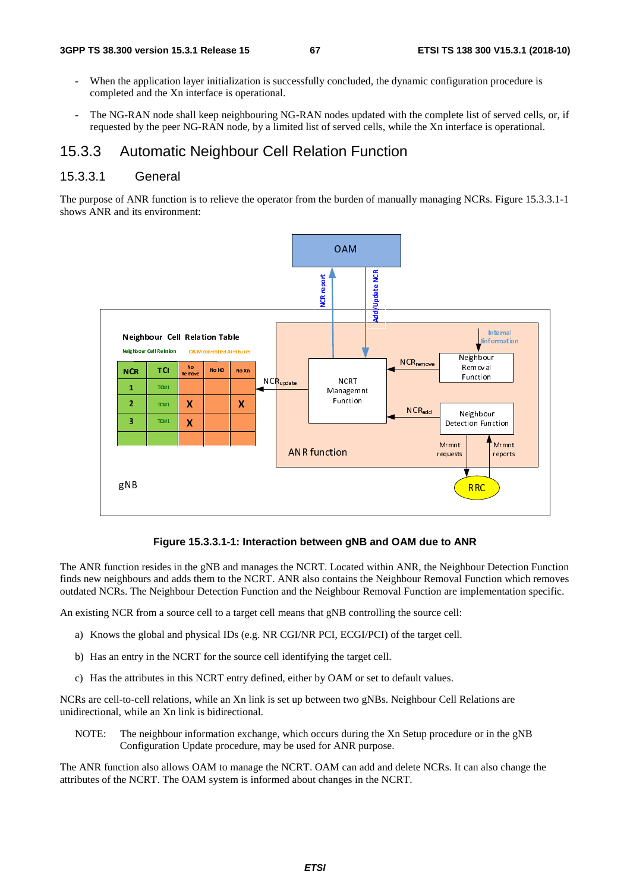- When the application layer initialization is successfully concluded, the dynamic configuration procedure is completed and the Xn interface is operational.

- The NG-RAN node shall keep neighbouring NG-RAN nodes updated with the complete list of served cells, or, if requested by the peer NG-RAN node, by a limited list of served cells, while the Xn interface is operational.

## 15.3.3 Automatic Neighbour Cell Relation Function

### 15.3.3.1 General

The purpose of ANR function is to relieve the operator from the burden of manually managing NCRs. Figure 15.3.3.1-1 shows ANR and its environment:

**Figure 15.3.3.1-1: Interaction between gNB and OAM due to ANR**

The ANR function resides in the gNB and manages the NCRT. Located within ANR, the Neighbour Detection Function finds new neighbours and adds them to the NCRT. ANR also contains the Neighbour Removal Function which removes outdated NCRs. The Neighbour Detection Function and the Neighbour Removal Function are implementation specific.

An existing NCR from a source cell to a target cell means that gNB controlling the source cell:

a) Knows the global and physical IDs (e.g. NR CGI/NR PCI, ECGI/PCI) of the target cell.

b) Has an entry in the NCRT for the source cell identifying the target cell.

c) Has the attributes in this NCRT entry defined, either by OAM or set to default values.

NCRs are cell-to-cell relations, while an Xn link is set up between two gNBs. Neighbour Cell Relations are unidirectional, while an Xn link is bidirectional.

NOTE: The neighbour information exchange, which occurs during the Xn Setup procedure or in the gNB Configuration Update procedure, may be used for ANR purpose.

The ANR function also allows OAM to manage the NCRT. OAM can add and delete NCRs. It can also change the attributes of the NCRT. The OAM system is informed about changes in the NCRT.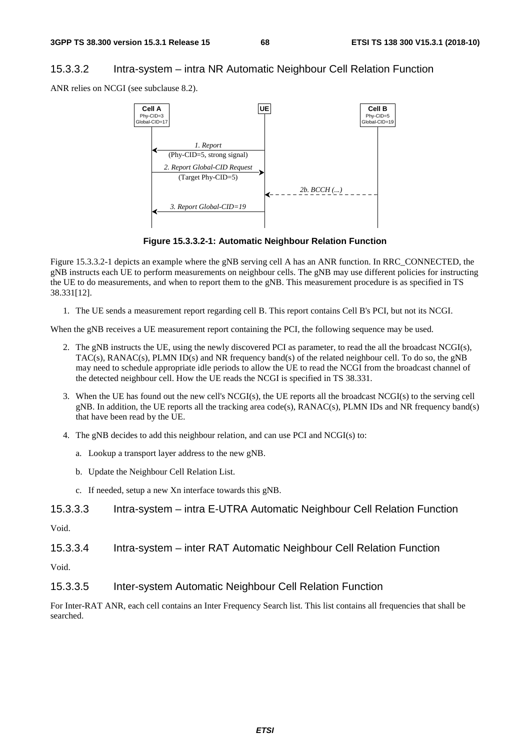### 15.3.3.2 Intra-system – intra NR Automatic Neighbour Cell Relation Function

ANR relies on NCGI (see subclause 8.2).

**Figure 15.3.3.2-1: Automatic Neighbour Relation Function**

Figure 15.3.3.2-1 depicts an example where the gNB serving cell A has an ANR function. In RRC_CONNECTED, the gNB instructs each UE to perform measurements on neighbour cells. The gNB may use different policies for instructing the UE to do measurements, and when to report them to the gNB. This measurement procedure is as specified in TS 38.331[12].

1. The UE sends a measurement report regarding cell B. This report contains Cell B's PCI, but not its NCGI.

When the gNB receives a UE measurement report containing the PCI, the following sequence may be used.

2. The gNB instructs the UE, using the newly discovered PCI as parameter, to read the all the broadcast NCGI(s), TAC(s), RANAC(s), PLMN ID(s) and NR frequency band(s) of the related neighbour cell. To do so, the gNB may need to schedule appropriate idle periods to allow the UE to read the NCGI from the broadcast channel of the detected neighbour cell. How the UE reads the NCGI is specified in TS 38.331.
3. When the UE has found out the new cell's NCGI(s), the UE reports all the broadcast NCGI(s) to the serving cell gNB. In addition, the UE reports all the tracking area code(s), RANAC(s), PLMN IDs and NR frequency band(s) that have been read by the UE.
4. The gNB decides to add this neighbour relation, and can use PCI and NCGI(s) to:
   a. Lookup a transport layer address to the new gNB.
   b. Update the Neighbour Cell Relation List.
   c. If needed, setup a new Xn interface towards this gNB.

### 15.3.3.3 Intra-system – intra E-UTRA Automatic Neighbour Cell Relation Function

Void.

### 15.3.3.4 Intra-system – inter RAT Automatic Neighbour Cell Relation Function

Void.

### 15.3.3.5 Inter-system Automatic Neighbour Cell Relation Function

For Inter-RAT ANR, each cell contains an Inter Frequency Search list. This list contains all frequencies that shall be searched.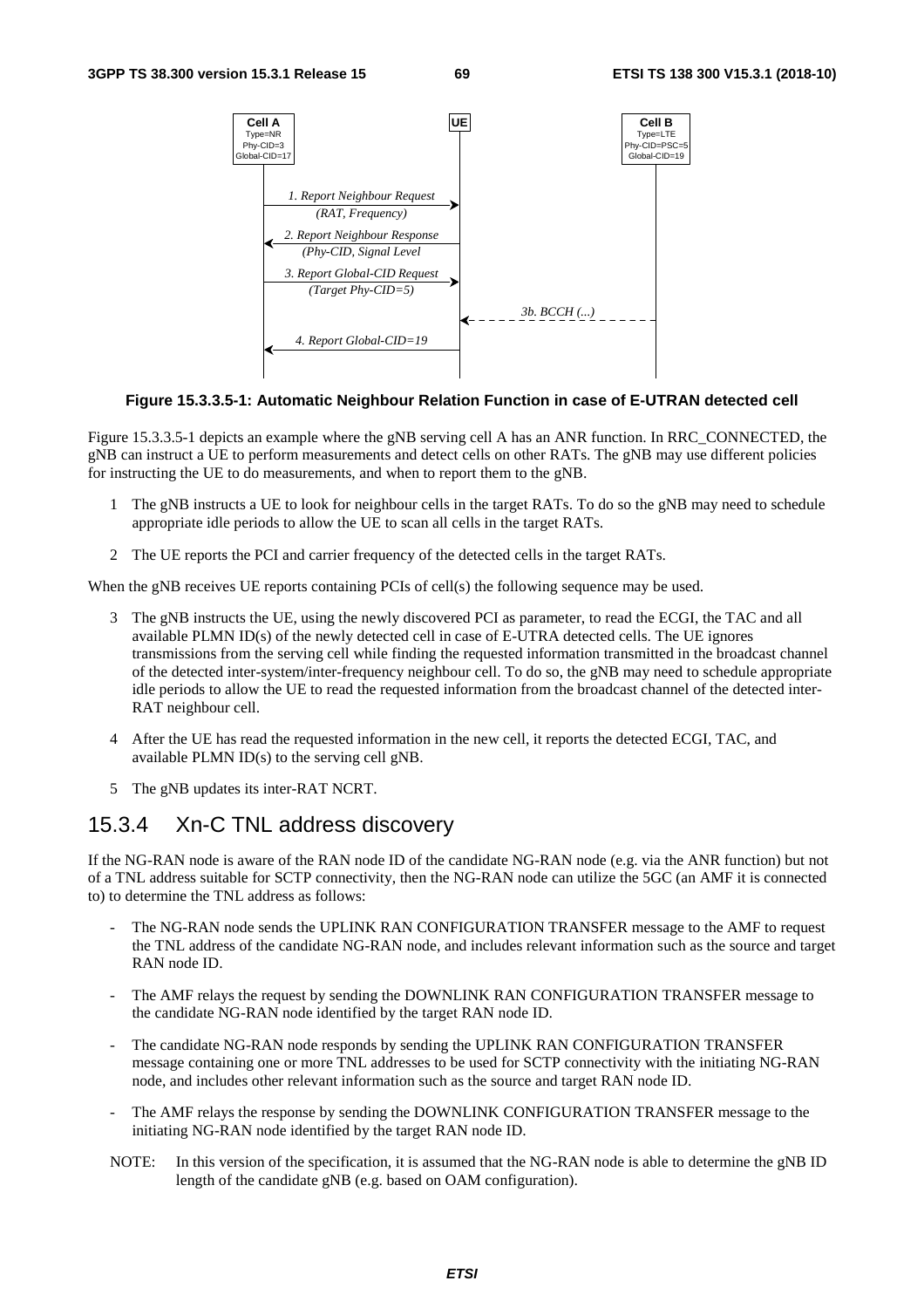**Figure 15.3.3.5-1: Automatic Neighbour Relation Function in case of E-UTRAN detected cell**

Figure 15.3.3.5-1 depicts an example where the gNB serving cell A has an ANR function. In RRC_CONNECTED, the gNB can instruct a UE to perform measurements and detect cells on other RATs. The gNB may use different policies for instructing the UE to do measurements, and when to report them to the gNB.

1 The gNB instructs a UE to look for neighbour cells in the target RATs. To do so the gNB may need to schedule appropriate idle periods to allow the UE to scan all cells in the target RATs.

2 The UE reports the PCI and carrier frequency of the detected cells in the target RATs.

When the gNB receives UE reports containing PCIs of cell(s) the following sequence may be used.

3 The gNB instructs the UE, using the newly discovered PCI as parameter, to read the ECGI, the TAC and all available PLMN ID(s) of the newly detected cell in case of E-UTRA detected cells. The UE ignores transmissions from the serving cell while finding the requested information transmitted in the broadcast channel of the detected inter-system/inter-frequency neighbour cell. To do so, the gNB may need to schedule appropriate idle periods to allow the UE to read the requested information from the broadcast channel of the detected inter-RAT neighbour cell.

4 After the UE has read the requested information in the new cell, it reports the detected ECGI, TAC, and available PLMN ID(s) to the serving cell gNB.

5 The gNB updates its inter-RAT NCRT.

## 15.3.4 Xn-C TNL address discovery

If the NG-RAN node is aware of the RAN node ID of the candidate NG-RAN node (e.g. via the ANR function) but not of a TNL address suitable for SCTP connectivity, then the NG-RAN node can utilize the 5GC (an AMF it is connected to) to determine the TNL address as follows:

- The NG-RAN node sends the UPLINK RAN CONFIGURATION TRANSFER message to the AMF to request the TNL address of the candidate NG-RAN node, and includes relevant information such as the source and target RAN node ID.
- The AMF relays the request by sending the DOWNLINK RAN CONFIGURATION TRANSFER message to the candidate NG-RAN node identified by the target RAN node ID.
- The candidate NG-RAN node responds by sending the UPLINK RAN CONFIGURATION TRANSFER message containing one or more TNL addresses to be used for SCTP connectivity with the initiating NG-RAN node, and includes other relevant information such as the source and target RAN node ID.
- The AMF relays the response by sending the DOWNLINK CONFIGURATION TRANSFER message to the initiating NG-RAN node identified by the target RAN node ID.

NOTE: In this version of the specification, it is assumed that the NG-RAN node is able to determine the gNB ID length of the candidate gNB (e.g. based on OAM configuration).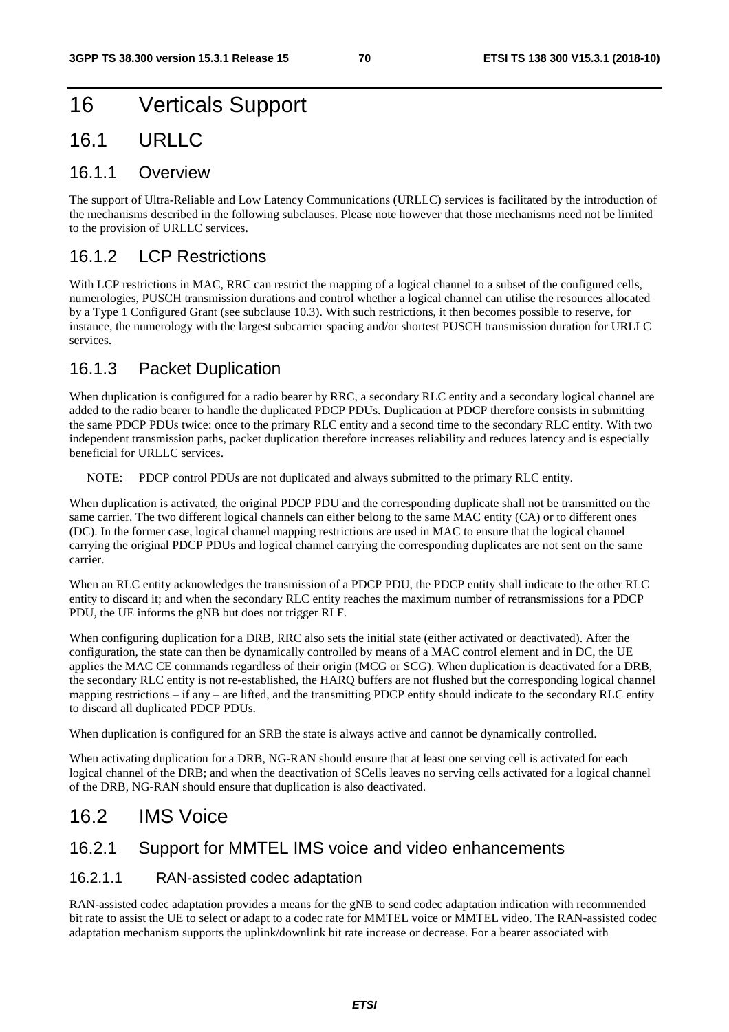# 16 Verticals Support

## 16.1 URLLC

### 16.1.1 Overview

The support of Ultra-Reliable and Low Latency Communications (URLLC) services is facilitated by the introduction of the mechanisms described in the following subclauses. Please note however that those mechanisms need not be limited to the provision of URLLC services.

### 16.1.2 LCP Restrictions

With LCP restrictions in MAC, RRC can restrict the mapping of a logical channel to a subset of the configured cells, numerologies, PUSCH transmission durations and control whether a logical channel can utilise the resources allocated by a Type 1 Configured Grant (see subclause 10.3). With such restrictions, it then becomes possible to reserve, for instance, the numerology with the largest subcarrier spacing and/or shortest PUSCH transmission duration for URLLC services.

### 16.1.3 Packet Duplication

When duplication is configured for a radio bearer by RRC, a secondary RLC entity and a secondary logical channel are added to the radio bearer to handle the duplicated PDCP PDUs. Duplication at PDCP therefore consists in submitting the same PDCP PDUs twice: once to the primary RLC entity and a second time to the secondary RLC entity. With two independent transmission paths, packet duplication therefore increases reliability and reduces latency and is especially beneficial for URLLC services.

NOTE: PDCP control PDUs are not duplicated and always submitted to the primary RLC entity.

When duplication is activated, the original PDCP PDU and the corresponding duplicate shall not be transmitted on the same carrier. The two different logical channels can either belong to the same MAC entity (CA) or to different ones (DC). In the former case, logical channel mapping restrictions are used in MAC to ensure that the logical channel carrying the original PDCP PDUs and logical channel carrying the corresponding duplicates are not sent on the same carrier.

When an RLC entity acknowledges the transmission of a PDCP PDU, the PDCP entity shall indicate to the other RLC entity to discard it; and when the secondary RLC entity reaches the maximum number of retransmissions for a PDCP PDU, the UE informs the gNB but does not trigger RLF.

When configuring duplication for a DRB, RRC also sets the initial state (either activated or deactivated). After the configuration, the state can then be dynamically controlled by means of a MAC control element and in DC, the UE applies the MAC CE commands regardless of their origin (MCG or SCG). When duplication is deactivated for a DRB, the secondary RLC entity is not re-established, the HARQ buffers are not flushed but the corresponding logical channel mapping restrictions – if any – are lifted, and the transmitting PDCP entity should indicate to the secondary RLC entity to discard all duplicated PDCP PDUs.

When duplication is configured for an SRB the state is always active and cannot be dynamically controlled.

When activating duplication for a DRB, NG-RAN should ensure that at least one serving cell is activated for each logical channel of the DRB; and when the deactivation of SCells leaves no serving cells activated for a logical channel of the DRB, NG-RAN should ensure that duplication is also deactivated.

## 16.2 IMS Voice

### 16.2.1 Support for MMTEL IMS voice and video enhancements

#### 16.2.1.1 RAN-assisted codec adaptation

RAN-assisted codec adaptation provides a means for the gNB to send codec adaptation indication with recommended bit rate to assist the UE to select or adapt to a codec rate for MMTEL voice or MMTEL video. The RAN-assisted codec adaptation mechanism supports the uplink/downlink bit rate increase or decrease. For a bearer associated with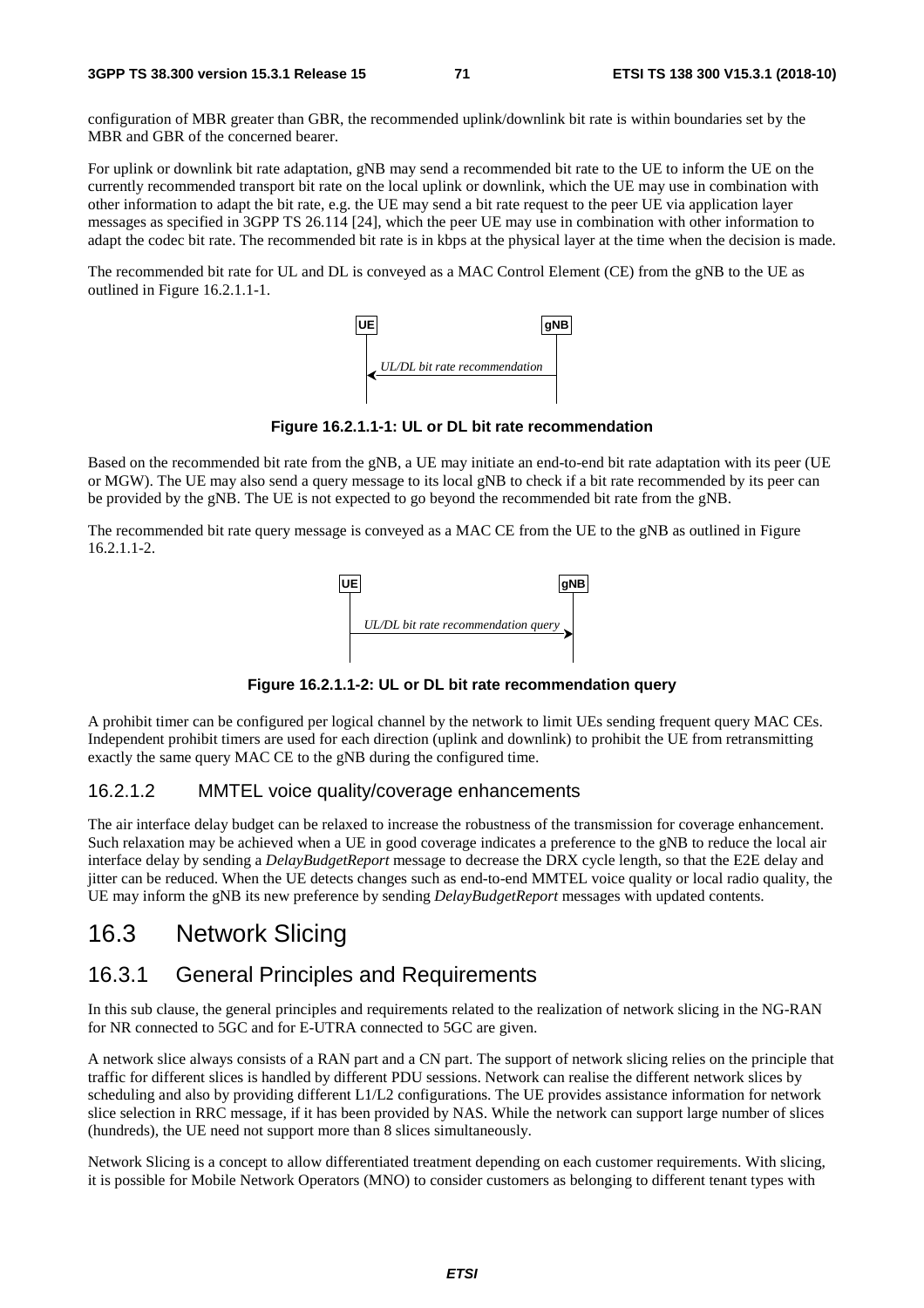configuration of MBR greater than GBR, the recommended uplink/downlink bit rate is within boundaries set by the MBR and GBR of the concerned bearer.

For uplink or downlink bit rate adaptation, gNB may send a recommended bit rate to the UE to inform the UE on the currently recommended transport bit rate on the local uplink or downlink, which the UE may use in combination with other information to adapt the bit rate, e.g. the UE may send a bit rate request to the peer UE via application layer messages as specified in 3GPP TS 26.114 [24], which the peer UE may use in combination with other information to adapt the codec bit rate. The recommended bit rate is in kbps at the physical layer at the time when the decision is made.

The recommended bit rate for UL and DL is conveyed as a MAC Control Element (CE) from the gNB to the UE as outlined in Figure 16.2.1.1-1.

UE — gNB

*UL/DL bit rate recommendation*

**Figure 16.2.1.1-1: UL or DL bit rate recommendation**

Based on the recommended bit rate from the gNB, a UE may initiate an end-to-end bit rate adaptation with its peer (UE or MGW). The UE may also send a query message to its local gNB to check if a bit rate recommended by its peer can be provided by the gNB. The UE is not expected to go beyond the recommended bit rate from the gNB.

The recommended bit rate query message is conveyed as a MAC CE from the UE to the gNB as outlined in Figure 16.2.1.1-2.

UE — gNB

*UL/DL bit rate recommendation query*

**Figure 16.2.1.1-2: UL or DL bit rate recommendation query**

A prohibit timer can be configured per logical channel by the network to limit UEs sending frequent query MAC CEs. Independent prohibit timers are used for each direction (uplink and downlink) to prohibit the UE from retransmitting exactly the same query MAC CE to the gNB during the configured time.

### 16.2.1.2 MMTEL voice quality/coverage enhancements

The air interface delay budget can be relaxed to increase the robustness of the transmission for coverage enhancement. Such relaxation may be achieved when a UE in good coverage indicates a preference to the gNB to reduce the local air interface delay by sending a *DelayBudgetReport* message to decrease the DRX cycle length, so that the E2E delay and jitter can be reduced. When the UE detects changes such as end-to-end MMTEL voice quality or local radio quality, the UE may inform the gNB its new preference by sending *DelayBudgetReport* messages with updated contents.

# 16.3 Network Slicing

## 16.3.1 General Principles and Requirements

In this sub clause, the general principles and requirements related to the realization of network slicing in the NG-RAN for NR connected to 5GC and for E-UTRA connected to 5GC are given.

A network slice always consists of a RAN part and a CN part. The support of network slicing relies on the principle that traffic for different slices is handled by different PDU sessions. Network can realise the different network slices by scheduling and also by providing different L1/L2 configurations. The UE provides assistance information for network slice selection in RRC message, if it has been provided by NAS. While the network can support large number of slices (hundreds), the UE need not support more than 8 slices simultaneously.

Network Slicing is a concept to allow differentiated treatment depending on each customer requirements. With slicing, it is possible for Mobile Network Operators (MNO) to consider customers as belonging to different tenant types with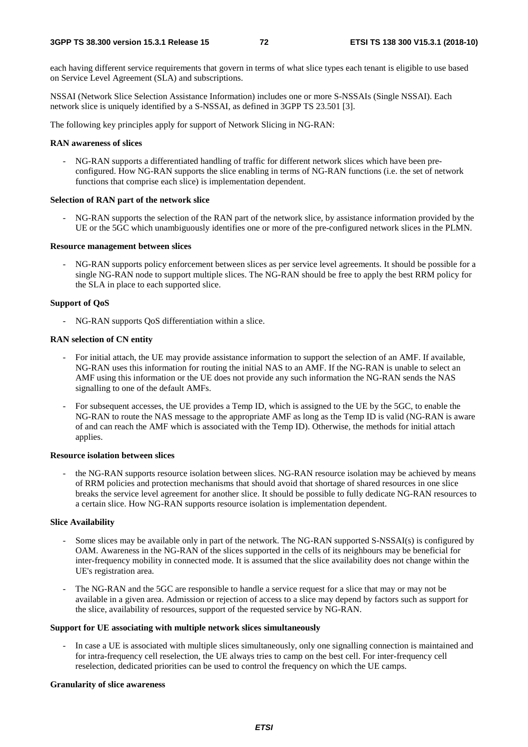each having different service requirements that govern in terms of what slice types each tenant is eligible to use based on Service Level Agreement (SLA) and subscriptions.

NSSAI (Network Slice Selection Assistance Information) includes one or more S-NSSAIs (Single NSSAI). Each network slice is uniquely identified by a S-NSSAI, as defined in 3GPP TS 23.501 [3].

The following key principles apply for support of Network Slicing in NG-RAN:

**RAN awareness of slices**

- NG-RAN supports a differentiated handling of traffic for different network slices which have been pre-configured. How NG-RAN supports the slice enabling in terms of NG-RAN functions (i.e. the set of network functions that comprise each slice) is implementation dependent.

**Selection of RAN part of the network slice**

- NG-RAN supports the selection of the RAN part of the network slice, by assistance information provided by the UE or the 5GC which unambiguously identifies one or more of the pre-configured network slices in the PLMN.

**Resource management between slices**

- NG-RAN supports policy enforcement between slices as per service level agreements. It should be possible for a single NG-RAN node to support multiple slices. The NG-RAN should be free to apply the best RRM policy for the SLA in place to each supported slice.

**Support of QoS**

- NG-RAN supports QoS differentiation within a slice.

**RAN selection of CN entity**

- For initial attach, the UE may provide assistance information to support the selection of an AMF. If available, NG-RAN uses this information for routing the initial NAS to an AMF. If the NG-RAN is unable to select an AMF using this information or the UE does not provide any such information the NG-RAN sends the NAS signalling to one of the default AMFs.
- For subsequent accesses, the UE provides a Temp ID, which is assigned to the UE by the 5GC, to enable the NG-RAN to route the NAS message to the appropriate AMF as long as the Temp ID is valid (NG-RAN is aware of and can reach the AMF which is associated with the Temp ID). Otherwise, the methods for initial attach applies.

**Resource isolation between slices**

- the NG-RAN supports resource isolation between slices. NG-RAN resource isolation may be achieved by means of RRM policies and protection mechanisms that should avoid that shortage of shared resources in one slice breaks the service level agreement for another slice. It should be possible to fully dedicate NG-RAN resources to a certain slice. How NG-RAN supports resource isolation is implementation dependent.

**Slice Availability**

- Some slices may be available only in part of the network. The NG-RAN supported S-NSSAI(s) is configured by OAM. Awareness in the NG-RAN of the slices supported in the cells of its neighbours may be beneficial for inter-frequency mobility in connected mode. It is assumed that the slice availability does not change within the UE's registration area.
- The NG-RAN and the 5GC are responsible to handle a service request for a slice that may or may not be available in a given area. Admission or rejection of access to a slice may depend by factors such as support for the slice, availability of resources, support of the requested service by NG-RAN.

**Support for UE associating with multiple network slices simultaneously**

- In case a UE is associated with multiple slices simultaneously, only one signalling connection is maintained and for intra-frequency cell reselection, the UE always tries to camp on the best cell. For inter-frequency cell reselection, dedicated priorities can be used to control the frequency on which the UE camps.

**Granularity of slice awareness**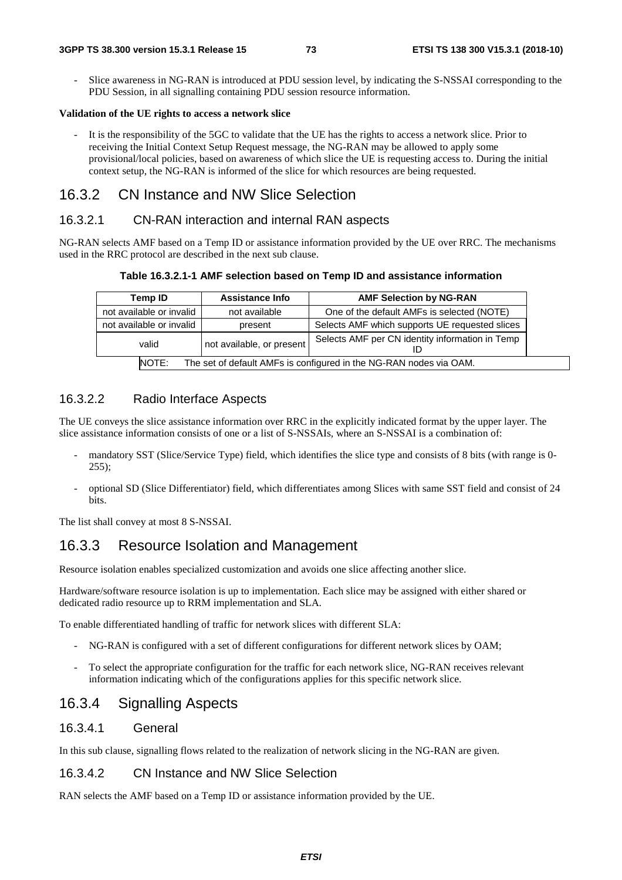- Slice awareness in NG-RAN is introduced at PDU session level, by indicating the S-NSSAI corresponding to the PDU Session, in all signalling containing PDU session resource information.

**Validation of the UE rights to access a network slice**

- It is the responsibility of the 5GC to validate that the UE has the rights to access a network slice. Prior to receiving the Initial Context Setup Request message, the NG-RAN may be allowed to apply some provisional/local policies, based on awareness of which slice the UE is requesting access to. During the initial context setup, the NG-RAN is informed of the slice for which resources are being requested.

## 16.3.2 CN Instance and NW Slice Selection

### 16.3.2.1 CN-RAN interaction and internal RAN aspects

NG-RAN selects AMF based on a Temp ID or assistance information provided by the UE over RRC. The mechanisms used in the RRC protocol are described in the next sub clause.

**Table 16.3.2.1-1 AMF selection based on Temp ID and assistance information**

| Temp ID | Assistance Info | AMF Selection by NG-RAN |
|---|---|---|
| not available or invalid | not available | One of the default AMFs is selected (NOTE) |
| not available or invalid | present | Selects AMF which supports UE requested slices |
| valid | not available, or present | Selects AMF per CN identity information in Temp ID |
| NOTE: The set of default AMFs is configured in the NG-RAN nodes via OAM. | | |

### 16.3.2.2 Radio Interface Aspects

The UE conveys the slice assistance information over RRC in the explicitly indicated format by the upper layer. The slice assistance information consists of one or a list of S-NSSAIs, where an S-NSSAI is a combination of:

- mandatory SST (Slice/Service Type) field, which identifies the slice type and consists of 8 bits (with range is 0-255);
- optional SD (Slice Differentiator) field, which differentiates among Slices with same SST field and consist of 24 bits.

The list shall convey at most 8 S-NSSAI.

## 16.3.3 Resource Isolation and Management

Resource isolation enables specialized customization and avoids one slice affecting another slice.

Hardware/software resource isolation is up to implementation. Each slice may be assigned with either shared or dedicated radio resource up to RRM implementation and SLA.

To enable differentiated handling of traffic for network slices with different SLA:

- NG-RAN is configured with a set of different configurations for different network slices by OAM;
- To select the appropriate configuration for the traffic for each network slice, NG-RAN receives relevant information indicating which of the configurations applies for this specific network slice.

## 16.3.4 Signalling Aspects

### 16.3.4.1 General

In this sub clause, signalling flows related to the realization of network slicing in the NG-RAN are given.

### 16.3.4.2 CN Instance and NW Slice Selection

RAN selects the AMF based on a Temp ID or assistance information provided by the UE.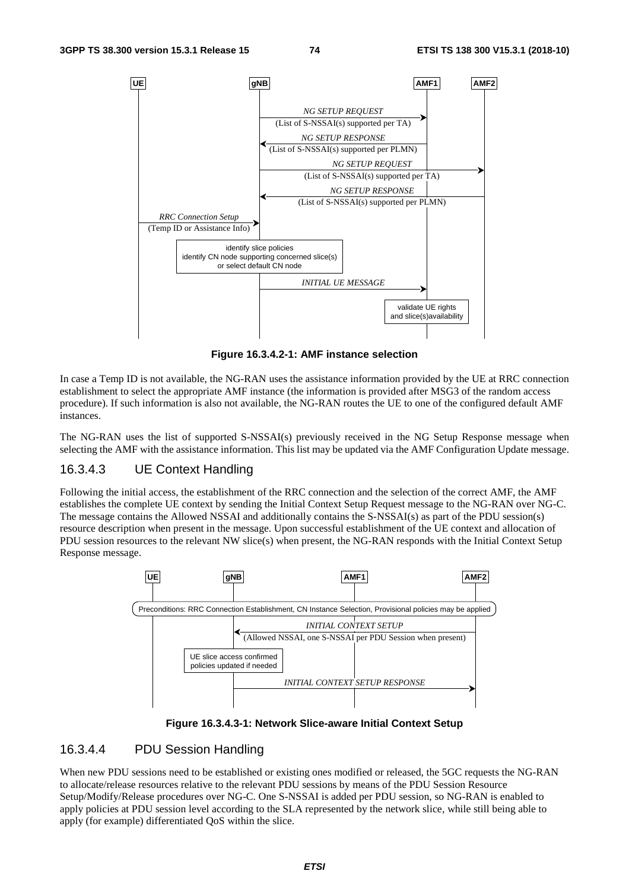**Figure 16.3.4.2-1: AMF instance selection**

In case a Temp ID is not available, the NG-RAN uses the assistance information provided by the UE at RRC connection establishment to select the appropriate AMF instance (the information is provided after MSG3 of the random access procedure). If such information is also not available, the NG-RAN routes the UE to one of the configured default AMF instances.

The NG-RAN uses the list of supported S-NSSAI(s) previously received in the NG Setup Response message when selecting the AMF with the assistance information. This list may be updated via the AMF Configuration Update message.

### 16.3.4.3 UE Context Handling

Following the initial access, the establishment of the RRC connection and the selection of the correct AMF, the AMF establishes the complete UE context by sending the Initial Context Setup Request message to the NG-RAN over NG-C. The message contains the Allowed NSSAI and additionally contains the S-NSSAI(s) as part of the PDU session(s) resource description when present in the message. Upon successful establishment of the UE context and allocation of PDU session resources to the relevant NW slice(s) when present, the NG-RAN responds with the Initial Context Setup Response message.

**Figure 16.3.4.3-1: Network Slice-aware Initial Context Setup**

### 16.3.4.4 PDU Session Handling

When new PDU sessions need to be established or existing ones modified or released, the 5GC requests the NG-RAN to allocate/release resources relative to the relevant PDU sessions by means of the PDU Session Resource Setup/Modify/Release procedures over NG-C. One S-NSSAI is added per PDU session, so NG-RAN is enabled to apply policies at PDU session level according to the SLA represented by the network slice, while still being able to apply (for example) differentiated QoS within the slice.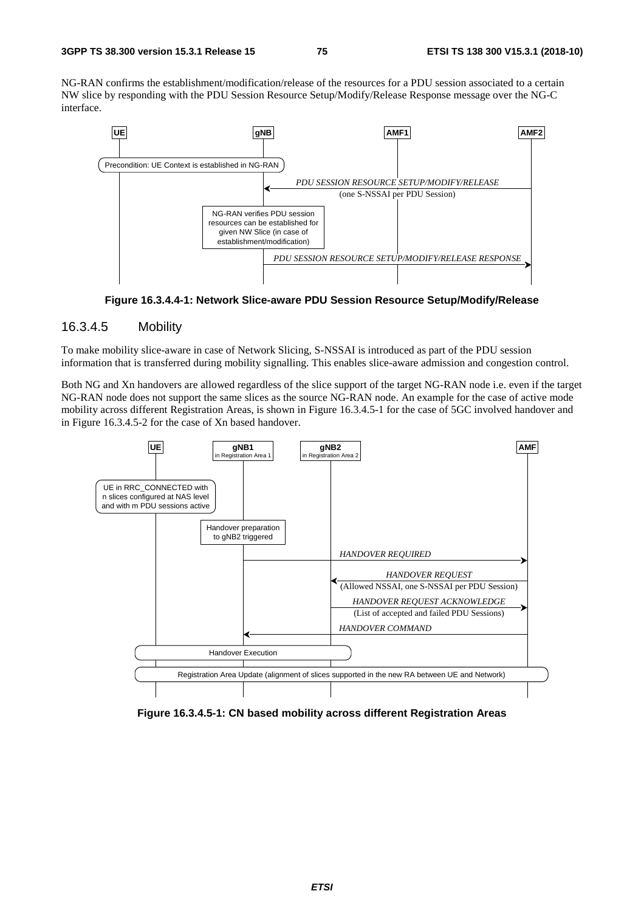NG-RAN confirms the establishment/modification/release of the resources for a PDU session associated to a certain NW slice by responding with the PDU Session Resource Setup/Modify/Release Response message over the NG-C interface.

**Figure 16.3.4.4-1: Network Slice-aware PDU Session Resource Setup/Modify/Release**

### 16.3.4.5 Mobility

To make mobility slice-aware in case of Network Slicing, S-NSSAI is introduced as part of the PDU session information that is transferred during mobility signalling. This enables slice-aware admission and congestion control.

Both NG and Xn handovers are allowed regardless of the slice support of the target NG-RAN node i.e. even if the target NG-RAN node does not support the same slices as the source NG-RAN node. An example for the case of active mode mobility across different Registration Areas, is shown in Figure 16.3.4.5-1 for the case of 5GC involved handover and in Figure 16.3.4.5-2 for the case of Xn based handover.

**Figure 16.3.4.5-1: CN based mobility across different Registration Areas**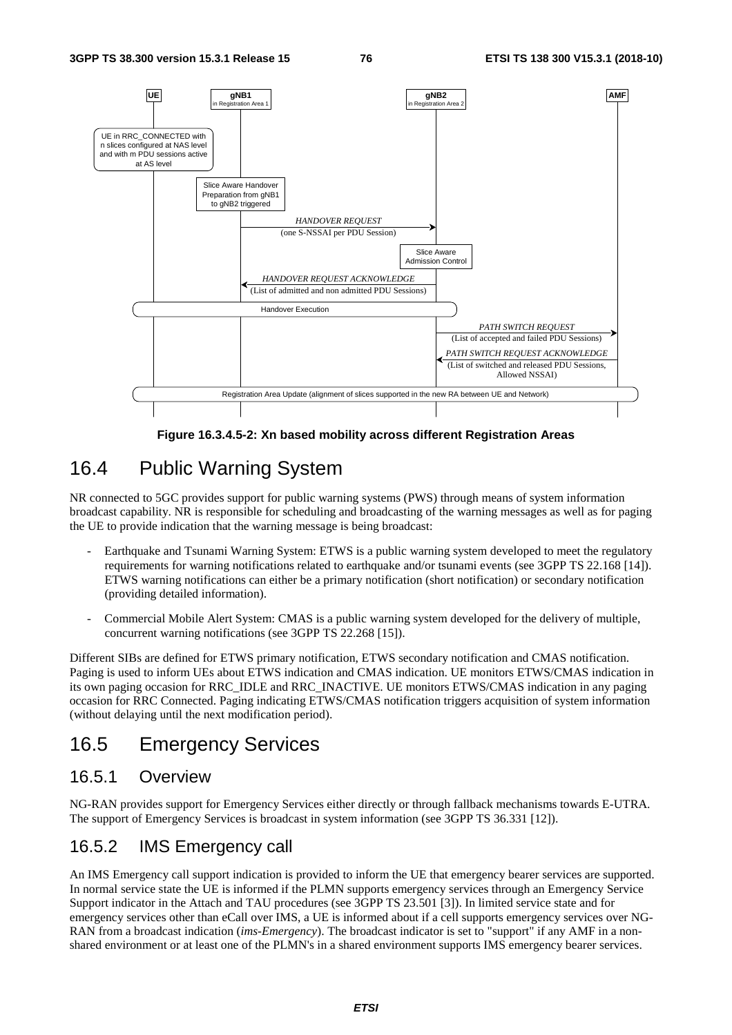Figure 16.3.4.5-2: Xn based mobility across different Registration Areas

## 16.4 Public Warning System

NR connected to 5GC provides support for public warning systems (PWS) through means of system information broadcast capability. NR is responsible for scheduling and broadcasting of the warning messages as well as for paging the UE to provide indication that the warning message is being broadcast:

- Earthquake and Tsunami Warning System: ETWS is a public warning system developed to meet the regulatory requirements for warning notifications related to earthquake and/or tsunami events (see 3GPP TS 22.168 [14]). ETWS warning notifications can either be a primary notification (short notification) or secondary notification (providing detailed information).
- Commercial Mobile Alert System: CMAS is a public warning system developed for the delivery of multiple, concurrent warning notifications (see 3GPP TS 22.268 [15]).

Different SIBs are defined for ETWS primary notification, ETWS secondary notification and CMAS notification. Paging is used to inform UEs about ETWS indication and CMAS indication. UE monitors ETWS/CMAS indication in its own paging occasion for RRC_IDLE and RRC_INACTIVE. UE monitors ETWS/CMAS indication in any paging occasion for RRC Connected. Paging indicating ETWS/CMAS notification triggers acquisition of system information (without delaying until the next modification period).

## 16.5 Emergency Services

### 16.5.1 Overview

NG-RAN provides support for Emergency Services either directly or through fallback mechanisms towards E-UTRA. The support of Emergency Services is broadcast in system information (see 3GPP TS 36.331 [12]).

### 16.5.2 IMS Emergency call

An IMS Emergency call support indication is provided to inform the UE that emergency bearer services are supported. In normal service state the UE is informed if the PLMN supports emergency services through an Emergency Service Support indicator in the Attach and TAU procedures (see 3GPP TS 23.501 [3]). In limited service state and for emergency services other than eCall over IMS, a UE is informed about if a cell supports emergency services over NG-RAN from a broadcast indication (*ims-Emergency*). The broadcast indicator is set to "support" if any AMF in a non-shared environment or at least one of the PLMN's in a shared environment supports IMS emergency bearer services.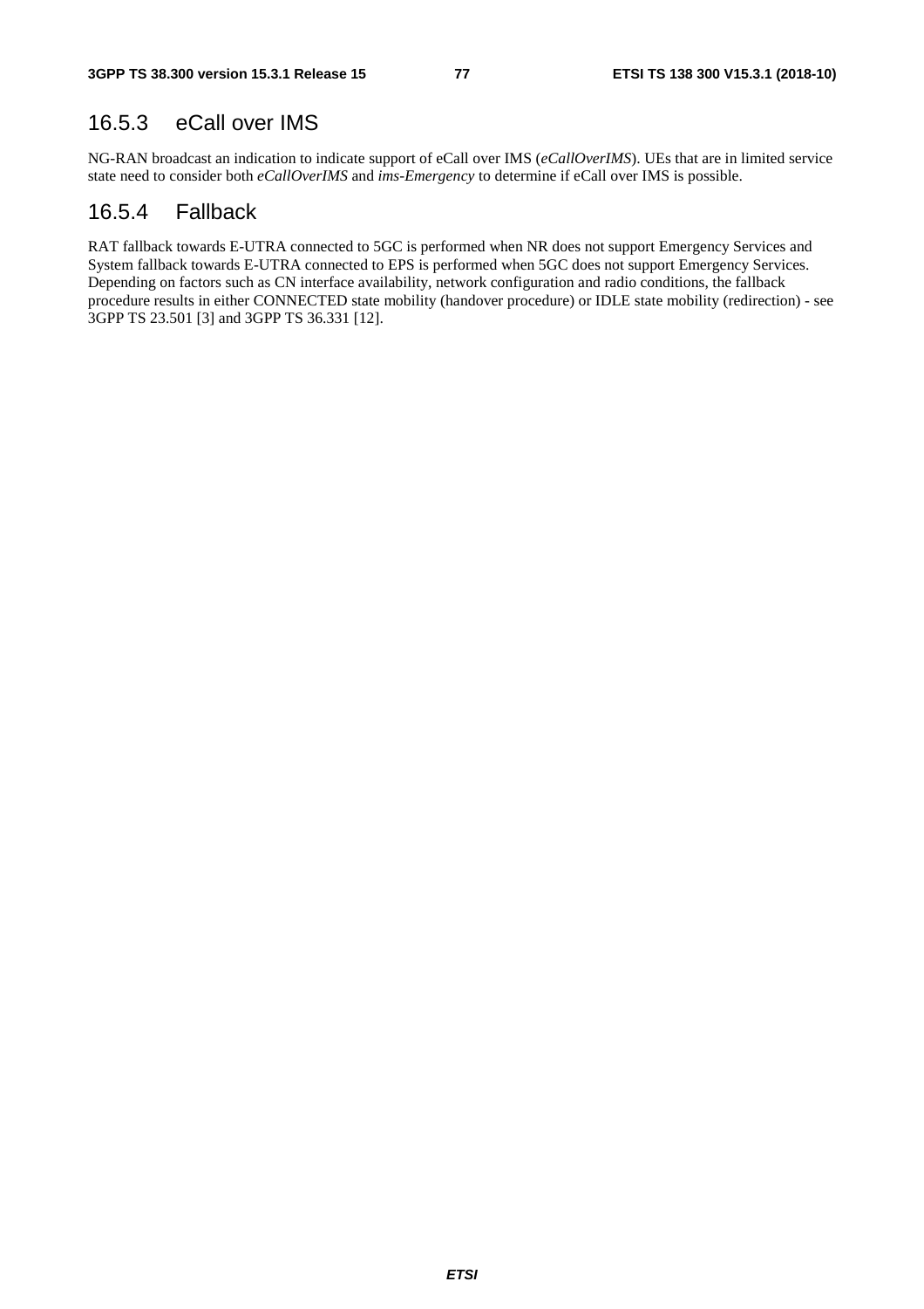### 16.5.3 eCall over IMS

NG-RAN broadcast an indication to indicate support of eCall over IMS (*eCallOverIMS*). UEs that are in limited service state need to consider both *eCallOverIMS* and *ims-Emergency* to determine if eCall over IMS is possible.

### 16.5.4 Fallback

RAT fallback towards E-UTRA connected to 5GC is performed when NR does not support Emergency Services and System fallback towards E-UTRA connected to EPS is performed when 5GC does not support Emergency Services. Depending on factors such as CN interface availability, network configuration and radio conditions, the fallback procedure results in either CONNECTED state mobility (handover procedure) or IDLE state mobility (redirection) - see 3GPP TS 23.501 [3] and 3GPP TS 36.331 [12].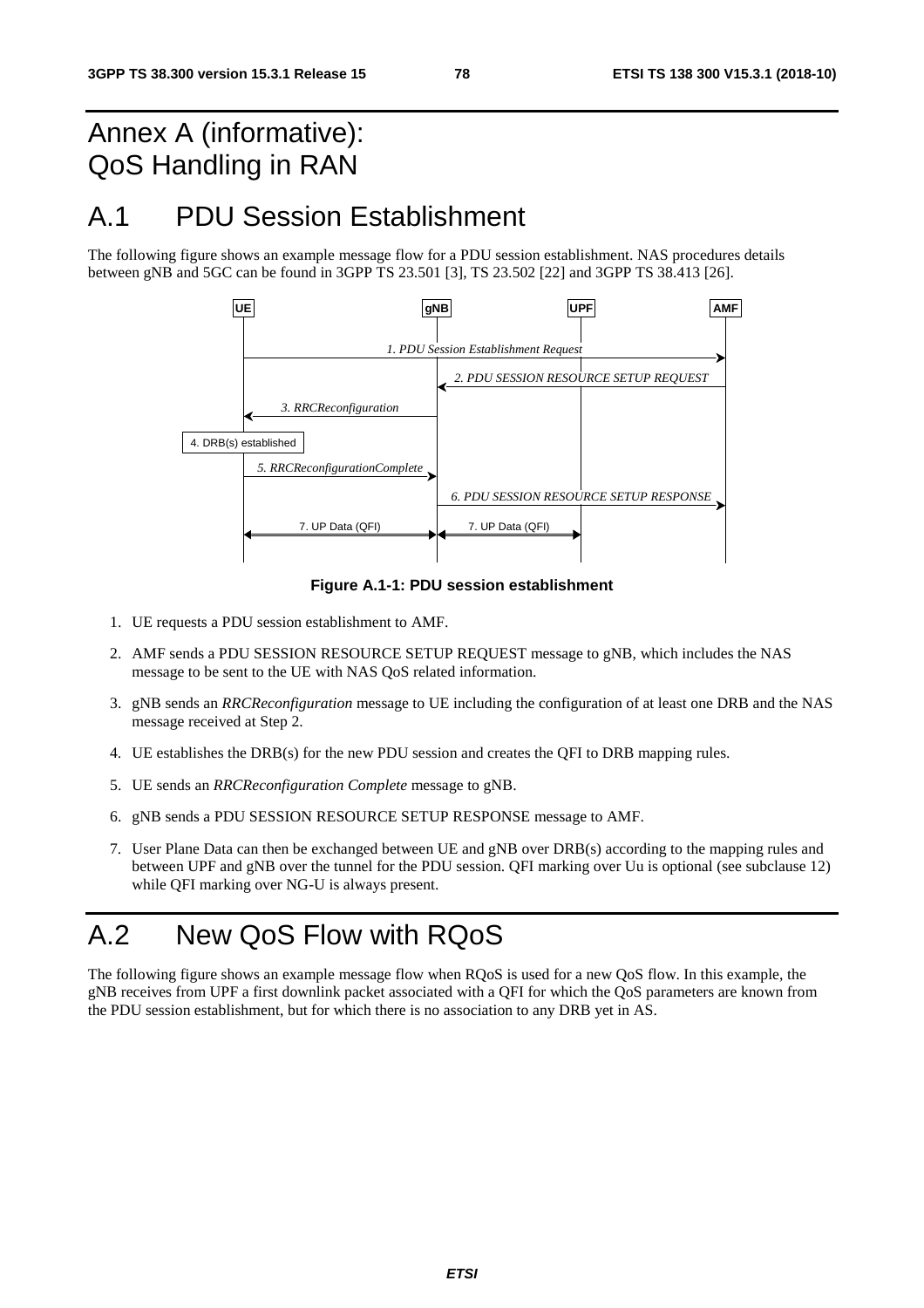# Annex A (informative): QoS Handling in RAN

## A.1 PDU Session Establishment

The following figure shows an example message flow for a PDU session establishment. NAS procedures details between gNB and 5GC can be found in 3GPP TS 23.501 [3], TS 23.502 [22] and 3GPP TS 38.413 [26].

**Figure A.1-1: PDU session establishment**

1. UE requests a PDU session establishment to AMF.
2. AMF sends a PDU SESSION RESOURCE SETUP REQUEST message to gNB, which includes the NAS message to be sent to the UE with NAS QoS related information.
3. gNB sends an *RRCReconfiguration* message to UE including the configuration of at least one DRB and the NAS message received at Step 2.
4. UE establishes the DRB(s) for the new PDU session and creates the QFI to DRB mapping rules.
5. UE sends an *RRCReconfiguration Complete* message to gNB.
6. gNB sends a PDU SESSION RESOURCE SETUP RESPONSE message to AMF.
7. User Plane Data can then be exchanged between UE and gNB over DRB(s) according to the mapping rules and between UPF and gNB over the tunnel for the PDU session. QFI marking over Uu is optional (see subclause 12) while QFI marking over NG-U is always present.

## A.2 New QoS Flow with RQoS

The following figure shows an example message flow when RQoS is used for a new QoS flow. In this example, the gNB receives from UPF a first downlink packet associated with a QFI for which the QoS parameters are known from the PDU session establishment, but for which there is no association to any DRB yet in AS.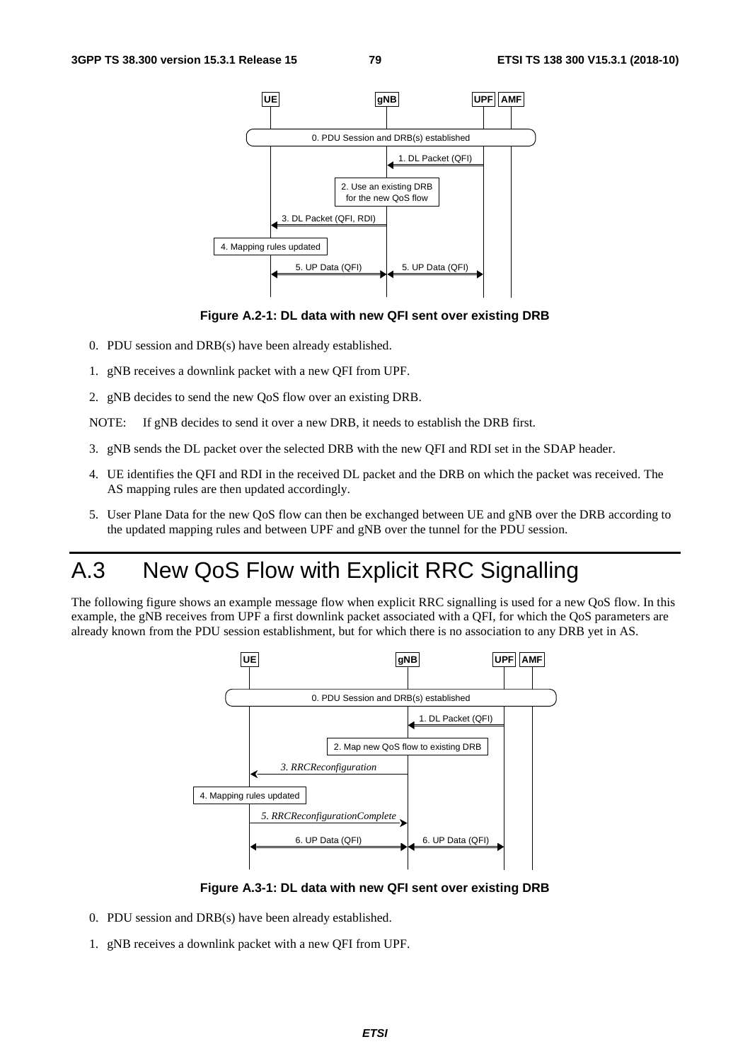Figure A.2-1: DL data with new QFI sent over existing DRB

0. PDU session and DRB(s) have been already established.
1. gNB receives a downlink packet with a new QFI from UPF.
2. gNB decides to send the new QoS flow over an existing DRB.

NOTE: If gNB decides to send it over a new DRB, it needs to establish the DRB first.

3. gNB sends the DL packet over the selected DRB with the new QFI and RDI set in the SDAP header.
4. UE identifies the QFI and RDI in the received DL packet and the DRB on which the packet was received. The AS mapping rules are then updated accordingly.
5. User Plane Data for the new QoS flow can then be exchanged between UE and gNB over the DRB according to the updated mapping rules and between UPF and gNB over the tunnel for the PDU session.

# A.3 New QoS Flow with Explicit RRC Signalling

The following figure shows an example message flow when explicit RRC signalling is used for a new QoS flow. In this example, the gNB receives from UPF a first downlink packet associated with a QFI, for which the QoS parameters are already known from the PDU session establishment, but for which there is no association to any DRB yet in AS.

Figure A.3-1: DL data with new QFI sent over existing DRB

0. PDU session and DRB(s) have been already established.
1. gNB receives a downlink packet with a new QFI from UPF.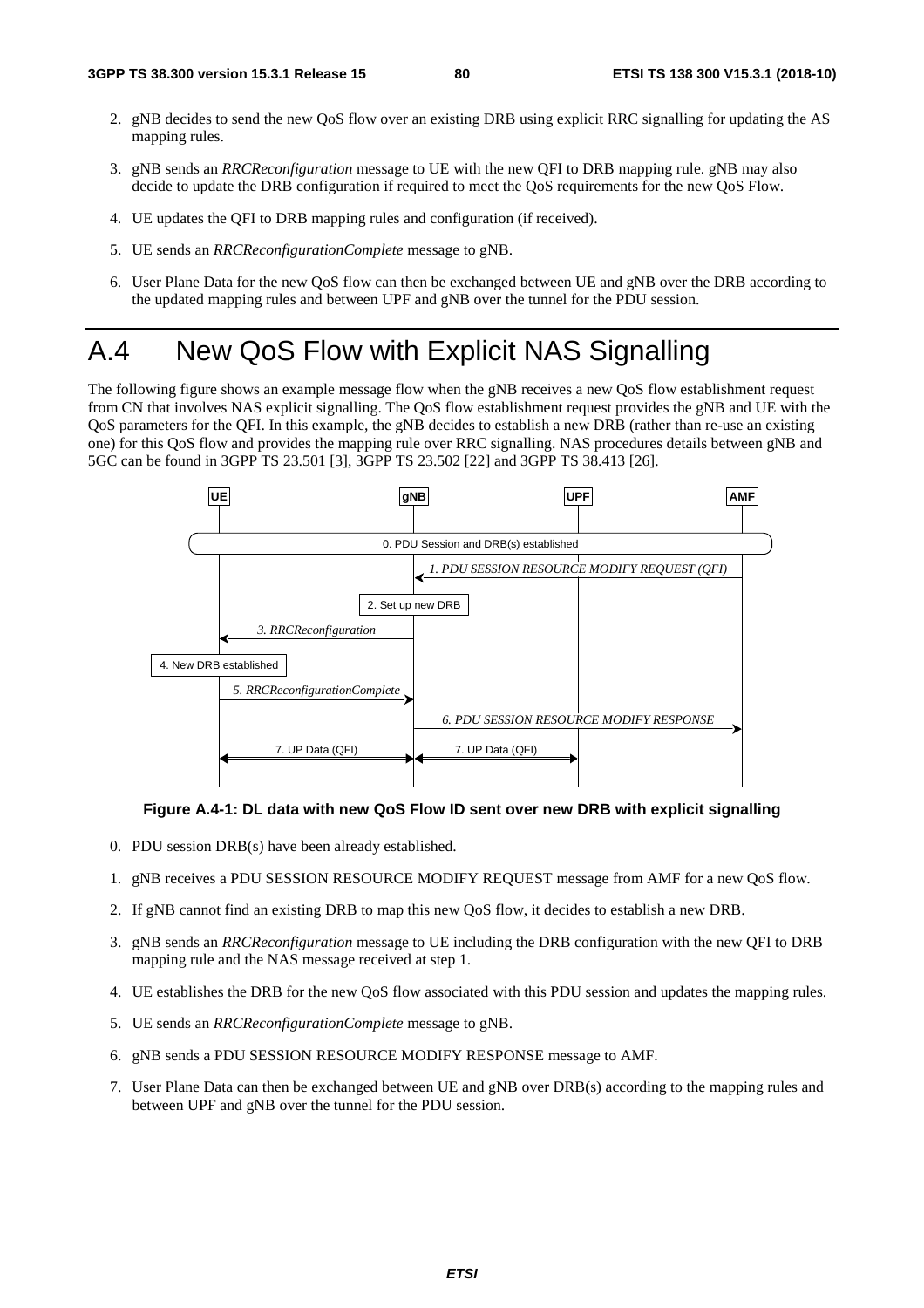2. gNB decides to send the new QoS flow over an existing DRB using explicit RRC signalling for updating the AS mapping rules.

3. gNB sends an *RRCReconfiguration* message to UE with the new QFI to DRB mapping rule. gNB may also decide to update the DRB configuration if required to meet the QoS requirements for the new QoS Flow.

4. UE updates the QFI to DRB mapping rules and configuration (if received).

5. UE sends an *RRCReconfigurationComplete* message to gNB.

6. User Plane Data for the new QoS flow can then be exchanged between UE and gNB over the DRB according to the updated mapping rules and between UPF and gNB over the tunnel for the PDU session.

# A.4 New QoS Flow with Explicit NAS Signalling

The following figure shows an example message flow when the gNB receives a new QoS flow establishment request from CN that involves NAS explicit signalling. The QoS flow establishment request provides the gNB and UE with the QoS parameters for the QFI. In this example, the gNB decides to establish a new DRB (rather than re-use an existing one) for this QoS flow and provides the mapping rule over RRC signalling. NAS procedures details between gNB and 5GC can be found in 3GPP TS 23.501 [3], 3GPP TS 23.502 [22] and 3GPP TS 38.413 [26].

UE | gNB | UPF | AMF

0. PDU Session and DRB(s) established

*1. PDU SESSION RESOURCE MODIFY REQUEST (QFI)*

2. Set up new DRB

*3. RRCReconfiguration*

4. New DRB established

*5. RRCReconfigurationComplete*

*6. PDU SESSION RESOURCE MODIFY RESPONSE*

7. UP Data (QFI)

7. UP Data (QFI)

**Figure A.4-1: DL data with new QoS Flow ID sent over new DRB with explicit signalling**

0. PDU session DRB(s) have been already established.

1. gNB receives a PDU SESSION RESOURCE MODIFY REQUEST message from AMF for a new QoS flow.

2. If gNB cannot find an existing DRB to map this new QoS flow, it decides to establish a new DRB.

3. gNB sends an *RRCReconfiguration* message to UE including the DRB configuration with the new QFI to DRB mapping rule and the NAS message received at step 1.

4. UE establishes the DRB for the new QoS flow associated with this PDU session and updates the mapping rules.

5. UE sends an *RRCReconfigurationComplete* message to gNB.

6. gNB sends a PDU SESSION RESOURCE MODIFY RESPONSE message to AMF.

7. User Plane Data can then be exchanged between UE and gNB over DRB(s) according to the mapping rules and between UPF and gNB over the tunnel for the PDU session.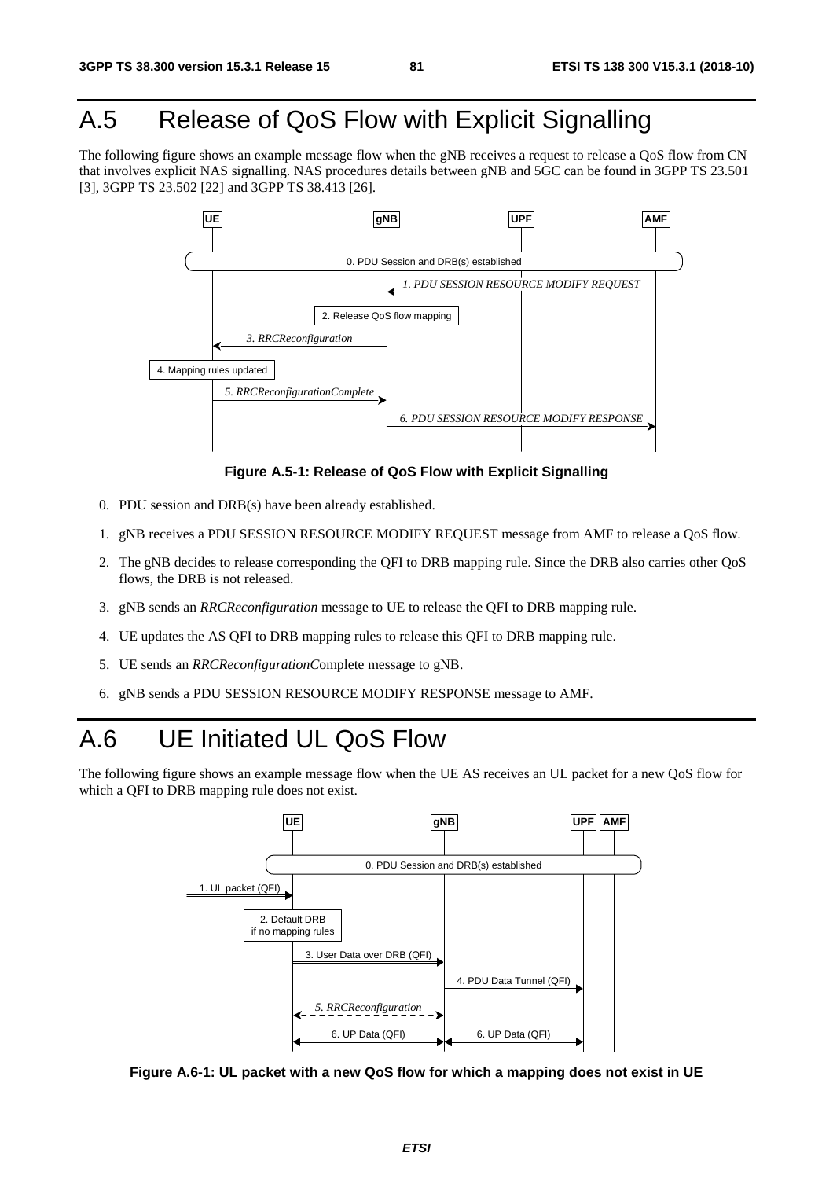# A.5 Release of QoS Flow with Explicit Signalling

The following figure shows an example message flow when the gNB receives a request to release a QoS flow from CN that involves explicit NAS signalling. NAS procedures details between gNB and 5GC can be found in 3GPP TS 23.501 [3], 3GPP TS 23.502 [22] and 3GPP TS 38.413 [26].

**Figure A.5-1: Release of QoS Flow with Explicit Signalling**

0. PDU session and DRB(s) have been already established.

1. gNB receives a PDU SESSION RESOURCE MODIFY REQUEST message from AMF to release a QoS flow.

2. The gNB decides to release corresponding the QFI to DRB mapping rule. Since the DRB also carries other QoS flows, the DRB is not released.

3. gNB sends an *RRCReconfiguration* message to UE to release the QFI to DRB mapping rule.

4. UE updates the AS QFI to DRB mapping rules to release this QFI to DRB mapping rule.

5. UE sends an *RRCReconfigurationC*omplete message to gNB.

6. gNB sends a PDU SESSION RESOURCE MODIFY RESPONSE message to AMF.

# A.6 UE Initiated UL QoS Flow

The following figure shows an example message flow when the UE AS receives an UL packet for a new QoS flow for which a QFI to DRB mapping rule does not exist.

**Figure A.6-1: UL packet with a new QoS flow for which a mapping does not exist in UE**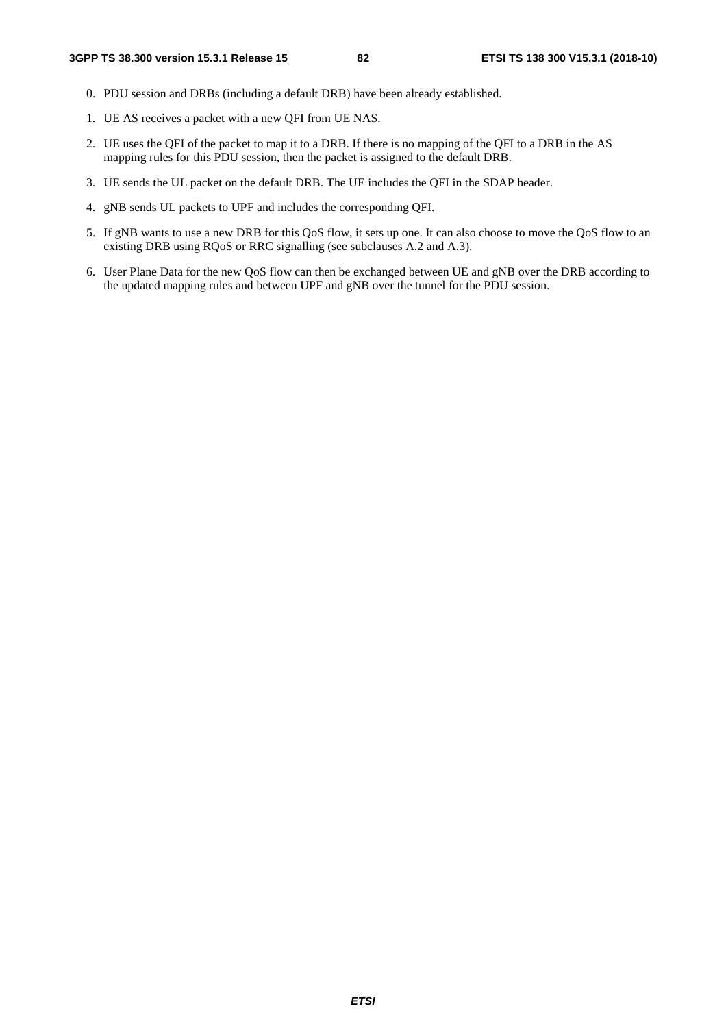0. PDU session and DRBs (including a default DRB) have been already established.

1. UE AS receives a packet with a new QFI from UE NAS.

2. UE uses the QFI of the packet to map it to a DRB. If there is no mapping of the QFI to a DRB in the AS mapping rules for this PDU session, then the packet is assigned to the default DRB.

3. UE sends the UL packet on the default DRB. The UE includes the QFI in the SDAP header.

4. gNB sends UL packets to UPF and includes the corresponding QFI.

5. If gNB wants to use a new DRB for this QoS flow, it sets up one. It can also choose to move the QoS flow to an existing DRB using RQoS or RRC signalling (see subclauses A.2 and A.3).

6. User Plane Data for the new QoS flow can then be exchanged between UE and gNB over the DRB according to the updated mapping rules and between UPF and gNB over the tunnel for the PDU session.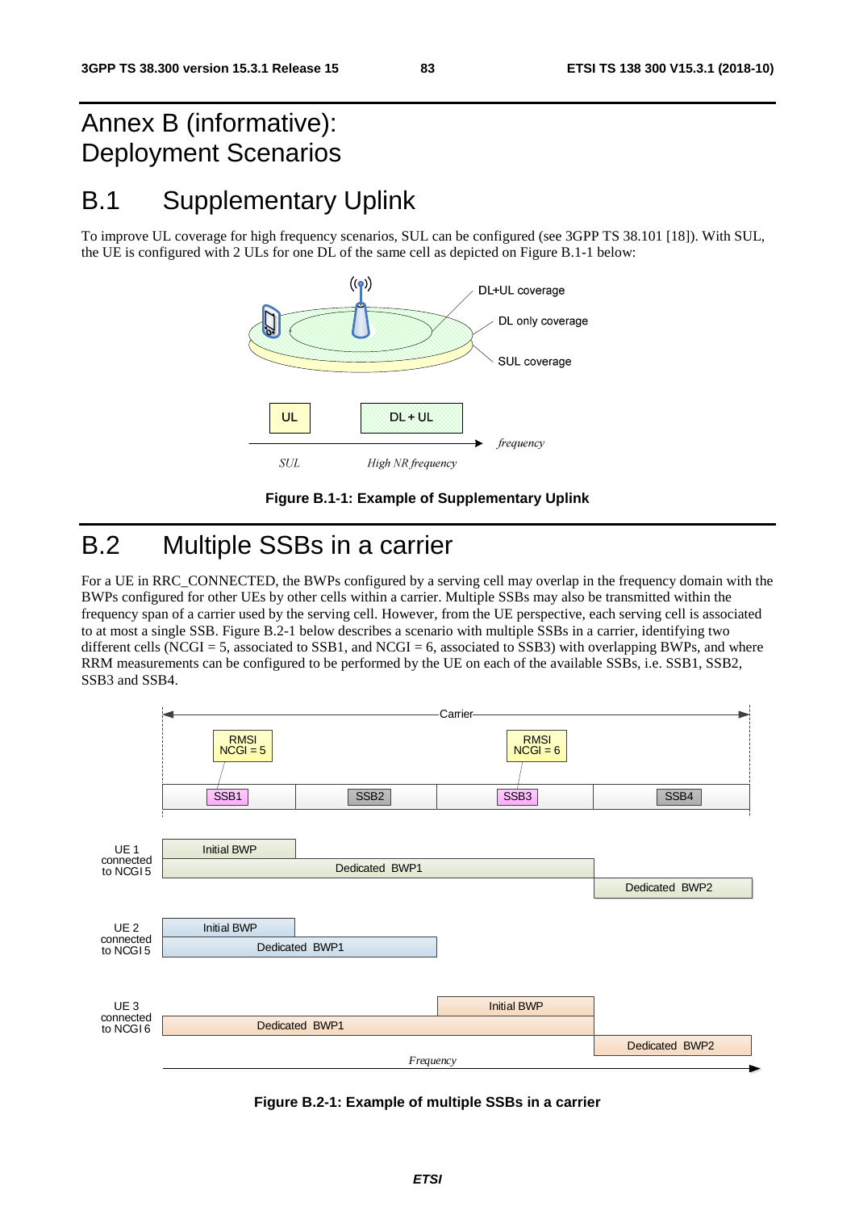# Annex B (informative): Deployment Scenarios

# B.1 Supplementary Uplink

To improve UL coverage for high frequency scenarios, SUL can be configured (see 3GPP TS 38.101 [18]). With SUL, the UE is configured with 2 ULs for one DL of the same cell as depicted on Figure B.1-1 below:

**Figure B.1-1: Example of Supplementary Uplink**

# B.2 Multiple SSBs in a carrier

For a UE in RRC_CONNECTED, the BWPs configured by a serving cell may overlap in the frequency domain with the BWPs configured for other UEs by other cells within a carrier. Multiple SSBs may also be transmitted within the frequency span of a carrier used by the serving cell. However, from the UE perspective, each serving cell is associated to at most a single SSB. Figure B.2-1 below describes a scenario with multiple SSBs in a carrier, identifying two different cells (NCGI = 5, associated to SSB1, and NCGI = 6, associated to SSB3) with overlapping BWPs, and where RRM measurements can be configured to be performed by the UE on each of the available SSBs, i.e. SSB1, SSB2, SSB3 and SSB4.

**Figure B.2-1: Example of multiple SSBs in a carrier**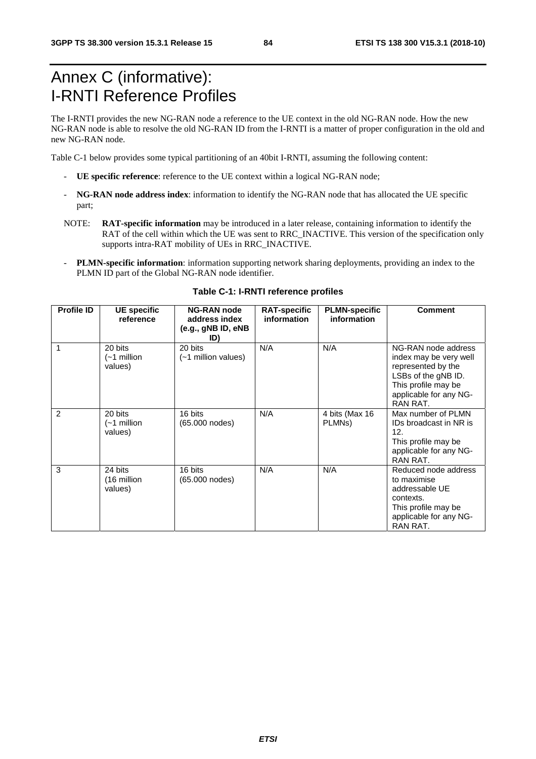# Annex C (informative): I-RNTI Reference Profiles

The I-RNTI provides the new NG-RAN node a reference to the UE context in the old NG-RAN node. How the new NG-RAN node is able to resolve the old NG-RAN ID from the I-RNTI is a matter of proper configuration in the old and new NG-RAN node.

Table C-1 below provides some typical partitioning of an 40bit I-RNTI, assuming the following content:

- **UE specific reference**: reference to the UE context within a logical NG-RAN node;
- **NG-RAN node address index**: information to identify the NG-RAN node that has allocated the UE specific part;

NOTE: **RAT-specific information** may be introduced in a later release, containing information to identify the RAT of the cell within which the UE was sent to RRC_INACTIVE. This version of the specification only supports intra-RAT mobility of UEs in RRC_INACTIVE.

- **PLMN-specific information**: information supporting network sharing deployments, providing an index to the PLMN ID part of the Global NG-RAN node identifier.

**Table C-1: I-RNTI reference profiles**

| Profile ID | UE specific reference | NG-RAN node address index (e.g., gNB ID, eNB ID) | RAT-specific information | PLMN-specific information | Comment |
|---|---|---|---|---|---|
| 1 | 20 bits (~1 million values) | 20 bits (~1 million values) | N/A | N/A | NG-RAN node address index may be very well represented by the LSBs of the gNB ID. This profile may be applicable for any NG-RAN RAT. |
| 2 | 20 bits (~1 million values) | 16 bits (65.000 nodes) | N/A | 4 bits (Max 16 PLMNs) | Max number of PLMN IDs broadcast in NR is 12. This profile may be applicable for any NG-RAN RAT. |
| 3 | 24 bits (16 million values) | 16 bits (65.000 nodes) | N/A | N/A | Reduced node address to maximise addressable UE contexts. This profile may be applicable for any NG-RAN RAT. |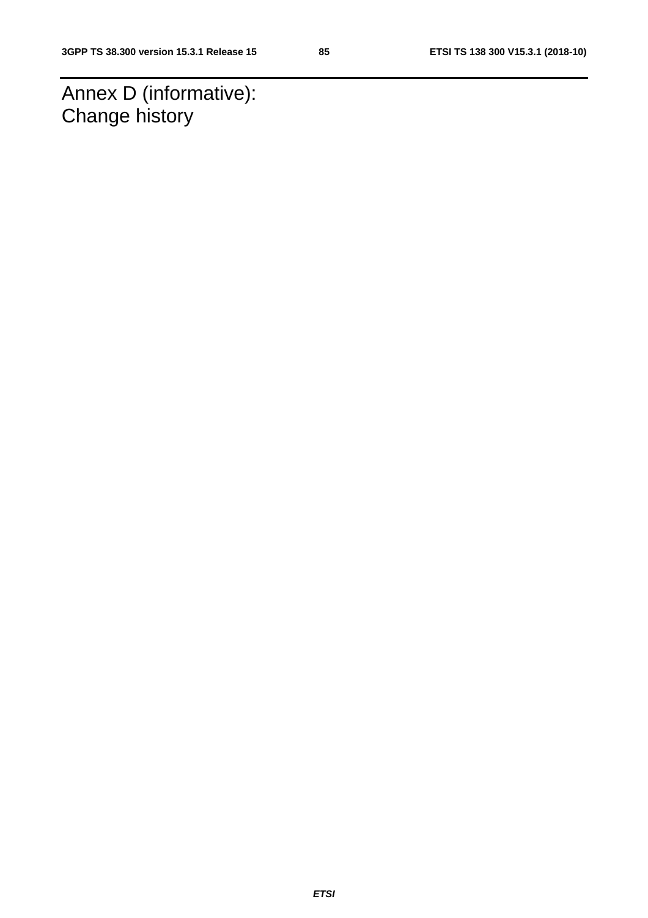# Annex D (informative): Change history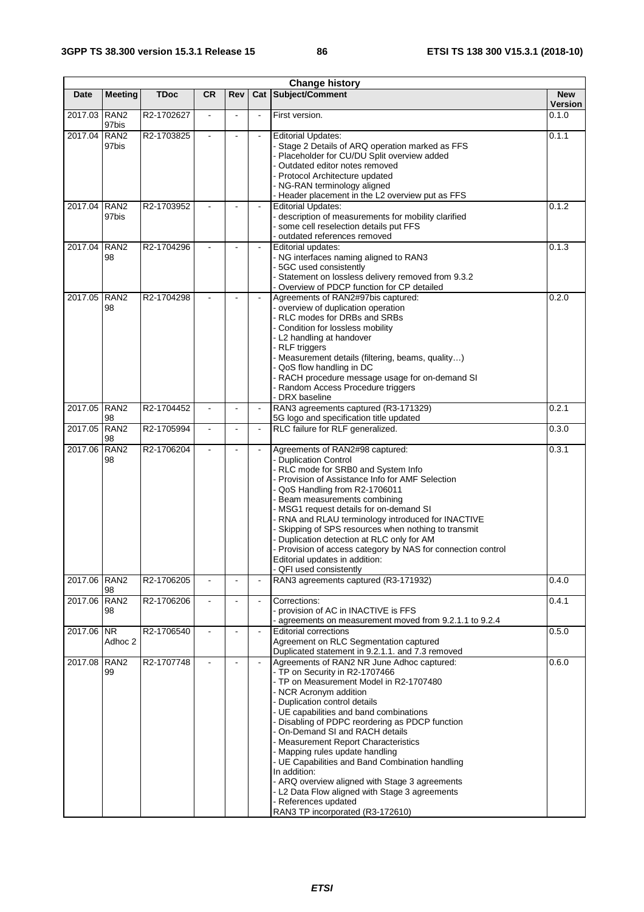| Change history | | | | | | | |
|---|---|---|---|---|---|---|---|
| Date | Meeting | TDoc | CR | Rev | Cat | Subject/Comment | New Version |
| 2017.03 | RAN2 97bis | R2-1702627 | - | - | - | First version. | 0.1.0 |
| 2017.04 | RAN2 97bis | R2-1703825 | - | - | - | Editorial Updates:<br>- Stage 2 Details of ARQ operation marked as FFS<br>- Placeholder for CU/DU Split overview added<br>- Outdated editor notes removed<br>- Protocol Architecture updated<br>- NG-RAN terminology aligned<br>- Header placement in the L2 overview put as FFS | 0.1.1 |
| 2017.04 | RAN2 97bis | R2-1703952 | - | - | - | Editorial Updates:<br>- description of measurements for mobility clarified<br>- some cell reselection details put FFS<br>- outdated references removed | 0.1.2 |
| 2017.04 | RAN2 98 | R2-1704296 | - | - | - | Editorial updates:<br>- NG interfaces naming aligned to RAN3<br>- 5GC used consistently<br>- Statement on lossless delivery removed from 9.3.2<br>- Overview of PDCP function for CP detailed | 0.1.3 |
| 2017.05 | RAN2 98 | R2-1704298 | - | - | - | Agreements of RAN2#97bis captured:<br>- overview of duplication operation<br>- RLC modes for DRBs and SRBs<br>- Condition for lossless mobility<br>- L2 handling at handover<br>- RLF triggers<br>- Measurement details (filtering, beams, quality…)<br>- QoS flow handling in DC<br>- RACH procedure message usage for on-demand SI<br>- Random Access Procedure triggers<br>- DRX baseline | 0.2.0 |
| 2017.05 | RAN2 98 | R2-1704452 | - | - | - | RAN3 agreements captured (R3-171329)<br>5G logo and specification title updated | 0.2.1 |
| 2017.05 | RAN2 98 | R2-1705994 | - | - | - | RLC failure for RLF generalized. | 0.3.0 |
| 2017.06 | RAN2 98 | R2-1706204 | - | - | - | Agreements of RAN2#98 captured:<br>- Duplication Control<br>- RLC mode for SRB0 and System Info<br>- Provision of Assistance Info for AMF Selection<br>- QoS Handling from R2-1706011<br>- Beam measurements combining<br>- MSG1 request details for on-demand SI<br>- RNA and RLAU terminology introduced for INACTIVE<br>- Skipping of SPS resources when nothing to transmit<br>- Duplication detection at RLC only for AM<br>- Provision of access category by NAS for connection control<br>Editorial updates in addition:<br>- QFI used consistently | 0.3.1 |
| 2017.06 | RAN2 98 | R2-1706205 | - | - | - | RAN3 agreements captured (R3-171932) | 0.4.0 |
| 2017.06 | RAN2 98 | R2-1706206 | - | - | - | Corrections:<br>- provision of AC in INACTIVE is FFS<br>- agreements on measurement moved from 9.2.1.1 to 9.2.4 | 0.4.1 |
| 2017.06 | NR Adhoc 2 | R2-1706540 | - | - | - | Editorial corrections<br>Agreement on RLC Segmentation captured<br>Duplicated statement in 9.2.1.1. and 7.3 removed | 0.5.0 |
| 2017.08 | RAN2 99 | R2-1707748 | - | - | - | Agreements of RAN2 NR June Adhoc captured:<br>- TP on Security in R2-1707466<br>- TP on Measurement Model in R2-1707480<br>- NCR Acronym addition<br>- Duplication control details<br>- UE capabilities and band combinations<br>- Disabling of PDPC reordering as PDCP function<br>- On-Demand SI and RACH details<br>- Measurement Report Characteristics<br>- Mapping rules update handling<br>- UE Capabilities and Band Combination handling<br>In addition:<br>- ARQ overview aligned with Stage 3 agreements<br>- L2 Data Flow aligned with Stage 3 agreements<br>- References updated<br>RAN3 TP incorporated (R3-172610) | 0.6.0 |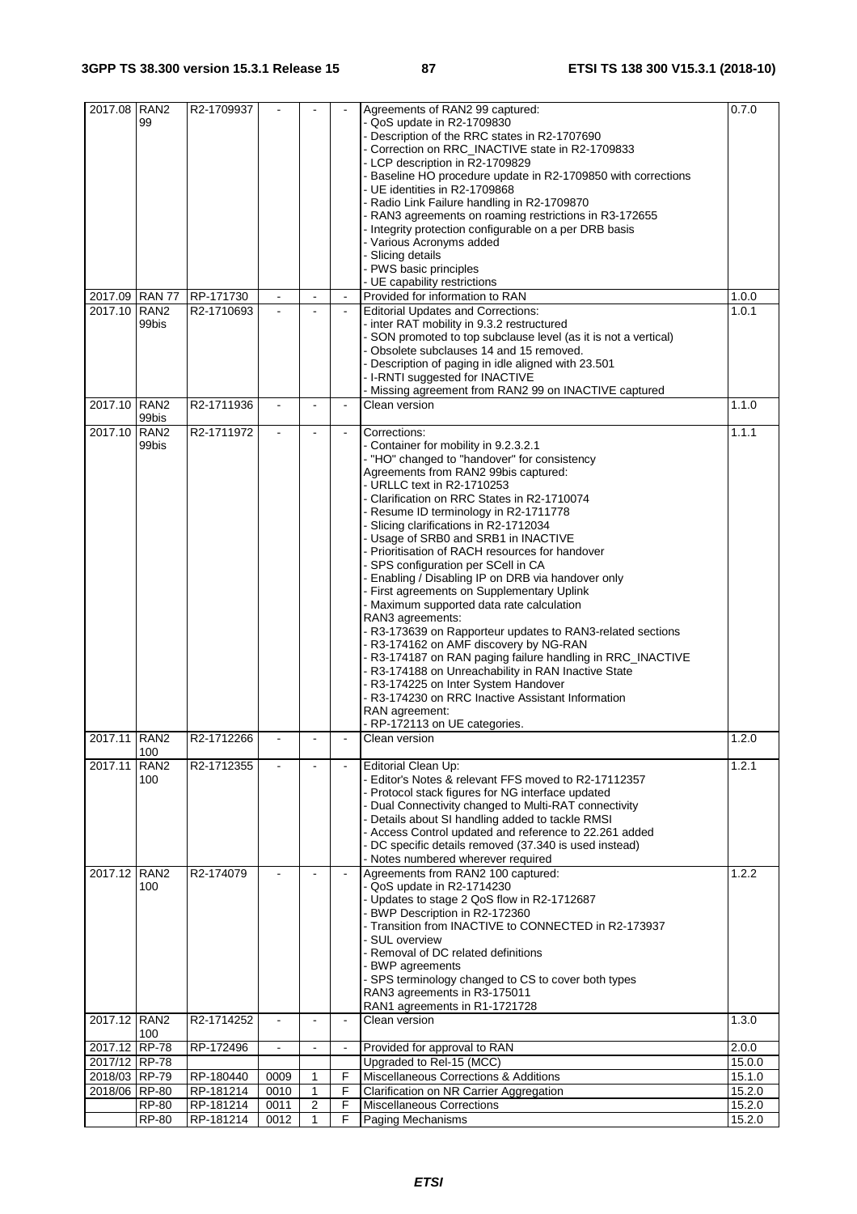| | | | | | | | |
|---|---|---|---|---|---|---|---|
| 2017.08 | RAN2 99 | R2-1709937 | - | - | - | Agreements of RAN2 99 captured:<br>- QoS update in R2-1709830<br>- Description of the RRC states in R2-1707690<br>- Correction on RRC_INACTIVE state in R2-1709833<br>- LCP description in R2-1709829<br>- Baseline HO procedure update in R2-1709850 with corrections<br>- UE identities in R2-1709868<br>- Radio Link Failure handling in R2-1709870<br>- RAN3 agreements on roaming restrictions in R3-172655<br>- Integrity protection configurable on a per DRB basis<br>- Various Acronyms added<br>- Slicing details<br>- PWS basic principles<br>- UE capability restrictions | 0.7.0 |
| 2017.09 | RAN 77 | RP-171730 | - | - | - | Provided for information to RAN | 1.0.0 |
| 2017.10 | RAN2 99bis | R2-1710693 | - | - | - | Editorial Updates and Corrections:<br>- inter RAT mobility in 9.3.2 restructured<br>- SON promoted to top subclause level (as it is not a vertical)<br>- Obsolete subclauses 14 and 15 removed.<br>- Description of paging in idle aligned with 23.501<br>- I-RNTI suggested for INACTIVE<br>- Missing agreement from RAN2 99 on INACTIVE captured | 1.0.1 |
| 2017.10 | RAN2 99bis | R2-1711936 | - | - | - | Clean version | 1.1.0 |
| 2017.10 | RAN2 99bis | R2-1711972 | - | - | - | Corrections:<br>- Container for mobility in 9.2.3.2.1<br>- "HO" changed to "handover" for consistency<br>Agreements from RAN2 99bis captured:<br>- URLLC text in R2-1710253<br>- Clarification on RRC States in R2-1710074<br>- Resume ID terminology in R2-1711778<br>- Slicing clarifications in R2-1712034<br>- Usage of SRB0 and SRB1 in INACTIVE<br>- Prioritisation of RACH resources for handover<br>- SPS configuration per SCell in CA<br>- Enabling / Disabling IP on DRB via handover only<br>- First agreements on Supplementary Uplink<br>- Maximum supported data rate calculation<br>RAN3 agreements:<br>- R3-173639 on Rapporteur updates to RAN3-related sections<br>- R3-174162 on AMF discovery by NG-RAN<br>- R3-174187 on RAN paging failure handling in RRC_INACTIVE<br>- R3-174188 on Unreachability in RAN Inactive State<br>- R3-174225 on Inter System Handover<br>- R3-174230 on RRC Inactive Assistant Information<br>RAN agreement:<br>- RP-172113 on UE categories. | 1.1.1 |
| 2017.11 | RAN2 100 | R2-1712266 | - | - | - | Clean version | 1.2.0 |
| 2017.11 | RAN2 100 | R2-1712355 | - | - | - | Editorial Clean Up:<br>- Editor's Notes & relevant FFS moved to R2-17112357<br>- Protocol stack figures for NG interface updated<br>- Dual Connectivity changed to Multi-RAT connectivity<br>- Details about SI handling added to tackle RMSI<br>- Access Control updated and reference to 22.261 added<br>- DC specific details removed (37.340 is used instead)<br>- Notes numbered wherever required | 1.2.1 |
| 2017.12 | RAN2 100 | R2-174079 | - | - | - | Agreements from RAN2 100 captured:<br>- QoS update in R2-1714230<br>- Updates to stage 2 QoS flow in R2-1712687<br>- BWP Description in R2-172360<br>- Transition from INACTIVE to CONNECTED in R2-173937<br>- SUL overview<br>- Removal of DC related definitions<br>- BWP agreements<br>- SPS terminology changed to CS to cover both types<br>RAN3 agreements in R3-175011<br>RAN1 agreements in R1-1721728 | 1.2.2 |
| 2017.12 | RAN2 100 | R2-1714252 | - | - | - | Clean version | 1.3.0 |
| 2017.12 | RP-78 | RP-172496 | - | - | - | Provided for approval to RAN | 2.0.0 |
| 2017/12 | RP-78 | | | | | Upgraded to Rel-15 (MCC) | 15.0.0 |
| 2018/03 | RP-79 | RP-180440 | 0009 | 1 | F | Miscellaneous Corrections & Additions | 15.1.0 |
| 2018/06 | RP-80 | RP-181214 | 0010 | 1 | F | Clarification on NR Carrier Aggregation | 15.2.0 |
| | RP-80 | RP-181214 | 0011 | 2 | F | Miscellaneous Corrections | 15.2.0 |
| | RP-80 | RP-181214 | 0012 | 1 | F | Paging Mechanisms | 15.2.0 |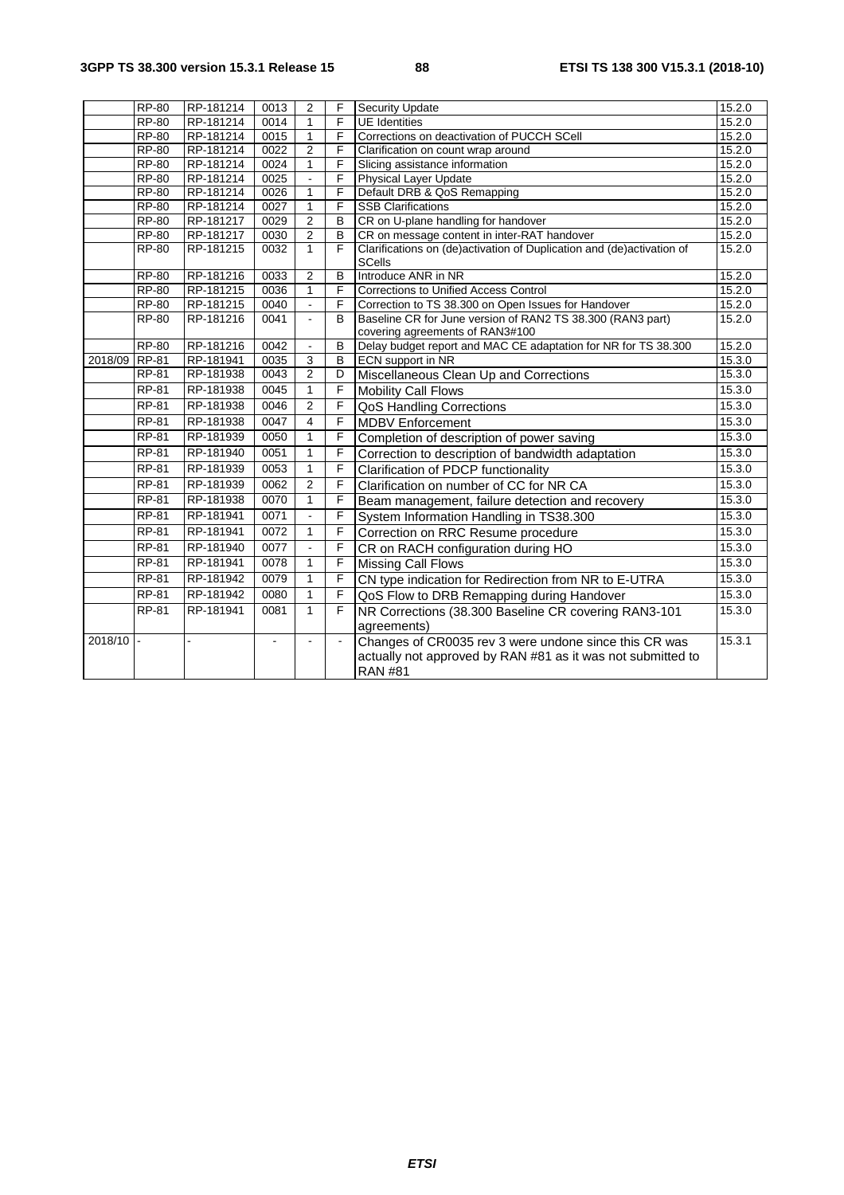| | RP-80 | RP-181214 | 0013 | 2 | F | Security Update | 15.2.0 |
|---|---|---|---|---|---|---|---|
| | RP-80 | RP-181214 | 0014 | 1 | F | UE Identities | 15.2.0 |
| | RP-80 | RP-181214 | 0015 | 1 | F | Corrections on deactivation of PUCCH SCell | 15.2.0 |
| | RP-80 | RP-181214 | 0022 | 2 | F | Clarification on count wrap around | 15.2.0 |
| | RP-80 | RP-181214 | 0024 | 1 | F | Slicing assistance information | 15.2.0 |
| | RP-80 | RP-181214 | 0025 | - | F | Physical Layer Update | 15.2.0 |
| | RP-80 | RP-181214 | 0026 | 1 | F | Default DRB & QoS Remapping | 15.2.0 |
| | RP-80 | RP-181214 | 0027 | 1 | F | SSB Clarifications | 15.2.0 |
| | RP-80 | RP-181217 | 0029 | 2 | B | CR on U-plane handling for handover | 15.2.0 |
| | RP-80 | RP-181217 | 0030 | 2 | B | CR on message content in inter-RAT handover | 15.2.0 |
| | RP-80 | RP-181215 | 0032 | 1 | F | Clarifications on (de)activation of Duplication and (de)activation of SCells | 15.2.0 |
| | RP-80 | RP-181216 | 0033 | 2 | B | Introduce ANR in NR | 15.2.0 |
| | RP-80 | RP-181215 | 0036 | 1 | F | Corrections to Unified Access Control | 15.2.0 |
| | RP-80 | RP-181215 | 0040 | - | F | Correction to TS 38.300 on Open Issues for Handover | 15.2.0 |
| | RP-80 | RP-181216 | 0041 | - | B | Baseline CR for June version of RAN2 TS 38.300 (RAN3 part) covering agreements of RAN3#100 | 15.2.0 |
| | RP-80 | RP-181216 | 0042 | - | B | Delay budget report and MAC CE adaptation for NR for TS 38.300 | 15.2.0 |
| 2018/09 | RP-81 | RP-181941 | 0035 | 3 | B | ECN support in NR | 15.3.0 |
| | RP-81 | RP-181938 | 0043 | 2 | D | Miscellaneous Clean Up and Corrections | 15.3.0 |
| | RP-81 | RP-181938 | 0045 | 1 | F | Mobility Call Flows | 15.3.0 |
| | RP-81 | RP-181938 | 0046 | 2 | F | QoS Handling Corrections | 15.3.0 |
| | RP-81 | RP-181938 | 0047 | 4 | F | MDBV Enforcement | 15.3.0 |
| | RP-81 | RP-181939 | 0050 | 1 | F | Completion of description of power saving | 15.3.0 |
| | RP-81 | RP-181940 | 0051 | 1 | F | Correction to description of bandwidth adaptation | 15.3.0 |
| | RP-81 | RP-181939 | 0053 | 1 | F | Clarification of PDCP functionality | 15.3.0 |
| | RP-81 | RP-181939 | 0062 | 2 | F | Clarification on number of CC for NR CA | 15.3.0 |
| | RP-81 | RP-181938 | 0070 | 1 | F | Beam management, failure detection and recovery | 15.3.0 |
| | RP-81 | RP-181941 | 0071 | - | F | System Information Handling in TS38.300 | 15.3.0 |
| | RP-81 | RP-181941 | 0072 | 1 | F | Correction on RRC Resume procedure | 15.3.0 |
| | RP-81 | RP-181940 | 0077 | - | F | CR on RACH configuration during HO | 15.3.0 |
| | RP-81 | RP-181941 | 0078 | 1 | F | Missing Call Flows | 15.3.0 |
| | RP-81 | RP-181942 | 0079 | 1 | F | CN type indication for Redirection from NR to E-UTRA | 15.3.0 |
| | RP-81 | RP-181942 | 0080 | 1 | F | QoS Flow to DRB Remapping during Handover | 15.3.0 |
| | RP-81 | RP-181941 | 0081 | 1 | F | NR Corrections (38.300 Baseline CR covering RAN3-101 agreements) | 15.3.0 |
| 2018/10 | - | - | - | - | - | Changes of CR0035 rev 3 were undone since this CR was actually not approved by RAN #81 as it was not submitted to RAN #81 | 15.3.1 |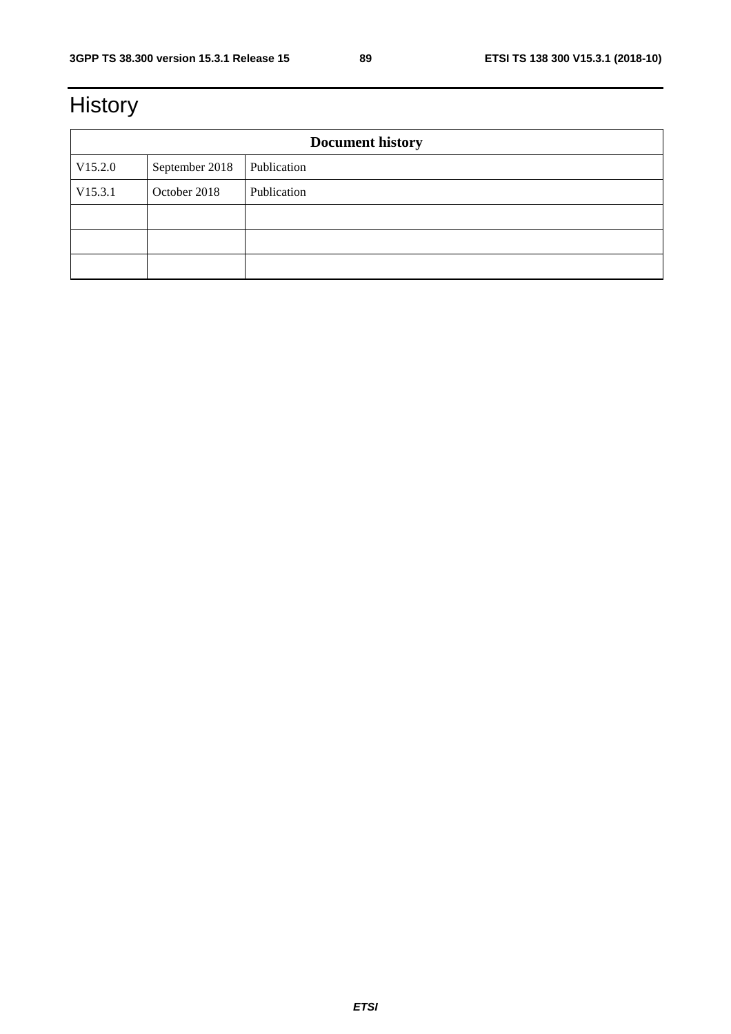# History

| Document history | | |
|---|---|---|
| V15.2.0 | September 2018 | Publication |
| V15.3.1 | October 2018 | Publication |
| | | |
| | | |
| | | |